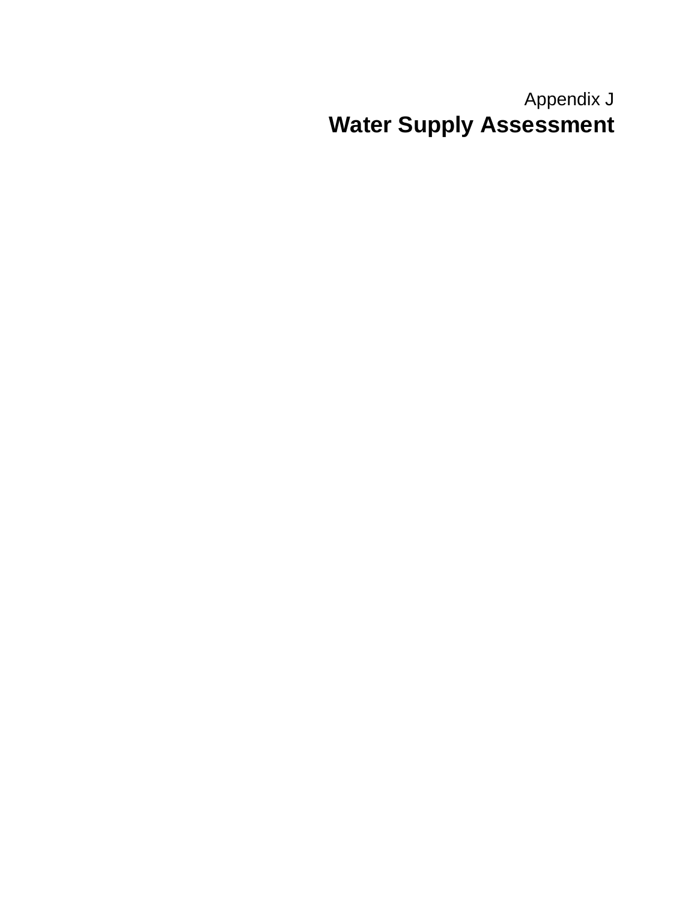Appendix J

# Water Supply Assessment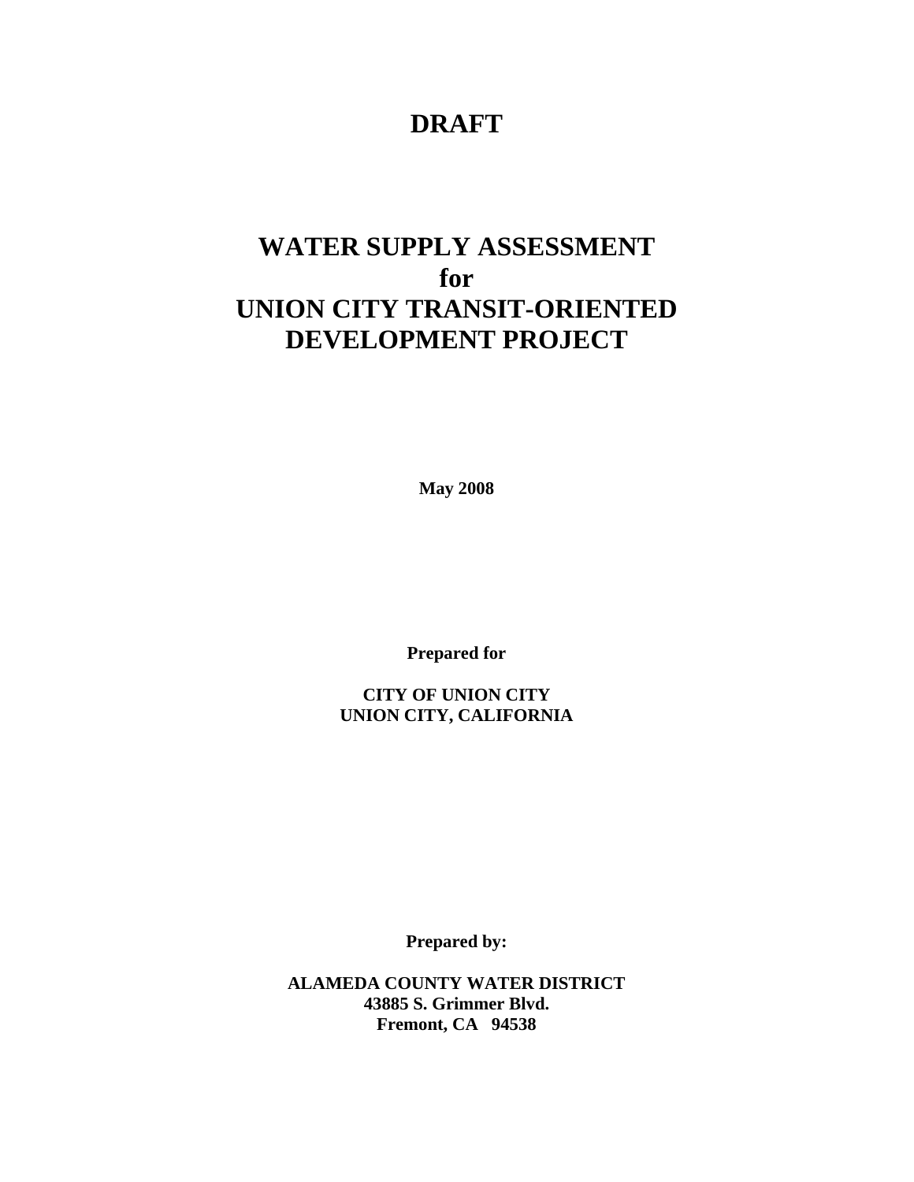# DRAFT

# WATER SUPPLY ASSESSMENT for UNION CITY TRANSIT-ORIENTED DEVELOPMENT PROJECT

**May 2008**

**Prepared for**

**CITY OF UNION CITY**
**UNION CITY, CALIFORNIA**

**Prepared by:**

**ALAMEDA COUNTY WATER DISTRICT**
**43885 S. Grimmer Blvd.**
**Fremont, CA 94538**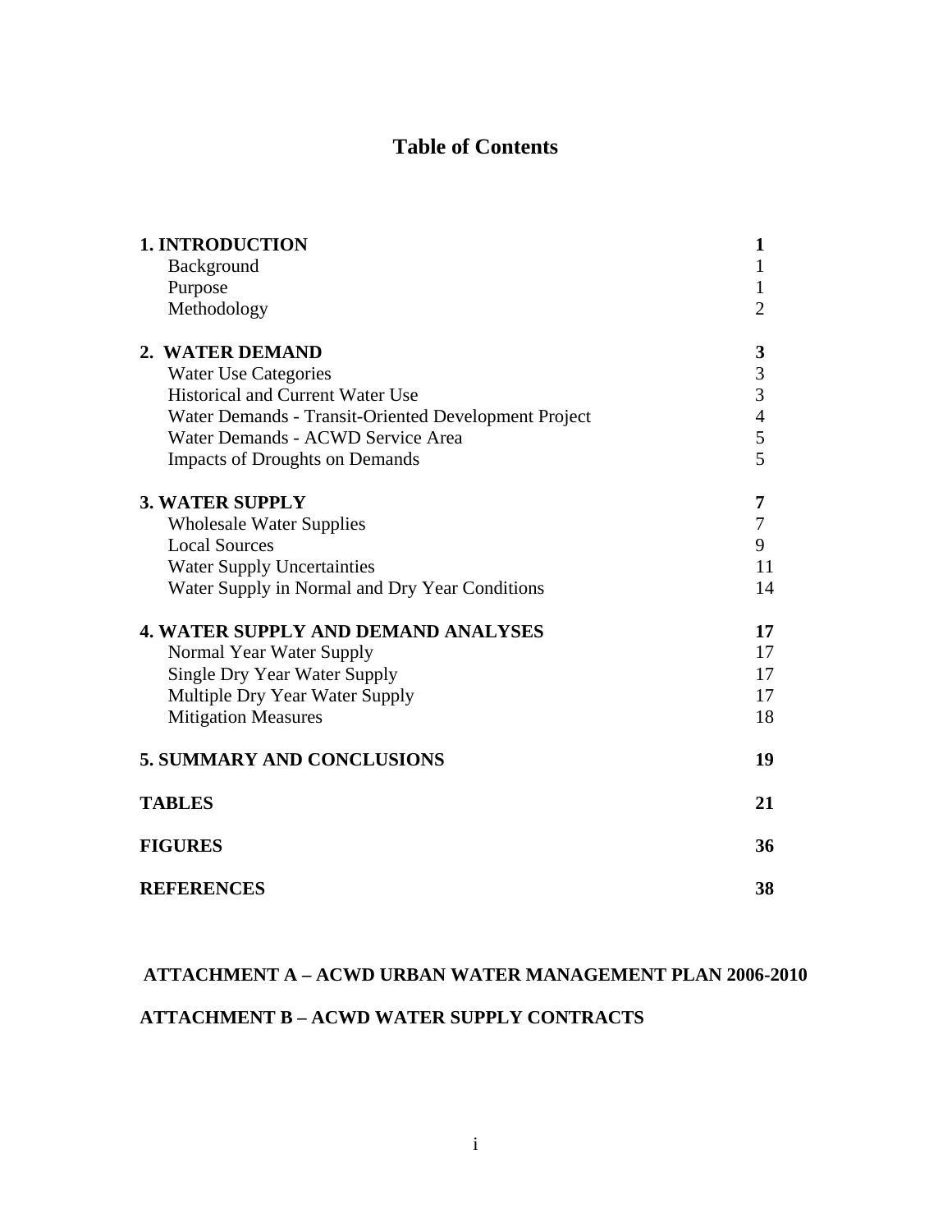# Table of Contents

| | |
|---|---|
| **1. INTRODUCTION** | **1** |
| Background | 1 |
| Purpose | 1 |
| Methodology | 2 |
| **2. WATER DEMAND** | **3** |
| Water Use Categories | 3 |
| Historical and Current Water Use | 3 |
| Water Demands - Transit-Oriented Development Project | 4 |
| Water Demands - ACWD Service Area | 5 |
| Impacts of Droughts on Demands | 5 |
| **3. WATER SUPPLY** | **7** |
| Wholesale Water Supplies | 7 |
| Local Sources | 9 |
| Water Supply Uncertainties | 11 |
| Water Supply in Normal and Dry Year Conditions | 14 |
| **4. WATER SUPPLY AND DEMAND ANALYSES** | **17** |
| Normal Year Water Supply | 17 |
| Single Dry Year Water Supply | 17 |
| Multiple Dry Year Water Supply | 17 |
| Mitigation Measures | 18 |
| **5. SUMMARY AND CONCLUSIONS** | **19** |
| **TABLES** | **21** |
| **FIGURES** | **36** |
| **REFERENCES** | **38** |

**ATTACHMENT A – ACWD URBAN WATER MANAGEMENT PLAN 2006-2010**

**ATTACHMENT B – ACWD WATER SUPPLY CONTRACTS**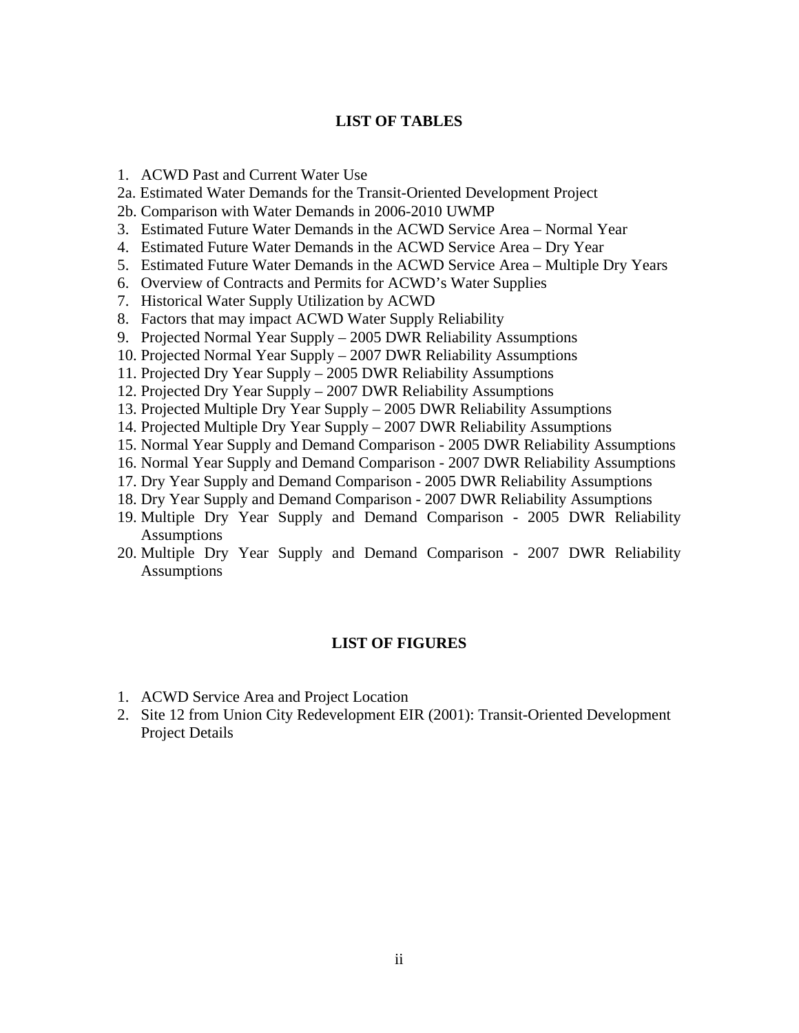## LIST OF TABLES

1. ACWD Past and Current Water Use
2a. Estimated Water Demands for the Transit-Oriented Development Project
2b. Comparison with Water Demands in 2006-2010 UWMP
3. Estimated Future Water Demands in the ACWD Service Area – Normal Year
4. Estimated Future Water Demands in the ACWD Service Area – Dry Year
5. Estimated Future Water Demands in the ACWD Service Area – Multiple Dry Years
6. Overview of Contracts and Permits for ACWD's Water Supplies
7. Historical Water Supply Utilization by ACWD
8. Factors that may impact ACWD Water Supply Reliability
9. Projected Normal Year Supply – 2005 DWR Reliability Assumptions
10. Projected Normal Year Supply – 2007 DWR Reliability Assumptions
11. Projected Dry Year Supply – 2005 DWR Reliability Assumptions
12. Projected Dry Year Supply – 2007 DWR Reliability Assumptions
13. Projected Multiple Dry Year Supply – 2005 DWR Reliability Assumptions
14. Projected Multiple Dry Year Supply – 2007 DWR Reliability Assumptions
15. Normal Year Supply and Demand Comparison - 2005 DWR Reliability Assumptions
16. Normal Year Supply and Demand Comparison - 2007 DWR Reliability Assumptions
17. Dry Year Supply and Demand Comparison - 2005 DWR Reliability Assumptions
18. Dry Year Supply and Demand Comparison - 2007 DWR Reliability Assumptions
19. Multiple Dry Year Supply and Demand Comparison - 2005 DWR Reliability Assumptions
20. Multiple Dry Year Supply and Demand Comparison - 2007 DWR Reliability Assumptions

## LIST OF FIGURES

1. ACWD Service Area and Project Location
2. Site 12 from Union City Redevelopment EIR (2001): Transit-Oriented Development Project Details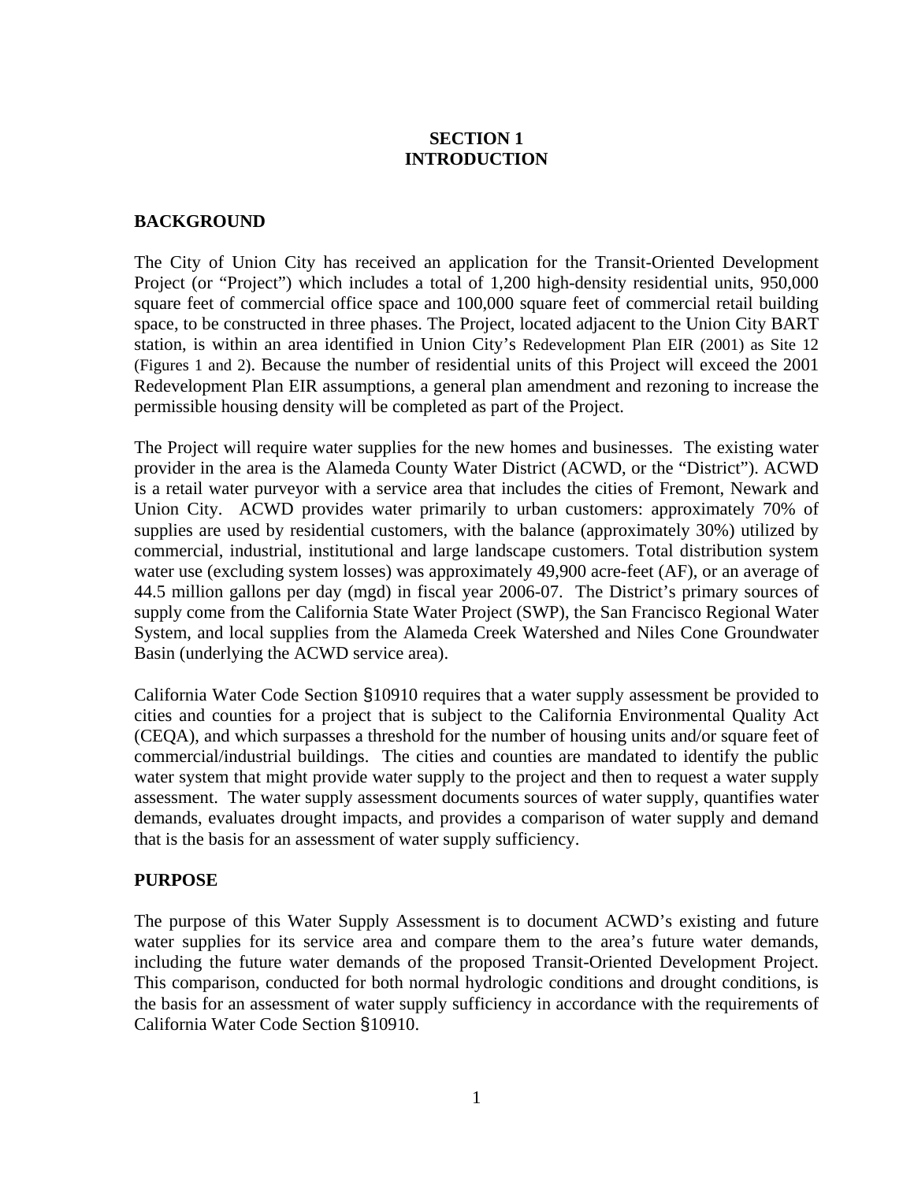# SECTION 1
# INTRODUCTION

## BACKGROUND

The City of Union City has received an application for the Transit-Oriented Development Project (or "Project") which includes a total of 1,200 high-density residential units, 950,000 square feet of commercial office space and 100,000 square feet of commercial retail building space, to be constructed in three phases. The Project, located adjacent to the Union City BART station, is within an area identified in Union City's Redevelopment Plan EIR (2001) as Site 12 (Figures 1 and 2). Because the number of residential units of this Project will exceed the 2001 Redevelopment Plan EIR assumptions, a general plan amendment and rezoning to increase the permissible housing density will be completed as part of the Project.

The Project will require water supplies for the new homes and businesses. The existing water provider in the area is the Alameda County Water District (ACWD, or the "District"). ACWD is a retail water purveyor with a service area that includes the cities of Fremont, Newark and Union City. ACWD provides water primarily to urban customers: approximately 70% of supplies are used by residential customers, with the balance (approximately 30%) utilized by commercial, industrial, institutional and large landscape customers. Total distribution system water use (excluding system losses) was approximately 49,900 acre-feet (AF), or an average of 44.5 million gallons per day (mgd) in fiscal year 2006-07. The District's primary sources of supply come from the California State Water Project (SWP), the San Francisco Regional Water System, and local supplies from the Alameda Creek Watershed and Niles Cone Groundwater Basin (underlying the ACWD service area).

California Water Code Section §10910 requires that a water supply assessment be provided to cities and counties for a project that is subject to the California Environmental Quality Act (CEQA), and which surpasses a threshold for the number of housing units and/or square feet of commercial/industrial buildings. The cities and counties are mandated to identify the public water system that might provide water supply to the project and then to request a water supply assessment. The water supply assessment documents sources of water supply, quantifies water demands, evaluates drought impacts, and provides a comparison of water supply and demand that is the basis for an assessment of water supply sufficiency.

## PURPOSE

The purpose of this Water Supply Assessment is to document ACWD's existing and future water supplies for its service area and compare them to the area's future water demands, including the future water demands of the proposed Transit-Oriented Development Project. This comparison, conducted for both normal hydrologic conditions and drought conditions, is the basis for an assessment of water supply sufficiency in accordance with the requirements of California Water Code Section §10910.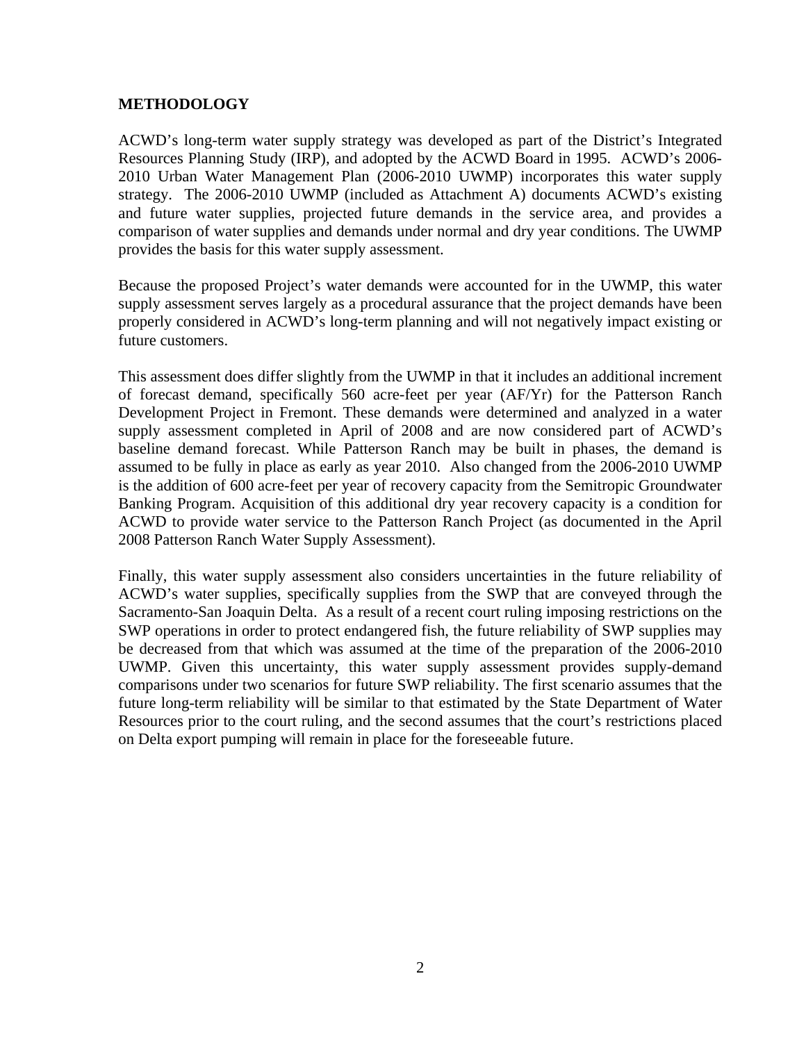## METHODOLOGY

ACWD's long-term water supply strategy was developed as part of the District's Integrated Resources Planning Study (IRP), and adopted by the ACWD Board in 1995. ACWD's 2006-2010 Urban Water Management Plan (2006-2010 UWMP) incorporates this water supply strategy. The 2006-2010 UWMP (included as Attachment A) documents ACWD's existing and future water supplies, projected future demands in the service area, and provides a comparison of water supplies and demands under normal and dry year conditions. The UWMP provides the basis for this water supply assessment.

Because the proposed Project's water demands were accounted for in the UWMP, this water supply assessment serves largely as a procedural assurance that the project demands have been properly considered in ACWD's long-term planning and will not negatively impact existing or future customers.

This assessment does differ slightly from the UWMP in that it includes an additional increment of forecast demand, specifically 560 acre-feet per year (AF/Yr) for the Patterson Ranch Development Project in Fremont. These demands were determined and analyzed in a water supply assessment completed in April of 2008 and are now considered part of ACWD's baseline demand forecast. While Patterson Ranch may be built in phases, the demand is assumed to be fully in place as early as year 2010. Also changed from the 2006-2010 UWMP is the addition of 600 acre-feet per year of recovery capacity from the Semitropic Groundwater Banking Program. Acquisition of this additional dry year recovery capacity is a condition for ACWD to provide water service to the Patterson Ranch Project (as documented in the April 2008 Patterson Ranch Water Supply Assessment).

Finally, this water supply assessment also considers uncertainties in the future reliability of ACWD's water supplies, specifically supplies from the SWP that are conveyed through the Sacramento-San Joaquin Delta. As a result of a recent court ruling imposing restrictions on the SWP operations in order to protect endangered fish, the future reliability of SWP supplies may be decreased from that which was assumed at the time of the preparation of the 2006-2010 UWMP. Given this uncertainty, this water supply assessment provides supply-demand comparisons under two scenarios for future SWP reliability. The first scenario assumes that the future long-term reliability will be similar to that estimated by the State Department of Water Resources prior to the court ruling, and the second assumes that the court's restrictions placed on Delta export pumping will remain in place for the foreseeable future.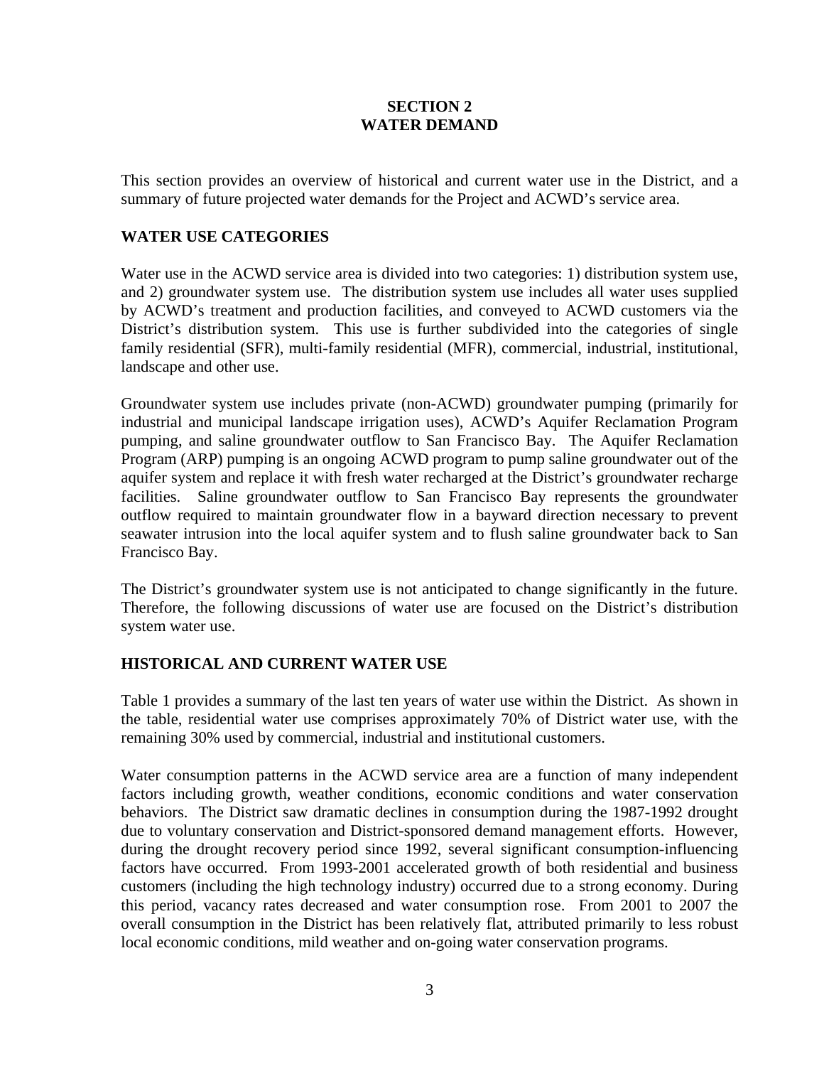# SECTION 2
# WATER DEMAND

This section provides an overview of historical and current water use in the District, and a summary of future projected water demands for the Project and ACWD's service area.

## WATER USE CATEGORIES

Water use in the ACWD service area is divided into two categories: 1) distribution system use, and 2) groundwater system use. The distribution system use includes all water uses supplied by ACWD's treatment and production facilities, and conveyed to ACWD customers via the District's distribution system. This use is further subdivided into the categories of single family residential (SFR), multi-family residential (MFR), commercial, industrial, institutional, landscape and other use.

Groundwater system use includes private (non-ACWD) groundwater pumping (primarily for industrial and municipal landscape irrigation uses), ACWD's Aquifer Reclamation Program pumping, and saline groundwater outflow to San Francisco Bay. The Aquifer Reclamation Program (ARP) pumping is an ongoing ACWD program to pump saline groundwater out of the aquifer system and replace it with fresh water recharged at the District's groundwater recharge facilities. Saline groundwater outflow to San Francisco Bay represents the groundwater outflow required to maintain groundwater flow in a bayward direction necessary to prevent seawater intrusion into the local aquifer system and to flush saline groundwater back to San Francisco Bay.

The District's groundwater system use is not anticipated to change significantly in the future. Therefore, the following discussions of water use are focused on the District's distribution system water use.

## HISTORICAL AND CURRENT WATER USE

Table 1 provides a summary of the last ten years of water use within the District. As shown in the table, residential water use comprises approximately 70% of District water use, with the remaining 30% used by commercial, industrial and institutional customers.

Water consumption patterns in the ACWD service area are a function of many independent factors including growth, weather conditions, economic conditions and water conservation behaviors. The District saw dramatic declines in consumption during the 1987-1992 drought due to voluntary conservation and District-sponsored demand management efforts. However, during the drought recovery period since 1992, several significant consumption-influencing factors have occurred. From 1993-2001 accelerated growth of both residential and business customers (including the high technology industry) occurred due to a strong economy. During this period, vacancy rates decreased and water consumption rose. From 2001 to 2007 the overall consumption in the District has been relatively flat, attributed primarily to less robust local economic conditions, mild weather and on-going water conservation programs.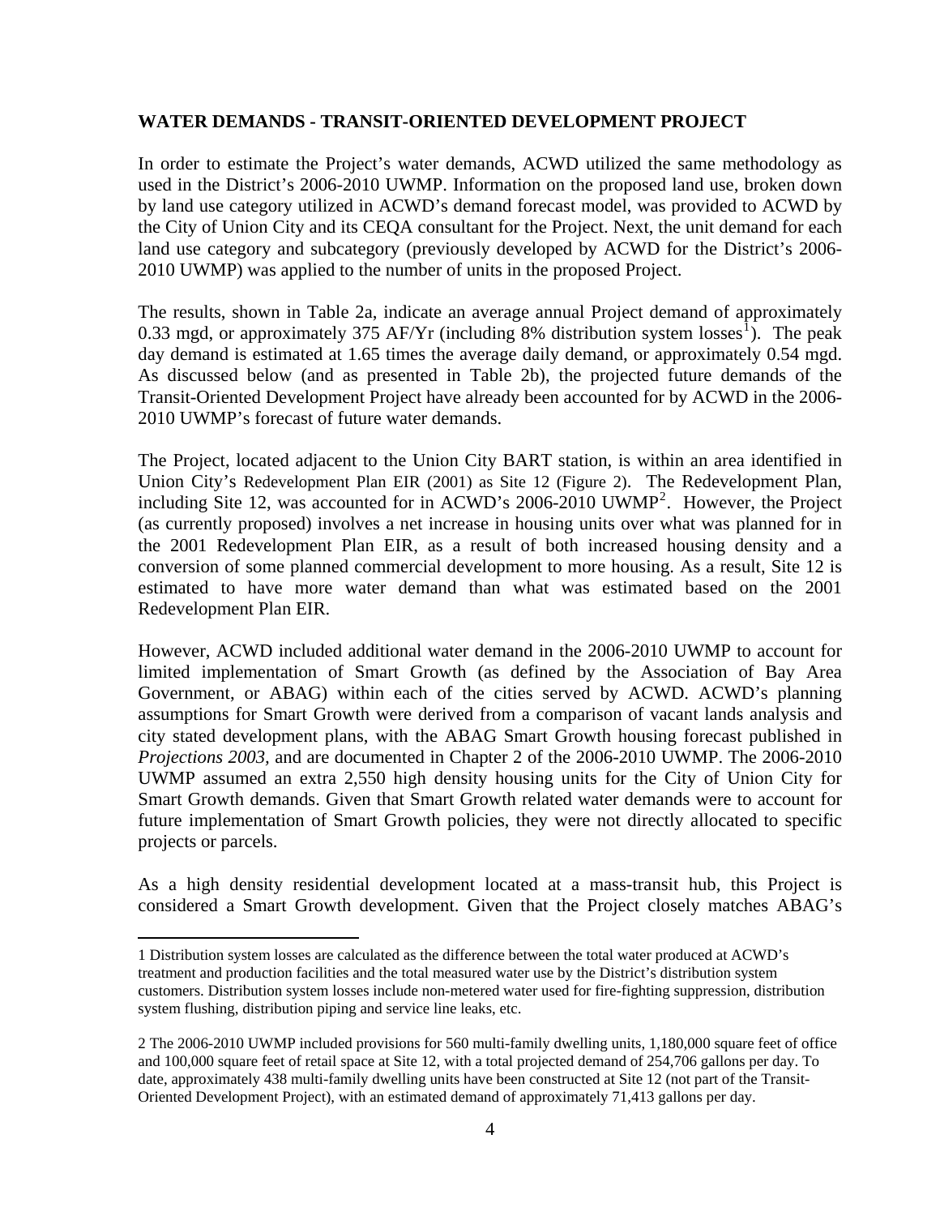**WATER DEMANDS - TRANSIT-ORIENTED DEVELOPMENT PROJECT**

In order to estimate the Project's water demands, ACWD utilized the same methodology as used in the District's 2006-2010 UWMP. Information on the proposed land use, broken down by land use category utilized in ACWD's demand forecast model, was provided to ACWD by the City of Union City and its CEQA consultant for the Project. Next, the unit demand for each land use category and subcategory (previously developed by ACWD for the District's 2006-2010 UWMP) was applied to the number of units in the proposed Project.

The results, shown in Table 2a, indicate an average annual Project demand of approximately 0.33 mgd, or approximately 375 AF/Yr (including 8% distribution system losses[1]). The peak day demand is estimated at 1.65 times the average daily demand, or approximately 0.54 mgd. As discussed below (and as presented in Table 2b), the projected future demands of the Transit-Oriented Development Project have already been accounted for by ACWD in the 2006-2010 UWMP's forecast of future water demands.

The Project, located adjacent to the Union City BART station, is within an area identified in Union City's Redevelopment Plan EIR (2001) as Site 12 (Figure 2). The Redevelopment Plan, including Site 12, was accounted for in ACWD's 2006-2010 UWMP[2]. However, the Project (as currently proposed) involves a net increase in housing units over what was planned for in the 2001 Redevelopment Plan EIR, as a result of both increased housing density and a conversion of some planned commercial development to more housing. As a result, Site 12 is estimated to have more water demand than what was estimated based on the 2001 Redevelopment Plan EIR.

However, ACWD included additional water demand in the 2006-2010 UWMP to account for limited implementation of Smart Growth (as defined by the Association of Bay Area Government, or ABAG) within each of the cities served by ACWD. ACWD's planning assumptions for Smart Growth were derived from a comparison of vacant lands analysis and city stated development plans, with the ABAG Smart Growth housing forecast published in *Projections 2003,* and are documented in Chapter 2 of the 2006-2010 UWMP. The 2006-2010 UWMP assumed an extra 2,550 high density housing units for the City of Union City for Smart Growth demands. Given that Smart Growth related water demands were to account for future implementation of Smart Growth policies, they were not directly allocated to specific projects or parcels.

As a high density residential development located at a mass-transit hub, this Project is considered a Smart Growth development. Given that the Project closely matches ABAG's

---

1 Distribution system losses are calculated as the difference between the total water produced at ACWD's treatment and production facilities and the total measured water use by the District's distribution system customers. Distribution system losses include non-metered water used for fire-fighting suppression, distribution system flushing, distribution piping and service line leaks, etc.

2 The 2006-2010 UWMP included provisions for 560 multi-family dwelling units, 1,180,000 square feet of office and 100,000 square feet of retail space at Site 12, with a total projected demand of 254,706 gallons per day. To date, approximately 438 multi-family dwelling units have been constructed at Site 12 (not part of the Transit-Oriented Development Project), with an estimated demand of approximately 71,413 gallons per day.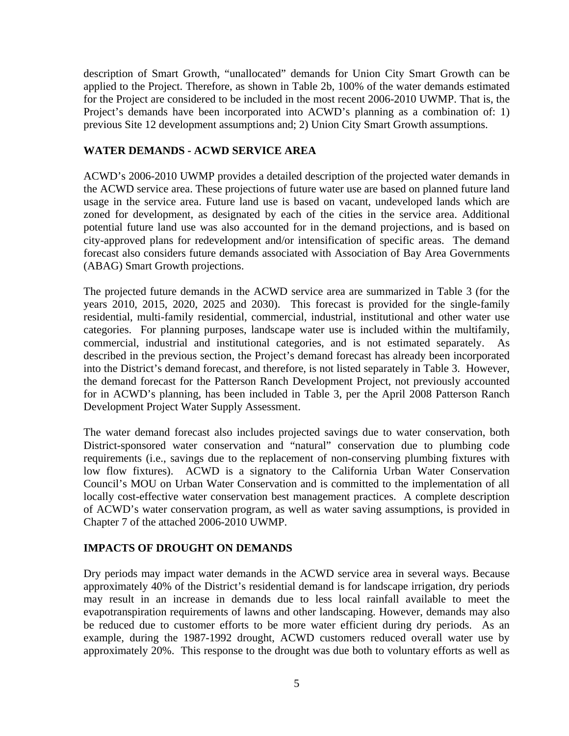description of Smart Growth, "unallocated" demands for Union City Smart Growth can be applied to the Project. Therefore, as shown in Table 2b, 100% of the water demands estimated for the Project are considered to be included in the most recent 2006-2010 UWMP. That is, the Project's demands have been incorporated into ACWD's planning as a combination of: 1) previous Site 12 development assumptions and; 2) Union City Smart Growth assumptions.

## WATER DEMANDS - ACWD SERVICE AREA

ACWD's 2006-2010 UWMP provides a detailed description of the projected water demands in the ACWD service area. These projections of future water use are based on planned future land usage in the service area. Future land use is based on vacant, undeveloped lands which are zoned for development, as designated by each of the cities in the service area. Additional potential future land use was also accounted for in the demand projections, and is based on city-approved plans for redevelopment and/or intensification of specific areas. The demand forecast also considers future demands associated with Association of Bay Area Governments (ABAG) Smart Growth projections.

The projected future demands in the ACWD service area are summarized in Table 3 (for the years 2010, 2015, 2020, 2025 and 2030). This forecast is provided for the single-family residential, multi-family residential, commercial, industrial, institutional and other water use categories. For planning purposes, landscape water use is included within the multifamily, commercial, industrial and institutional categories, and is not estimated separately. As described in the previous section, the Project's demand forecast has already been incorporated into the District's demand forecast, and therefore, is not listed separately in Table 3. However, the demand forecast for the Patterson Ranch Development Project, not previously accounted for in ACWD's planning, has been included in Table 3, per the April 2008 Patterson Ranch Development Project Water Supply Assessment.

The water demand forecast also includes projected savings due to water conservation, both District-sponsored water conservation and "natural" conservation due to plumbing code requirements (i.e., savings due to the replacement of non-conserving plumbing fixtures with low flow fixtures). ACWD is a signatory to the California Urban Water Conservation Council's MOU on Urban Water Conservation and is committed to the implementation of all locally cost-effective water conservation best management practices. A complete description of ACWD's water conservation program, as well as water saving assumptions, is provided in Chapter 7 of the attached 2006-2010 UWMP.

## IMPACTS OF DROUGHT ON DEMANDS

Dry periods may impact water demands in the ACWD service area in several ways. Because approximately 40% of the District's residential demand is for landscape irrigation, dry periods may result in an increase in demands due to less local rainfall available to meet the evapotranspiration requirements of lawns and other landscaping. However, demands may also be reduced due to customer efforts to be more water efficient during dry periods. As an example, during the 1987-1992 drought, ACWD customers reduced overall water use by approximately 20%. This response to the drought was due both to voluntary efforts as well as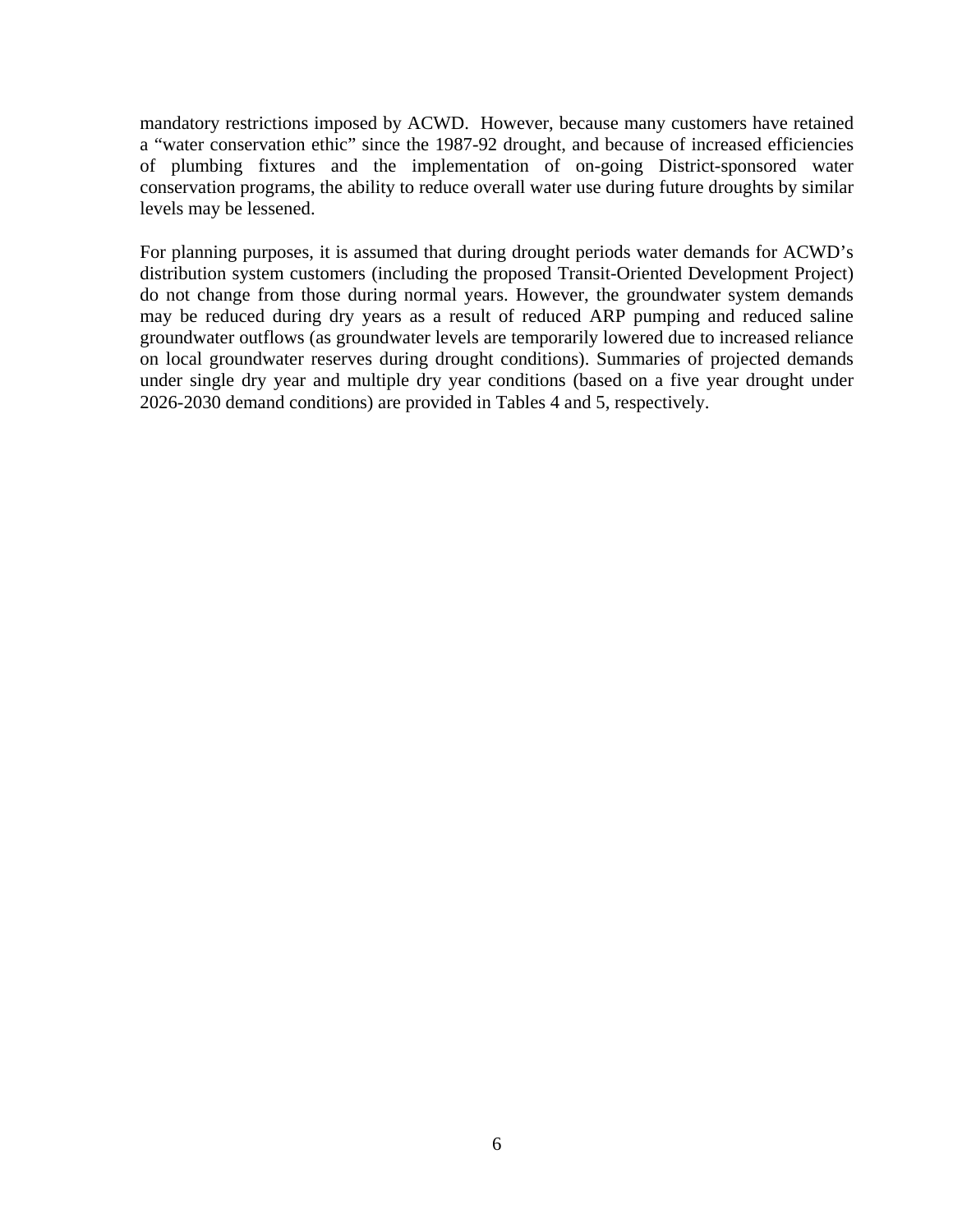mandatory restrictions imposed by ACWD. However, because many customers have retained a "water conservation ethic" since the 1987-92 drought, and because of increased efficiencies of plumbing fixtures and the implementation of on-going District-sponsored water conservation programs, the ability to reduce overall water use during future droughts by similar levels may be lessened.

For planning purposes, it is assumed that during drought periods water demands for ACWD's distribution system customers (including the proposed Transit-Oriented Development Project) do not change from those during normal years. However, the groundwater system demands may be reduced during dry years as a result of reduced ARP pumping and reduced saline groundwater outflows (as groundwater levels are temporarily lowered due to increased reliance on local groundwater reserves during drought conditions). Summaries of projected demands under single dry year and multiple dry year conditions (based on a five year drought under 2026-2030 demand conditions) are provided in Tables 4 and 5, respectively.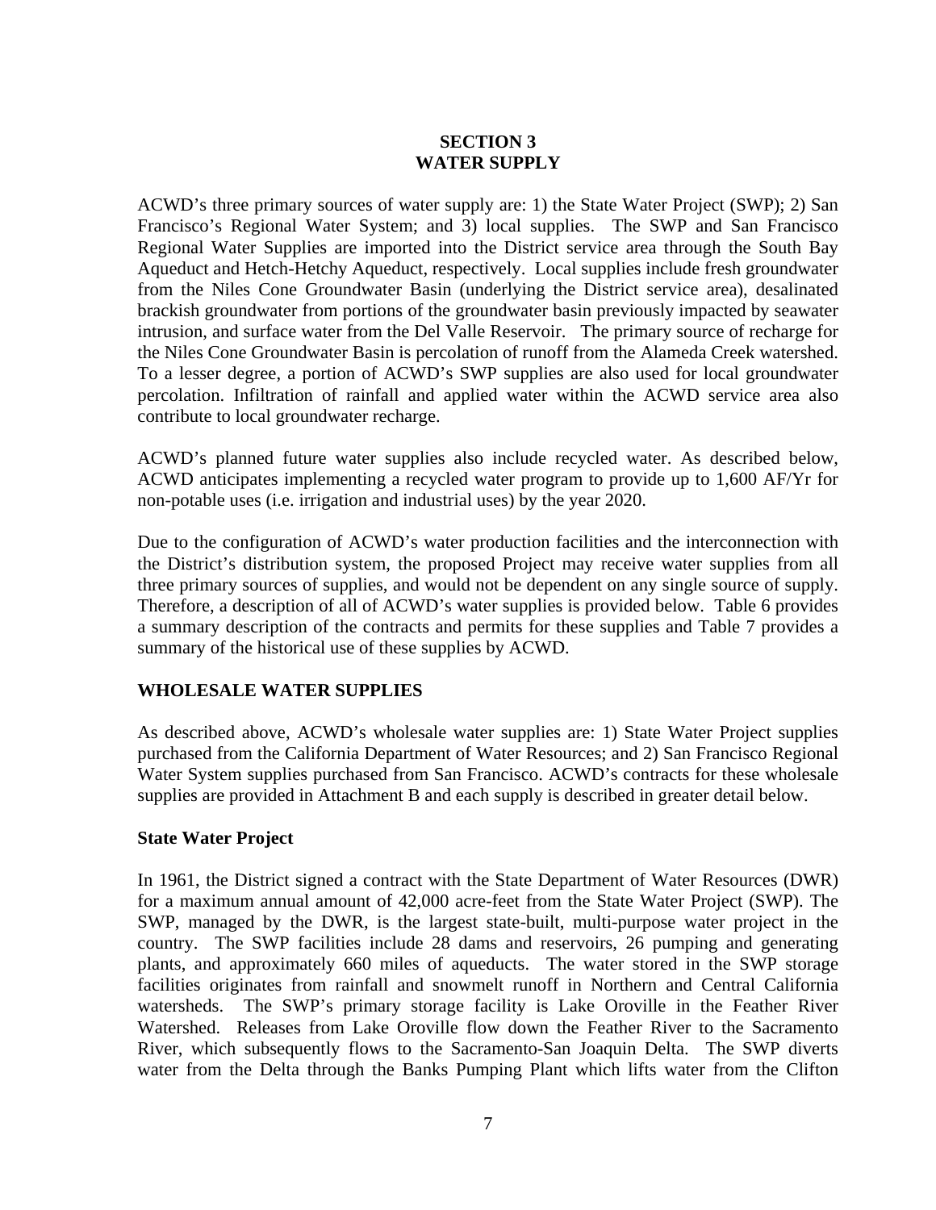# SECTION 3
# WATER SUPPLY

ACWD's three primary sources of water supply are: 1) the State Water Project (SWP); 2) San Francisco's Regional Water System; and 3) local supplies. The SWP and San Francisco Regional Water Supplies are imported into the District service area through the South Bay Aqueduct and Hetch-Hetchy Aqueduct, respectively. Local supplies include fresh groundwater from the Niles Cone Groundwater Basin (underlying the District service area), desalinated brackish groundwater from portions of the groundwater basin previously impacted by seawater intrusion, and surface water from the Del Valle Reservoir. The primary source of recharge for the Niles Cone Groundwater Basin is percolation of runoff from the Alameda Creek watershed. To a lesser degree, a portion of ACWD's SWP supplies are also used for local groundwater percolation. Infiltration of rainfall and applied water within the ACWD service area also contribute to local groundwater recharge.

ACWD's planned future water supplies also include recycled water. As described below, ACWD anticipates implementing a recycled water program to provide up to 1,600 AF/Yr for non-potable uses (i.e. irrigation and industrial uses) by the year 2020.

Due to the configuration of ACWD's water production facilities and the interconnection with the District's distribution system, the proposed Project may receive water supplies from all three primary sources of supplies, and would not be dependent on any single source of supply. Therefore, a description of all of ACWD's water supplies is provided below. Table 6 provides a summary description of the contracts and permits for these supplies and Table 7 provides a summary of the historical use of these supplies by ACWD.

## WHOLESALE WATER SUPPLIES

As described above, ACWD's wholesale water supplies are: 1) State Water Project supplies purchased from the California Department of Water Resources; and 2) San Francisco Regional Water System supplies purchased from San Francisco. ACWD's contracts for these wholesale supplies are provided in Attachment B and each supply is described in greater detail below.

### State Water Project

In 1961, the District signed a contract with the State Department of Water Resources (DWR) for a maximum annual amount of 42,000 acre-feet from the State Water Project (SWP). The SWP, managed by the DWR, is the largest state-built, multi-purpose water project in the country. The SWP facilities include 28 dams and reservoirs, 26 pumping and generating plants, and approximately 660 miles of aqueducts. The water stored in the SWP storage facilities originates from rainfall and snowmelt runoff in Northern and Central California watersheds. The SWP's primary storage facility is Lake Oroville in the Feather River Watershed. Releases from Lake Oroville flow down the Feather River to the Sacramento River, which subsequently flows to the Sacramento-San Joaquin Delta. The SWP diverts water from the Delta through the Banks Pumping Plant which lifts water from the Clifton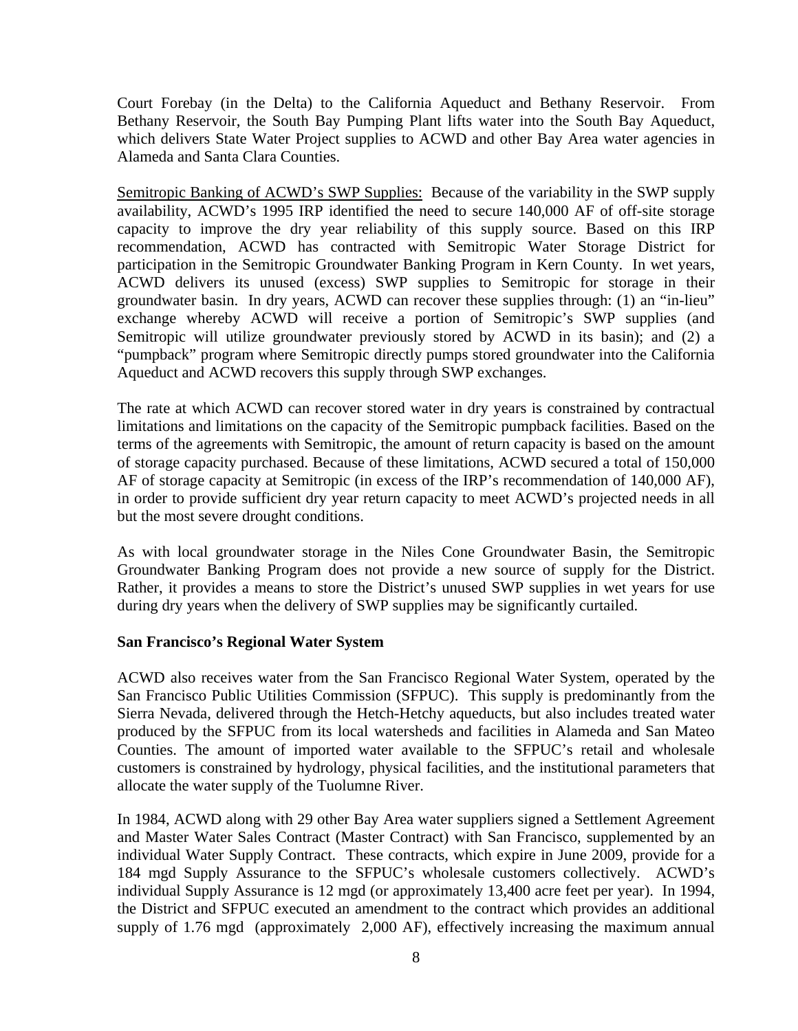Court Forebay (in the Delta) to the California Aqueduct and Bethany Reservoir. From Bethany Reservoir, the South Bay Pumping Plant lifts water into the South Bay Aqueduct, which delivers State Water Project supplies to ACWD and other Bay Area water agencies in Alameda and Santa Clara Counties.

Semitropic Banking of ACWD's SWP Supplies: Because of the variability in the SWP supply availability, ACWD's 1995 IRP identified the need to secure 140,000 AF of off-site storage capacity to improve the dry year reliability of this supply source. Based on this IRP recommendation, ACWD has contracted with Semitropic Water Storage District for participation in the Semitropic Groundwater Banking Program in Kern County. In wet years, ACWD delivers its unused (excess) SWP supplies to Semitropic for storage in their groundwater basin. In dry years, ACWD can recover these supplies through: (1) an "in-lieu" exchange whereby ACWD will receive a portion of Semitropic's SWP supplies (and Semitropic will utilize groundwater previously stored by ACWD in its basin); and (2) a "pumpback" program where Semitropic directly pumps stored groundwater into the California Aqueduct and ACWD recovers this supply through SWP exchanges.

The rate at which ACWD can recover stored water in dry years is constrained by contractual limitations and limitations on the capacity of the Semitropic pumpback facilities. Based on the terms of the agreements with Semitropic, the amount of return capacity is based on the amount of storage capacity purchased. Because of these limitations, ACWD secured a total of 150,000 AF of storage capacity at Semitropic (in excess of the IRP's recommendation of 140,000 AF), in order to provide sufficient dry year return capacity to meet ACWD's projected needs in all but the most severe drought conditions.

As with local groundwater storage in the Niles Cone Groundwater Basin, the Semitropic Groundwater Banking Program does not provide a new source of supply for the District. Rather, it provides a means to store the District's unused SWP supplies in wet years for use during dry years when the delivery of SWP supplies may be significantly curtailed.

**San Francisco's Regional Water System**

ACWD also receives water from the San Francisco Regional Water System, operated by the San Francisco Public Utilities Commission (SFPUC). This supply is predominantly from the Sierra Nevada, delivered through the Hetch-Hetchy aqueducts, but also includes treated water produced by the SFPUC from its local watersheds and facilities in Alameda and San Mateo Counties. The amount of imported water available to the SFPUC's retail and wholesale customers is constrained by hydrology, physical facilities, and the institutional parameters that allocate the water supply of the Tuolumne River.

In 1984, ACWD along with 29 other Bay Area water suppliers signed a Settlement Agreement and Master Water Sales Contract (Master Contract) with San Francisco, supplemented by an individual Water Supply Contract. These contracts, which expire in June 2009, provide for a 184 mgd Supply Assurance to the SFPUC's wholesale customers collectively. ACWD's individual Supply Assurance is 12 mgd (or approximately 13,400 acre feet per year). In 1994, the District and SFPUC executed an amendment to the contract which provides an additional supply of 1.76 mgd (approximately 2,000 AF), effectively increasing the maximum annual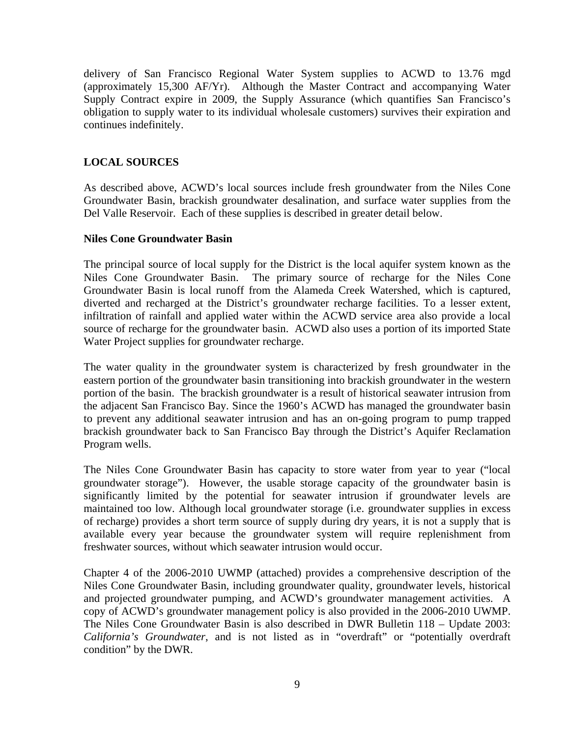delivery of San Francisco Regional Water System supplies to ACWD to 13.76 mgd (approximately 15,300 AF/Yr). Although the Master Contract and accompanying Water Supply Contract expire in 2009, the Supply Assurance (which quantifies San Francisco's obligation to supply water to its individual wholesale customers) survives their expiration and continues indefinitely.

## LOCAL SOURCES

As described above, ACWD's local sources include fresh groundwater from the Niles Cone Groundwater Basin, brackish groundwater desalination, and surface water supplies from the Del Valle Reservoir. Each of these supplies is described in greater detail below.

### Niles Cone Groundwater Basin

The principal source of local supply for the District is the local aquifer system known as the Niles Cone Groundwater Basin. The primary source of recharge for the Niles Cone Groundwater Basin is local runoff from the Alameda Creek Watershed, which is captured, diverted and recharged at the District's groundwater recharge facilities. To a lesser extent, infiltration of rainfall and applied water within the ACWD service area also provide a local source of recharge for the groundwater basin. ACWD also uses a portion of its imported State Water Project supplies for groundwater recharge.

The water quality in the groundwater system is characterized by fresh groundwater in the eastern portion of the groundwater basin transitioning into brackish groundwater in the western portion of the basin. The brackish groundwater is a result of historical seawater intrusion from the adjacent San Francisco Bay. Since the 1960's ACWD has managed the groundwater basin to prevent any additional seawater intrusion and has an on-going program to pump trapped brackish groundwater back to San Francisco Bay through the District's Aquifer Reclamation Program wells.

The Niles Cone Groundwater Basin has capacity to store water from year to year ("local groundwater storage"). However, the usable storage capacity of the groundwater basin is significantly limited by the potential for seawater intrusion if groundwater levels are maintained too low. Although local groundwater storage (i.e. groundwater supplies in excess of recharge) provides a short term source of supply during dry years, it is not a supply that is available every year because the groundwater system will require replenishment from freshwater sources, without which seawater intrusion would occur.

Chapter 4 of the 2006-2010 UWMP (attached) provides a comprehensive description of the Niles Cone Groundwater Basin, including groundwater quality, groundwater levels, historical and projected groundwater pumping, and ACWD's groundwater management activities. A copy of ACWD's groundwater management policy is also provided in the 2006-2010 UWMP. The Niles Cone Groundwater Basin is also described in DWR Bulletin 118 – Update 2003: *California's Groundwater*, and is not listed as in "overdraft" or "potentially overdraft condition" by the DWR.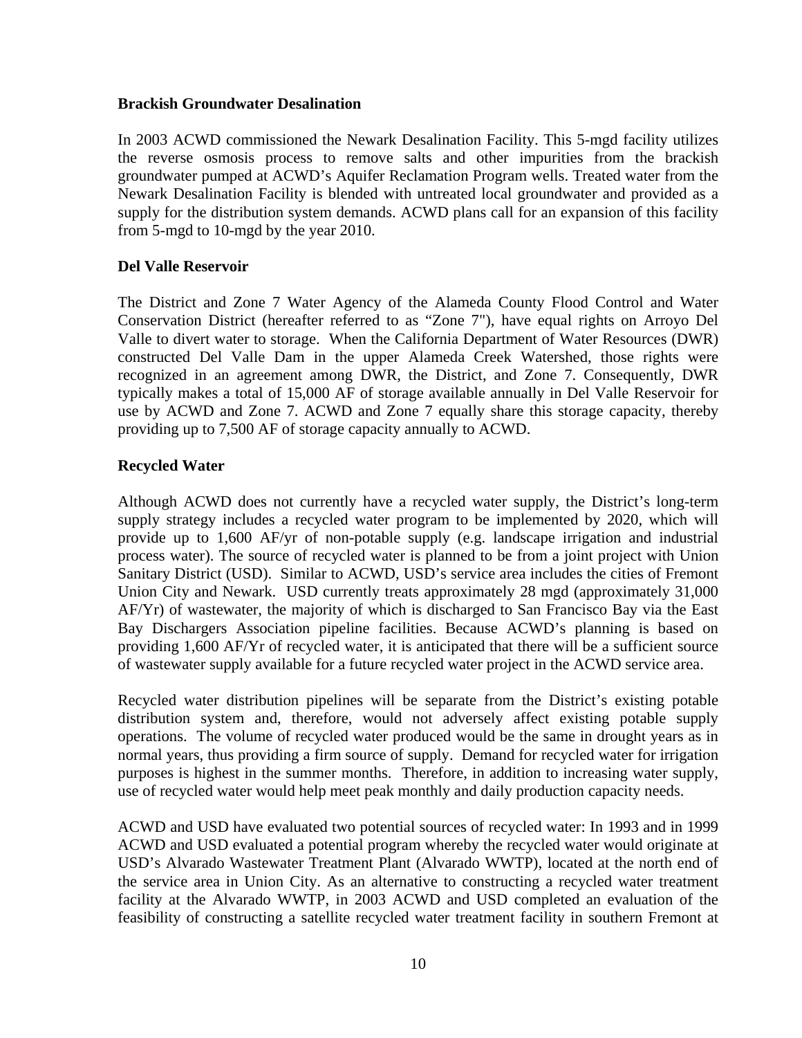**Brackish Groundwater Desalination**

In 2003 ACWD commissioned the Newark Desalination Facility. This 5-mgd facility utilizes the reverse osmosis process to remove salts and other impurities from the brackish groundwater pumped at ACWD's Aquifer Reclamation Program wells. Treated water from the Newark Desalination Facility is blended with untreated local groundwater and provided as a supply for the distribution system demands. ACWD plans call for an expansion of this facility from 5-mgd to 10-mgd by the year 2010.

**Del Valle Reservoir**

The District and Zone 7 Water Agency of the Alameda County Flood Control and Water Conservation District (hereafter referred to as "Zone 7"), have equal rights on Arroyo Del Valle to divert water to storage. When the California Department of Water Resources (DWR) constructed Del Valle Dam in the upper Alameda Creek Watershed, those rights were recognized in an agreement among DWR, the District, and Zone 7. Consequently, DWR typically makes a total of 15,000 AF of storage available annually in Del Valle Reservoir for use by ACWD and Zone 7. ACWD and Zone 7 equally share this storage capacity, thereby providing up to 7,500 AF of storage capacity annually to ACWD.

**Recycled Water**

Although ACWD does not currently have a recycled water supply, the District's long-term supply strategy includes a recycled water program to be implemented by 2020, which will provide up to 1,600 AF/yr of non-potable supply (e.g. landscape irrigation and industrial process water). The source of recycled water is planned to be from a joint project with Union Sanitary District (USD). Similar to ACWD, USD's service area includes the cities of Fremont Union City and Newark. USD currently treats approximately 28 mgd (approximately 31,000 AF/Yr) of wastewater, the majority of which is discharged to San Francisco Bay via the East Bay Dischargers Association pipeline facilities. Because ACWD's planning is based on providing 1,600 AF/Yr of recycled water, it is anticipated that there will be a sufficient source of wastewater supply available for a future recycled water project in the ACWD service area.

Recycled water distribution pipelines will be separate from the District's existing potable distribution system and, therefore, would not adversely affect existing potable supply operations. The volume of recycled water produced would be the same in drought years as in normal years, thus providing a firm source of supply. Demand for recycled water for irrigation purposes is highest in the summer months. Therefore, in addition to increasing water supply, use of recycled water would help meet peak monthly and daily production capacity needs.

ACWD and USD have evaluated two potential sources of recycled water: In 1993 and in 1999 ACWD and USD evaluated a potential program whereby the recycled water would originate at USD's Alvarado Wastewater Treatment Plant (Alvarado WWTP), located at the north end of the service area in Union City. As an alternative to constructing a recycled water treatment facility at the Alvarado WWTP, in 2003 ACWD and USD completed an evaluation of the feasibility of constructing a satellite recycled water treatment facility in southern Fremont at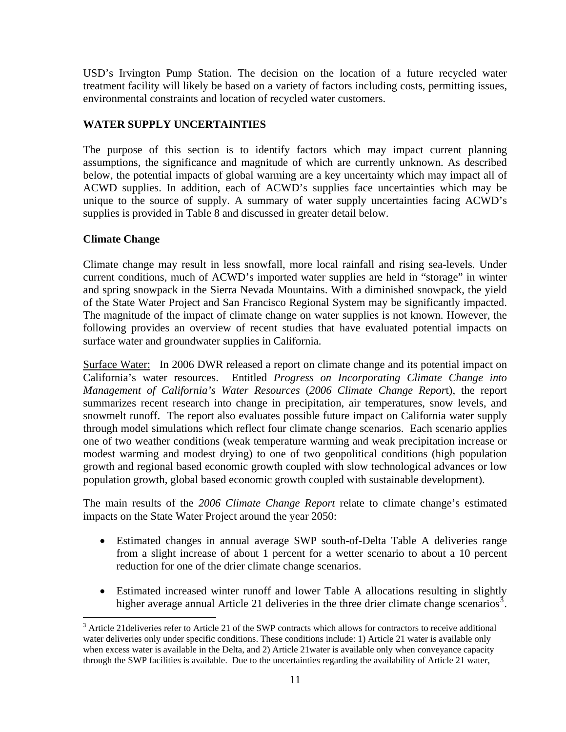USD's Irvington Pump Station. The decision on the location of a future recycled water treatment facility will likely be based on a variety of factors including costs, permitting issues, environmental constraints and location of recycled water customers.

## WATER SUPPLY UNCERTAINTIES

The purpose of this section is to identify factors which may impact current planning assumptions, the significance and magnitude of which are currently unknown. As described below, the potential impacts of global warming are a key uncertainty which may impact all of ACWD supplies. In addition, each of ACWD's supplies face uncertainties which may be unique to the source of supply. A summary of water supply uncertainties facing ACWD's supplies is provided in Table 8 and discussed in greater detail below.

### Climate Change

Climate change may result in less snowfall, more local rainfall and rising sea-levels. Under current conditions, much of ACWD's imported water supplies are held in "storage" in winter and spring snowpack in the Sierra Nevada Mountains. With a diminished snowpack, the yield of the State Water Project and San Francisco Regional System may be significantly impacted. The magnitude of the impact of climate change on water supplies is not known. However, the following provides an overview of recent studies that have evaluated potential impacts on surface water and groundwater supplies in California.

Surface Water: In 2006 DWR released a report on climate change and its potential impact on California's water resources. Entitled *Progress on Incorporating Climate Change into Management of California's Water Resources* (*2006 Climate Change Report*), the report summarizes recent research into change in precipitation, air temperatures, snow levels, and snowmelt runoff. The report also evaluates possible future impact on California water supply through model simulations which reflect four climate change scenarios. Each scenario applies one of two weather conditions (weak temperature warming and weak precipitation increase or modest warming and modest drying) to one of two geopolitical conditions (high population growth and regional based economic growth coupled with slow technological advances or low population growth, global based economic growth coupled with sustainable development).

The main results of the *2006 Climate Change Report* relate to climate change's estimated impacts on the State Water Project around the year 2050:

- Estimated changes in annual average SWP south-of-Delta Table A deliveries range from a slight increase of about 1 percent for a wetter scenario to about a 10 percent reduction for one of the drier climate change scenarios.
- Estimated increased winter runoff and lower Table A allocations resulting in slightly higher average annual Article 21 deliveries in the three drier climate change scenarios[3].

[3] Article 21deliveries refer to Article 21 of the SWP contracts which allows for contractors to receive additional water deliveries only under specific conditions. These conditions include: 1) Article 21 water is available only when excess water is available in the Delta, and 2) Article 21water is available only when conveyance capacity through the SWP facilities is available. Due to the uncertainties regarding the availability of Article 21 water,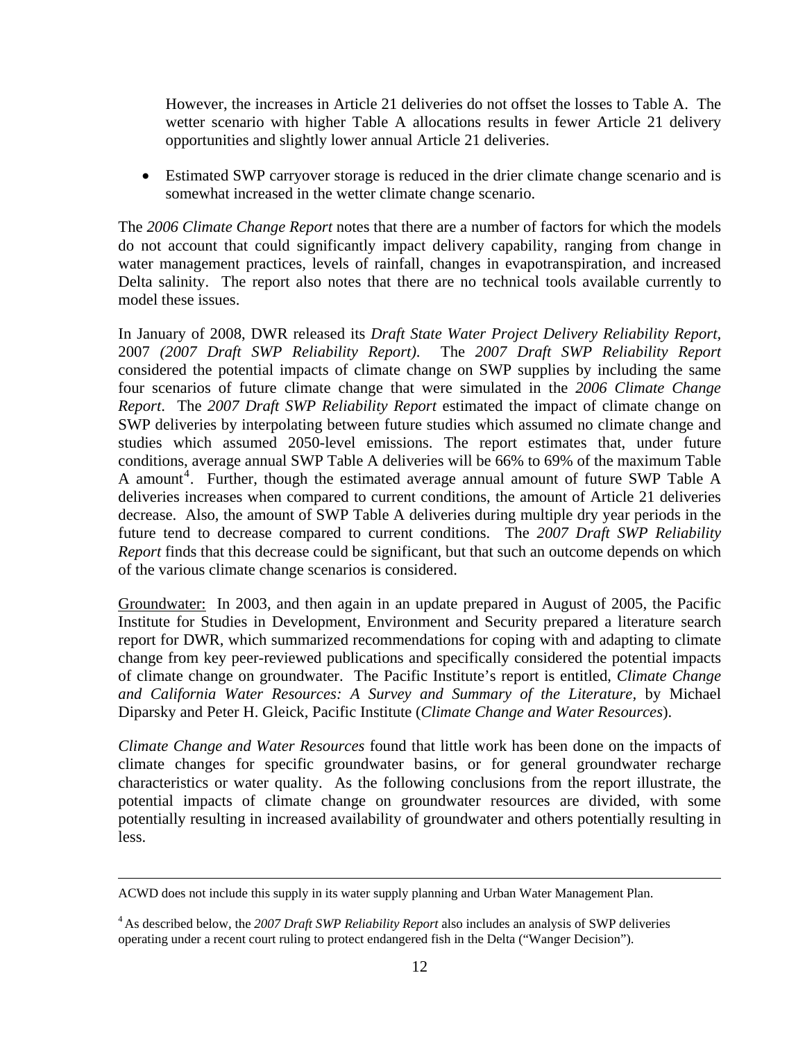However, the increases in Article 21 deliveries do not offset the losses to Table A. The wetter scenario with higher Table A allocations results in fewer Article 21 delivery opportunities and slightly lower annual Article 21 deliveries.

- Estimated SWP carryover storage is reduced in the drier climate change scenario and is somewhat increased in the wetter climate change scenario.

The *2006 Climate Change Report* notes that there are a number of factors for which the models do not account that could significantly impact delivery capability, ranging from change in water management practices, levels of rainfall, changes in evapotranspiration, and increased Delta salinity. The report also notes that there are no technical tools available currently to model these issues.

In January of 2008, DWR released its *Draft State Water Project Delivery Reliability Report*, 2007 *(2007 Draft SWP Reliability Report)*. The *2007 Draft SWP Reliability Report* considered the potential impacts of climate change on SWP supplies by including the same four scenarios of future climate change that were simulated in the *2006 Climate Change Report*. The *2007 Draft SWP Reliability Report* estimated the impact of climate change on SWP deliveries by interpolating between future studies which assumed no climate change and studies which assumed 2050-level emissions. The report estimates that, under future conditions, average annual SWP Table A deliveries will be 66% to 69% of the maximum Table A amount[4]. Further, though the estimated average annual amount of future SWP Table A deliveries increases when compared to current conditions, the amount of Article 21 deliveries decrease. Also, the amount of SWP Table A deliveries during multiple dry year periods in the future tend to decrease compared to current conditions. The *2007 Draft SWP Reliability Report* finds that this decrease could be significant, but that such an outcome depends on which of the various climate change scenarios is considered.

Groundwater: In 2003, and then again in an update prepared in August of 2005, the Pacific Institute for Studies in Development, Environment and Security prepared a literature search report for DWR, which summarized recommendations for coping with and adapting to climate change from key peer-reviewed publications and specifically considered the potential impacts of climate change on groundwater. The Pacific Institute's report is entitled, *Climate Change and California Water Resources: A Survey and Summary of the Literature*, by Michael Diparsky and Peter H. Gleick, Pacific Institute (*Climate Change and Water Resources*).

*Climate Change and Water Resources* found that little work has been done on the impacts of climate changes for specific groundwater basins, or for general groundwater recharge characteristics or water quality. As the following conclusions from the report illustrate, the potential impacts of climate change on groundwater resources are divided, with some potentially resulting in increased availability of groundwater and others potentially resulting in less.

---

ACWD does not include this supply in its water supply planning and Urban Water Management Plan.

[4] As described below, the *2007 Draft SWP Reliability Report* also includes an analysis of SWP deliveries operating under a recent court ruling to protect endangered fish in the Delta ("Wanger Decision").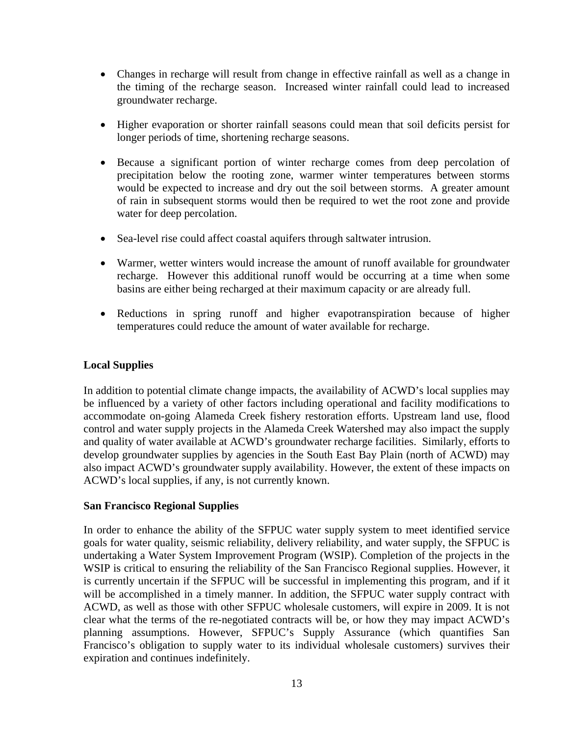- Changes in recharge will result from change in effective rainfall as well as a change in the timing of the recharge season. Increased winter rainfall could lead to increased groundwater recharge.

- Higher evaporation or shorter rainfall seasons could mean that soil deficits persist for longer periods of time, shortening recharge seasons.

- Because a significant portion of winter recharge comes from deep percolation of precipitation below the rooting zone, warmer winter temperatures between storms would be expected to increase and dry out the soil between storms. A greater amount of rain in subsequent storms would then be required to wet the root zone and provide water for deep percolation.

- Sea-level rise could affect coastal aquifers through saltwater intrusion.

- Warmer, wetter winters would increase the amount of runoff available for groundwater recharge. However this additional runoff would be occurring at a time when some basins are either being recharged at their maximum capacity or are already full.

- Reductions in spring runoff and higher evapotranspiration because of higher temperatures could reduce the amount of water available for recharge.

**Local Supplies**

In addition to potential climate change impacts, the availability of ACWD's local supplies may be influenced by a variety of other factors including operational and facility modifications to accommodate on-going Alameda Creek fishery restoration efforts. Upstream land use, flood control and water supply projects in the Alameda Creek Watershed may also impact the supply and quality of water available at ACWD's groundwater recharge facilities. Similarly, efforts to develop groundwater supplies by agencies in the South East Bay Plain (north of ACWD) may also impact ACWD's groundwater supply availability. However, the extent of these impacts on ACWD's local supplies, if any, is not currently known.

**San Francisco Regional Supplies**

In order to enhance the ability of the SFPUC water supply system to meet identified service goals for water quality, seismic reliability, delivery reliability, and water supply, the SFPUC is undertaking a Water System Improvement Program (WSIP). Completion of the projects in the WSIP is critical to ensuring the reliability of the San Francisco Regional supplies. However, it is currently uncertain if the SFPUC will be successful in implementing this program, and if it will be accomplished in a timely manner. In addition, the SFPUC water supply contract with ACWD, as well as those with other SFPUC wholesale customers, will expire in 2009. It is not clear what the terms of the re-negotiated contracts will be, or how they may impact ACWD's planning assumptions. However, SFPUC's Supply Assurance (which quantifies San Francisco's obligation to supply water to its individual wholesale customers) survives their expiration and continues indefinitely.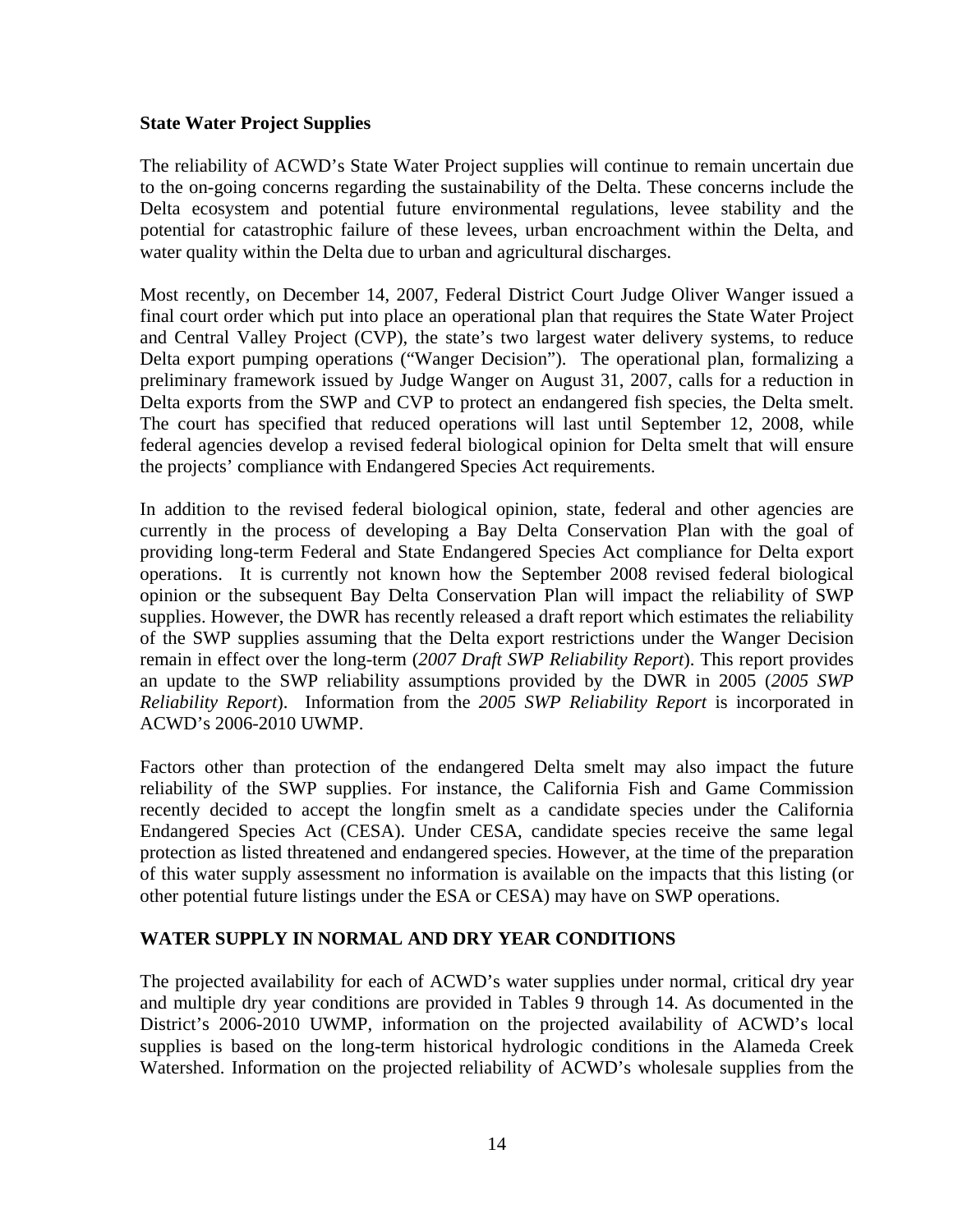**State Water Project Supplies**

The reliability of ACWD's State Water Project supplies will continue to remain uncertain due to the on-going concerns regarding the sustainability of the Delta. These concerns include the Delta ecosystem and potential future environmental regulations, levee stability and the potential for catastrophic failure of these levees, urban encroachment within the Delta, and water quality within the Delta due to urban and agricultural discharges.

Most recently, on December 14, 2007, Federal District Court Judge Oliver Wanger issued a final court order which put into place an operational plan that requires the State Water Project and Central Valley Project (CVP), the state's two largest water delivery systems, to reduce Delta export pumping operations ("Wanger Decision"). The operational plan, formalizing a preliminary framework issued by Judge Wanger on August 31, 2007, calls for a reduction in Delta exports from the SWP and CVP to protect an endangered fish species, the Delta smelt. The court has specified that reduced operations will last until September 12, 2008, while federal agencies develop a revised federal biological opinion for Delta smelt that will ensure the projects' compliance with Endangered Species Act requirements.

In addition to the revised federal biological opinion, state, federal and other agencies are currently in the process of developing a Bay Delta Conservation Plan with the goal of providing long-term Federal and State Endangered Species Act compliance for Delta export operations. It is currently not known how the September 2008 revised federal biological opinion or the subsequent Bay Delta Conservation Plan will impact the reliability of SWP supplies. However, the DWR has recently released a draft report which estimates the reliability of the SWP supplies assuming that the Delta export restrictions under the Wanger Decision remain in effect over the long-term (*2007 Draft SWP Reliability Report*). This report provides an update to the SWP reliability assumptions provided by the DWR in 2005 (*2005 SWP Reliability Report*). Information from the *2005 SWP Reliability Report* is incorporated in ACWD's 2006-2010 UWMP.

Factors other than protection of the endangered Delta smelt may also impact the future reliability of the SWP supplies. For instance, the California Fish and Game Commission recently decided to accept the longfin smelt as a candidate species under the California Endangered Species Act (CESA). Under CESA, candidate species receive the same legal protection as listed threatened and endangered species. However, at the time of the preparation of this water supply assessment no information is available on the impacts that this listing (or other potential future listings under the ESA or CESA) may have on SWP operations.

## WATER SUPPLY IN NORMAL AND DRY YEAR CONDITIONS

The projected availability for each of ACWD's water supplies under normal, critical dry year and multiple dry year conditions are provided in Tables 9 through 14. As documented in the District's 2006-2010 UWMP, information on the projected availability of ACWD's local supplies is based on the long-term historical hydrologic conditions in the Alameda Creek Watershed. Information on the projected reliability of ACWD's wholesale supplies from the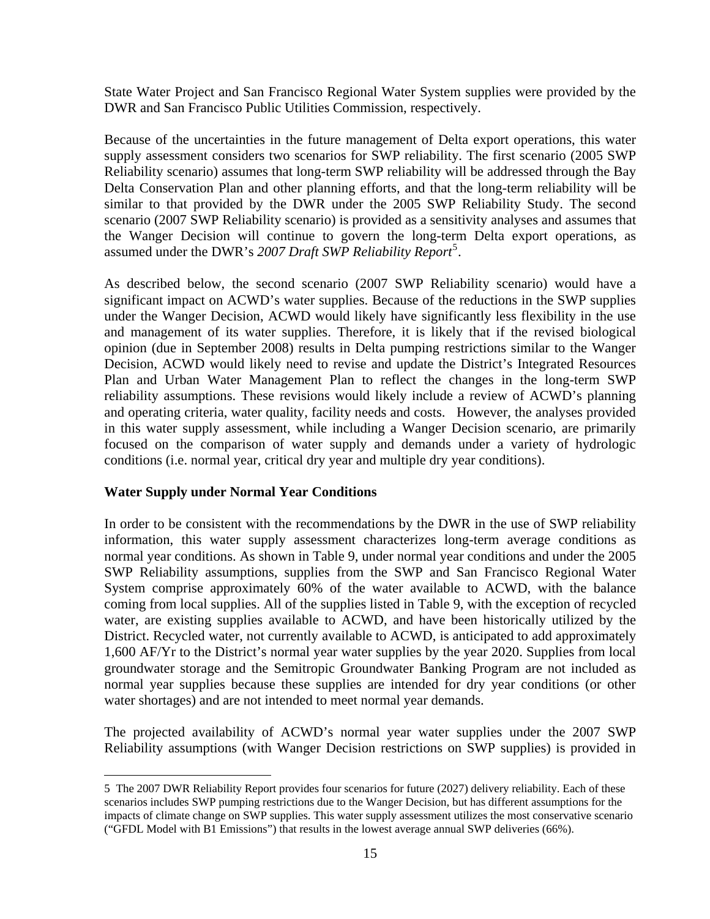State Water Project and San Francisco Regional Water System supplies were provided by the DWR and San Francisco Public Utilities Commission, respectively.

Because of the uncertainties in the future management of Delta export operations, this water supply assessment considers two scenarios for SWP reliability. The first scenario (2005 SWP Reliability scenario) assumes that long-term SWP reliability will be addressed through the Bay Delta Conservation Plan and other planning efforts, and that the long-term reliability will be similar to that provided by the DWR under the 2005 SWP Reliability Study. The second scenario (2007 SWP Reliability scenario) is provided as a sensitivity analyses and assumes that the Wanger Decision will continue to govern the long-term Delta export operations, as assumed under the DWR's *2007 Draft SWP Reliability Report*[5].

As described below, the second scenario (2007 SWP Reliability scenario) would have a significant impact on ACWD's water supplies. Because of the reductions in the SWP supplies under the Wanger Decision, ACWD would likely have significantly less flexibility in the use and management of its water supplies. Therefore, it is likely that if the revised biological opinion (due in September 2008) results in Delta pumping restrictions similar to the Wanger Decision, ACWD would likely need to revise and update the District's Integrated Resources Plan and Urban Water Management Plan to reflect the changes in the long-term SWP reliability assumptions. These revisions would likely include a review of ACWD's planning and operating criteria, water quality, facility needs and costs. However, the analyses provided in this water supply assessment, while including a Wanger Decision scenario, are primarily focused on the comparison of water supply and demands under a variety of hydrologic conditions (i.e. normal year, critical dry year and multiple dry year conditions).

**Water Supply under Normal Year Conditions**

In order to be consistent with the recommendations by the DWR in the use of SWP reliability information, this water supply assessment characterizes long-term average conditions as normal year conditions. As shown in Table 9, under normal year conditions and under the 2005 SWP Reliability assumptions, supplies from the SWP and San Francisco Regional Water System comprise approximately 60% of the water available to ACWD, with the balance coming from local supplies. All of the supplies listed in Table 9, with the exception of recycled water, are existing supplies available to ACWD, and have been historically utilized by the District. Recycled water, not currently available to ACWD, is anticipated to add approximately 1,600 AF/Yr to the District's normal year water supplies by the year 2020. Supplies from local groundwater storage and the Semitropic Groundwater Banking Program are not included as normal year supplies because these supplies are intended for dry year conditions (or other water shortages) and are not intended to meet normal year demands.

The projected availability of ACWD's normal year water supplies under the 2007 SWP Reliability assumptions (with Wanger Decision restrictions on SWP supplies) is provided in

---

5 The 2007 DWR Reliability Report provides four scenarios for future (2027) delivery reliability. Each of these scenarios includes SWP pumping restrictions due to the Wanger Decision, but has different assumptions for the impacts of climate change on SWP supplies. This water supply assessment utilizes the most conservative scenario ("GFDL Model with B1 Emissions") that results in the lowest average annual SWP deliveries (66%).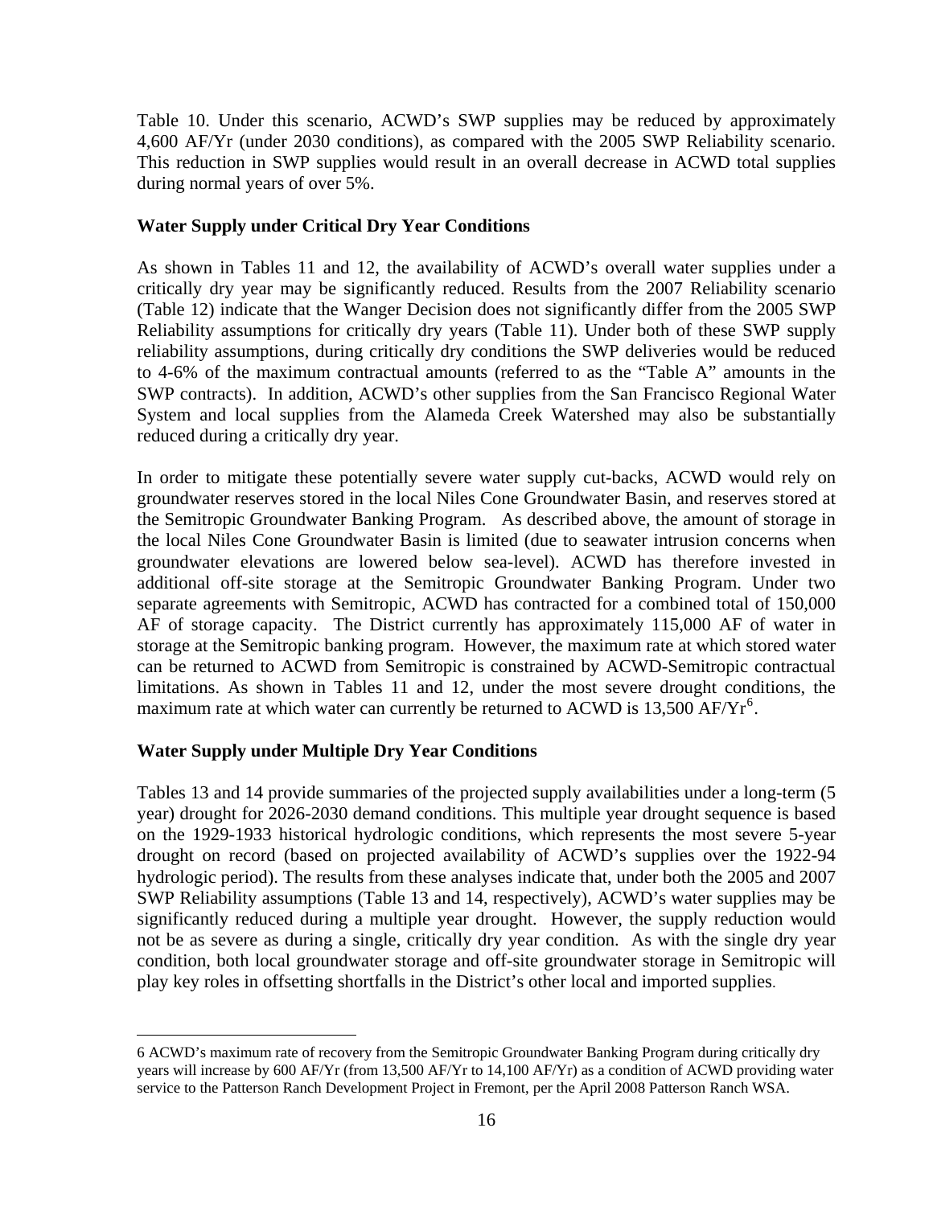Table 10. Under this scenario, ACWD's SWP supplies may be reduced by approximately 4,600 AF/Yr (under 2030 conditions), as compared with the 2005 SWP Reliability scenario. This reduction in SWP supplies would result in an overall decrease in ACWD total supplies during normal years of over 5%.

**Water Supply under Critical Dry Year Conditions**

As shown in Tables 11 and 12, the availability of ACWD's overall water supplies under a critically dry year may be significantly reduced. Results from the 2007 Reliability scenario (Table 12) indicate that the Wanger Decision does not significantly differ from the 2005 SWP Reliability assumptions for critically dry years (Table 11). Under both of these SWP supply reliability assumptions, during critically dry conditions the SWP deliveries would be reduced to 4-6% of the maximum contractual amounts (referred to as the "Table A" amounts in the SWP contracts). In addition, ACWD's other supplies from the San Francisco Regional Water System and local supplies from the Alameda Creek Watershed may also be substantially reduced during a critically dry year.

In order to mitigate these potentially severe water supply cut-backs, ACWD would rely on groundwater reserves stored in the local Niles Cone Groundwater Basin, and reserves stored at the Semitropic Groundwater Banking Program. As described above, the amount of storage in the local Niles Cone Groundwater Basin is limited (due to seawater intrusion concerns when groundwater elevations are lowered below sea-level). ACWD has therefore invested in additional off-site storage at the Semitropic Groundwater Banking Program. Under two separate agreements with Semitropic, ACWD has contracted for a combined total of 150,000 AF of storage capacity. The District currently has approximately 115,000 AF of water in storage at the Semitropic banking program. However, the maximum rate at which stored water can be returned to ACWD from Semitropic is constrained by ACWD-Semitropic contractual limitations. As shown in Tables 11 and 12, under the most severe drought conditions, the maximum rate at which water can currently be returned to ACWD is 13,500 AF/Yr[6].

**Water Supply under Multiple Dry Year Conditions**

Tables 13 and 14 provide summaries of the projected supply availabilities under a long-term (5 year) drought for 2026-2030 demand conditions. This multiple year drought sequence is based on the 1929-1933 historical hydrologic conditions, which represents the most severe 5-year drought on record (based on projected availability of ACWD's supplies over the 1922-94 hydrologic period). The results from these analyses indicate that, under both the 2005 and 2007 SWP Reliability assumptions (Table 13 and 14, respectively), ACWD's water supplies may be significantly reduced during a multiple year drought. However, the supply reduction would not be as severe as during a single, critically dry year condition. As with the single dry year condition, both local groundwater storage and off-site groundwater storage in Semitropic will play key roles in offsetting shortfalls in the District's other local and imported supplies.

6 ACWD's maximum rate of recovery from the Semitropic Groundwater Banking Program during critically dry years will increase by 600 AF/Yr (from 13,500 AF/Yr to 14,100 AF/Yr) as a condition of ACWD providing water service to the Patterson Ranch Development Project in Fremont, per the April 2008 Patterson Ranch WSA.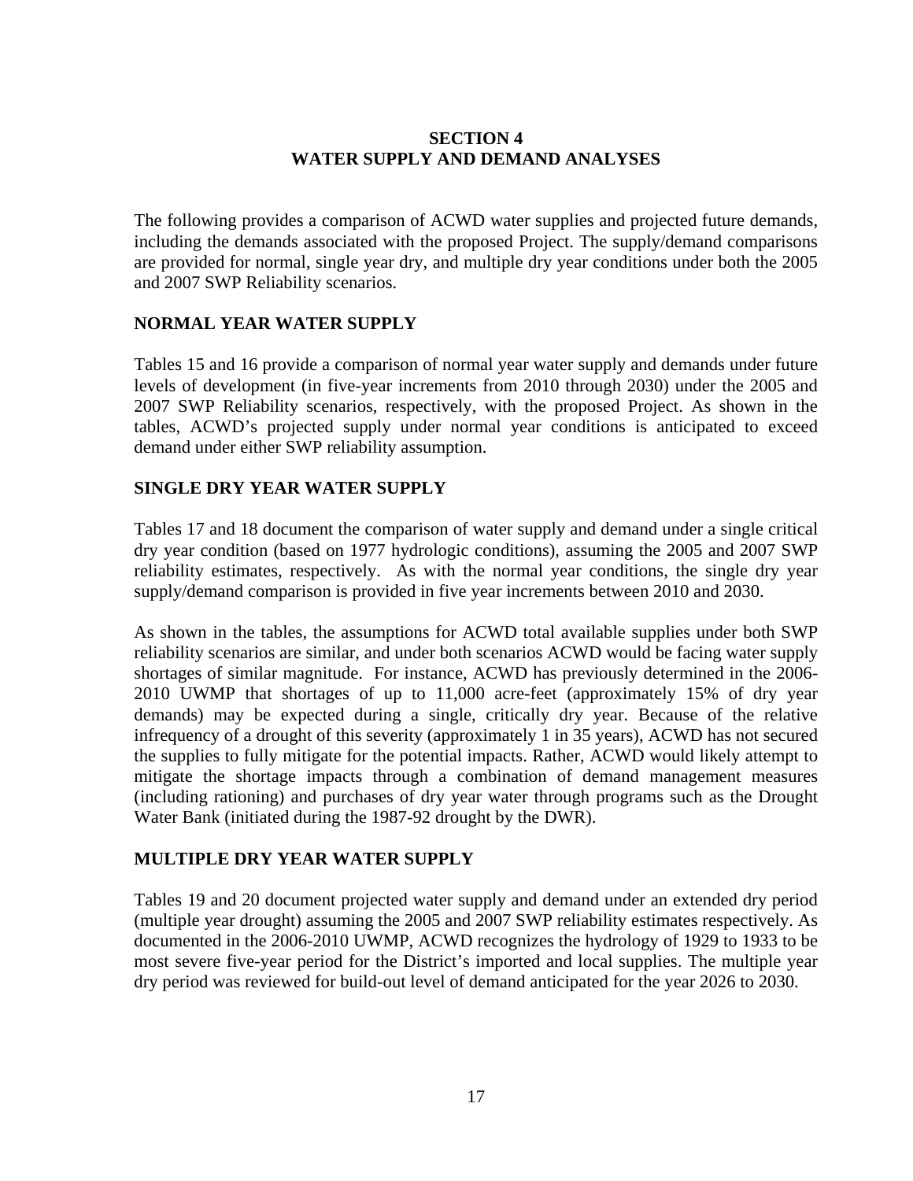# SECTION 4
# WATER SUPPLY AND DEMAND ANALYSES

The following provides a comparison of ACWD water supplies and projected future demands, including the demands associated with the proposed Project. The supply/demand comparisons are provided for normal, single year dry, and multiple dry year conditions under both the 2005 and 2007 SWP Reliability scenarios.

## NORMAL YEAR WATER SUPPLY

Tables 15 and 16 provide a comparison of normal year water supply and demands under future levels of development (in five-year increments from 2010 through 2030) under the 2005 and 2007 SWP Reliability scenarios, respectively, with the proposed Project. As shown in the tables, ACWD's projected supply under normal year conditions is anticipated to exceed demand under either SWP reliability assumption.

## SINGLE DRY YEAR WATER SUPPLY

Tables 17 and 18 document the comparison of water supply and demand under a single critical dry year condition (based on 1977 hydrologic conditions), assuming the 2005 and 2007 SWP reliability estimates, respectively. As with the normal year conditions, the single dry year supply/demand comparison is provided in five year increments between 2010 and 2030.

As shown in the tables, the assumptions for ACWD total available supplies under both SWP reliability scenarios are similar, and under both scenarios ACWD would be facing water supply shortages of similar magnitude. For instance, ACWD has previously determined in the 2006-2010 UWMP that shortages of up to 11,000 acre-feet (approximately 15% of dry year demands) may be expected during a single, critically dry year. Because of the relative infrequency of a drought of this severity (approximately 1 in 35 years), ACWD has not secured the supplies to fully mitigate for the potential impacts. Rather, ACWD would likely attempt to mitigate the shortage impacts through a combination of demand management measures (including rationing) and purchases of dry year water through programs such as the Drought Water Bank (initiated during the 1987-92 drought by the DWR).

## MULTIPLE DRY YEAR WATER SUPPLY

Tables 19 and 20 document projected water supply and demand under an extended dry period (multiple year drought) assuming the 2005 and 2007 SWP reliability estimates respectively. As documented in the 2006-2010 UWMP, ACWD recognizes the hydrology of 1929 to 1933 to be most severe five-year period for the District's imported and local supplies. The multiple year dry period was reviewed for build-out level of demand anticipated for the year 2026 to 2030.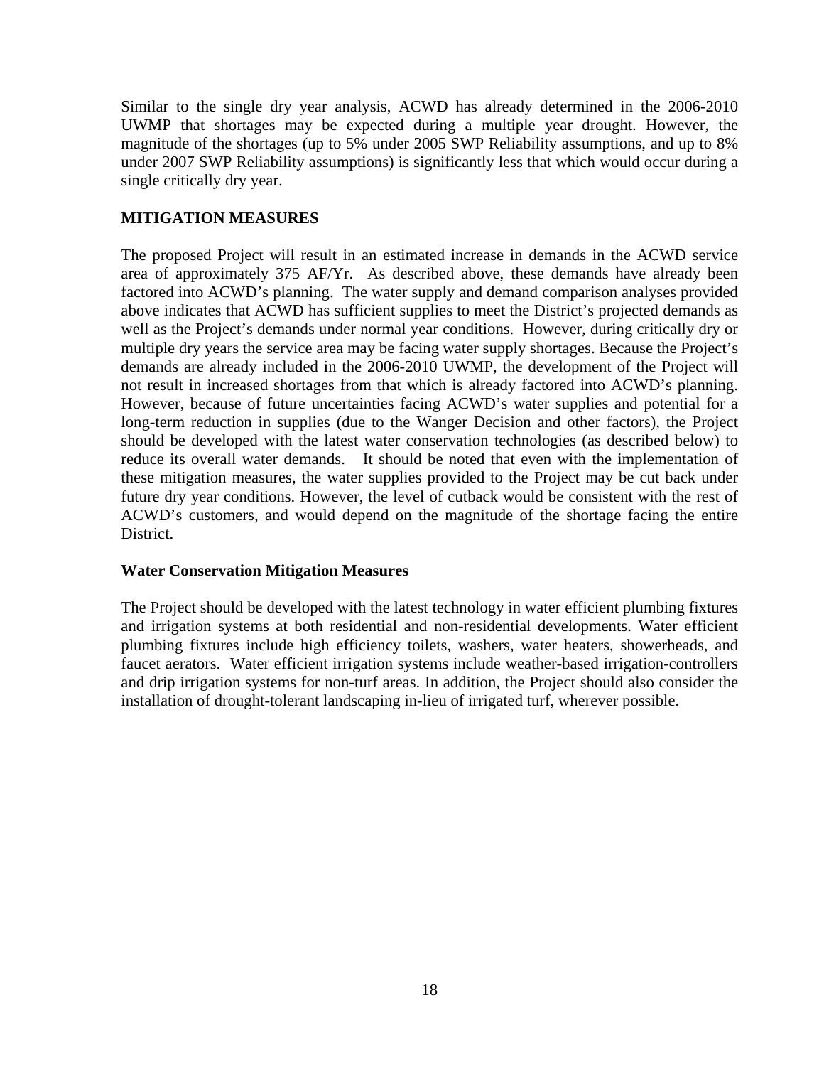Similar to the single dry year analysis, ACWD has already determined in the 2006-2010 UWMP that shortages may be expected during a multiple year drought. However, the magnitude of the shortages (up to 5% under 2005 SWP Reliability assumptions, and up to 8% under 2007 SWP Reliability assumptions) is significantly less that which would occur during a single critically dry year.

## MITIGATION MEASURES

The proposed Project will result in an estimated increase in demands in the ACWD service area of approximately 375 AF/Yr. As described above, these demands have already been factored into ACWD's planning. The water supply and demand comparison analyses provided above indicates that ACWD has sufficient supplies to meet the District's projected demands as well as the Project's demands under normal year conditions. However, during critically dry or multiple dry years the service area may be facing water supply shortages. Because the Project's demands are already included in the 2006-2010 UWMP, the development of the Project will not result in increased shortages from that which is already factored into ACWD's planning. However, because of future uncertainties facing ACWD's water supplies and potential for a long-term reduction in supplies (due to the Wanger Decision and other factors), the Project should be developed with the latest water conservation technologies (as described below) to reduce its overall water demands. It should be noted that even with the implementation of these mitigation measures, the water supplies provided to the Project may be cut back under future dry year conditions. However, the level of cutback would be consistent with the rest of ACWD's customers, and would depend on the magnitude of the shortage facing the entire District.

### Water Conservation Mitigation Measures

The Project should be developed with the latest technology in water efficient plumbing fixtures and irrigation systems at both residential and non-residential developments. Water efficient plumbing fixtures include high efficiency toilets, washers, water heaters, showerheads, and faucet aerators. Water efficient irrigation systems include weather-based irrigation-controllers and drip irrigation systems for non-turf areas. In addition, the Project should also consider the installation of drought-tolerant landscaping in-lieu of irrigated turf, wherever possible.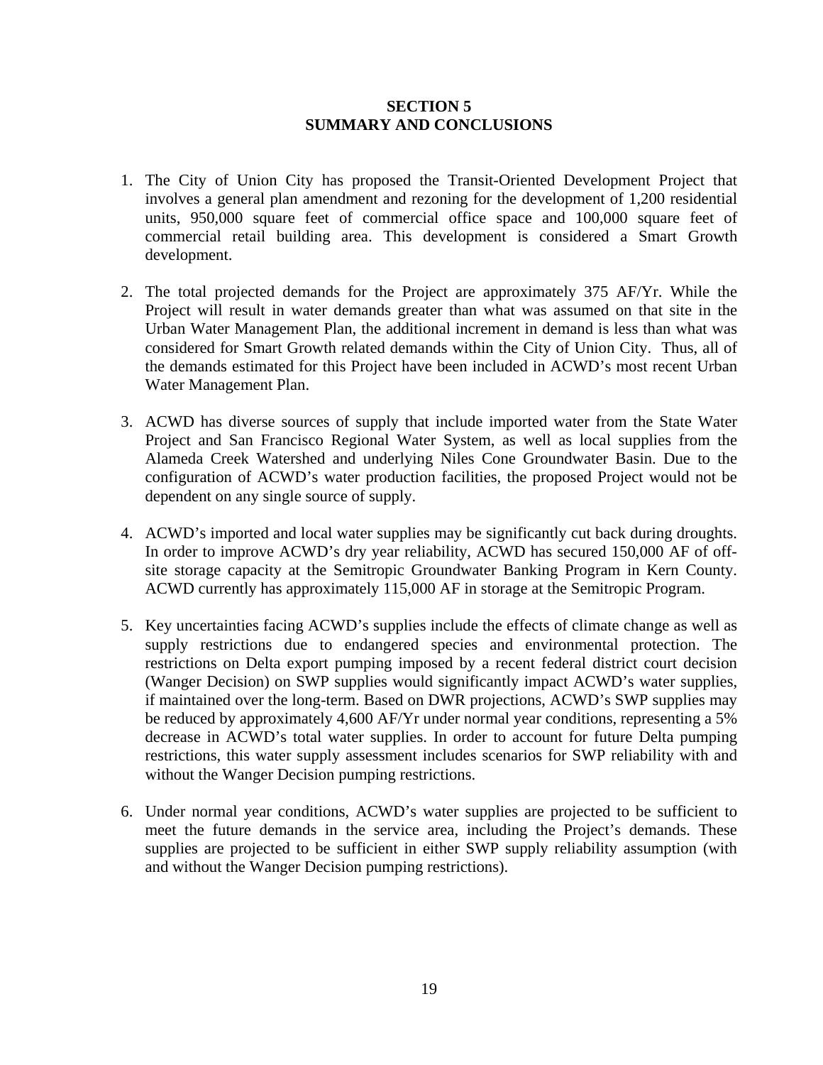# SECTION 5
# SUMMARY AND CONCLUSIONS

1. The City of Union City has proposed the Transit-Oriented Development Project that involves a general plan amendment and rezoning for the development of 1,200 residential units, 950,000 square feet of commercial office space and 100,000 square feet of commercial retail building area. This development is considered a Smart Growth development.

2. The total projected demands for the Project are approximately 375 AF/Yr. While the Project will result in water demands greater than what was assumed on that site in the Urban Water Management Plan, the additional increment in demand is less than what was considered for Smart Growth related demands within the City of Union City. Thus, all of the demands estimated for this Project have been included in ACWD's most recent Urban Water Management Plan.

3. ACWD has diverse sources of supply that include imported water from the State Water Project and San Francisco Regional Water System, as well as local supplies from the Alameda Creek Watershed and underlying Niles Cone Groundwater Basin. Due to the configuration of ACWD's water production facilities, the proposed Project would not be dependent on any single source of supply.

4. ACWD's imported and local water supplies may be significantly cut back during droughts. In order to improve ACWD's dry year reliability, ACWD has secured 150,000 AF of off-site storage capacity at the Semitropic Groundwater Banking Program in Kern County. ACWD currently has approximately 115,000 AF in storage at the Semitropic Program.

5. Key uncertainties facing ACWD's supplies include the effects of climate change as well as supply restrictions due to endangered species and environmental protection. The restrictions on Delta export pumping imposed by a recent federal district court decision (Wanger Decision) on SWP supplies would significantly impact ACWD's water supplies, if maintained over the long-term. Based on DWR projections, ACWD's SWP supplies may be reduced by approximately 4,600 AF/Yr under normal year conditions, representing a 5% decrease in ACWD's total water supplies. In order to account for future Delta pumping restrictions, this water supply assessment includes scenarios for SWP reliability with and without the Wanger Decision pumping restrictions.

6. Under normal year conditions, ACWD's water supplies are projected to be sufficient to meet the future demands in the service area, including the Project's demands. These supplies are projected to be sufficient in either SWP supply reliability assumption (with and without the Wanger Decision pumping restrictions).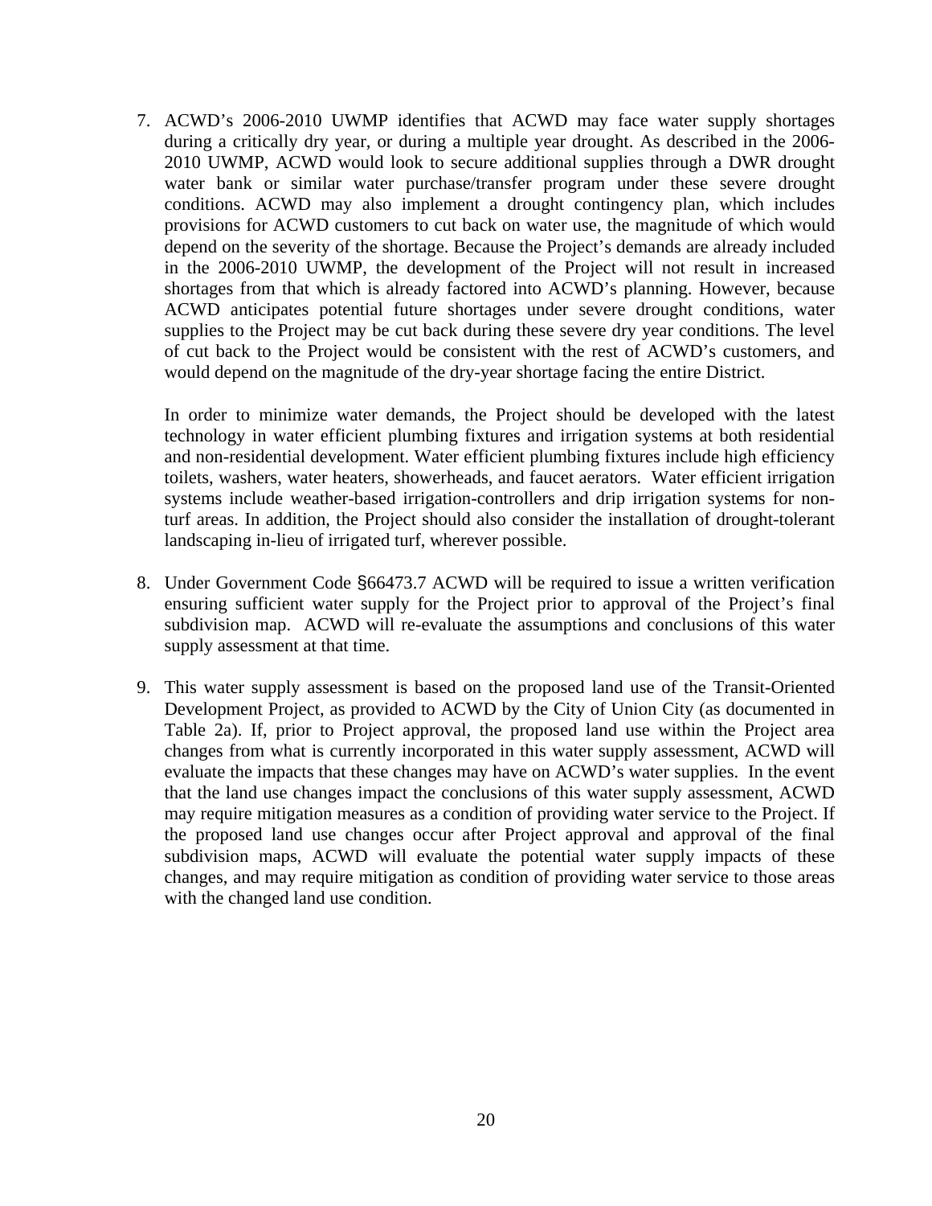7. ACWD's 2006-2010 UWMP identifies that ACWD may face water supply shortages during a critically dry year, or during a multiple year drought. As described in the 2006-2010 UWMP, ACWD would look to secure additional supplies through a DWR drought water bank or similar water purchase/transfer program under these severe drought conditions. ACWD may also implement a drought contingency plan, which includes provisions for ACWD customers to cut back on water use, the magnitude of which would depend on the severity of the shortage. Because the Project's demands are already included in the 2006-2010 UWMP, the development of the Project will not result in increased shortages from that which is already factored into ACWD's planning. However, because ACWD anticipates potential future shortages under severe drought conditions, water supplies to the Project may be cut back during these severe dry year conditions. The level of cut back to the Project would be consistent with the rest of ACWD's customers, and would depend on the magnitude of the dry-year shortage facing the entire District.

   In order to minimize water demands, the Project should be developed with the latest technology in water efficient plumbing fixtures and irrigation systems at both residential and non-residential development. Water efficient plumbing fixtures include high efficiency toilets, washers, water heaters, showerheads, and faucet aerators. Water efficient irrigation systems include weather-based irrigation-controllers and drip irrigation systems for non-turf areas. In addition, the Project should also consider the installation of drought-tolerant landscaping in-lieu of irrigated turf, wherever possible.

8. Under Government Code §66473.7 ACWD will be required to issue a written verification ensuring sufficient water supply for the Project prior to approval of the Project's final subdivision map. ACWD will re-evaluate the assumptions and conclusions of this water supply assessment at that time.

9. This water supply assessment is based on the proposed land use of the Transit-Oriented Development Project, as provided to ACWD by the City of Union City (as documented in Table 2a). If, prior to Project approval, the proposed land use within the Project area changes from what is currently incorporated in this water supply assessment, ACWD will evaluate the impacts that these changes may have on ACWD's water supplies. In the event that the land use changes impact the conclusions of this water supply assessment, ACWD may require mitigation measures as a condition of providing water service to the Project. If the proposed land use changes occur after Project approval and approval of the final subdivision maps, ACWD will evaluate the potential water supply impacts of these changes, and may require mitigation as condition of providing water service to those areas with the changed land use condition.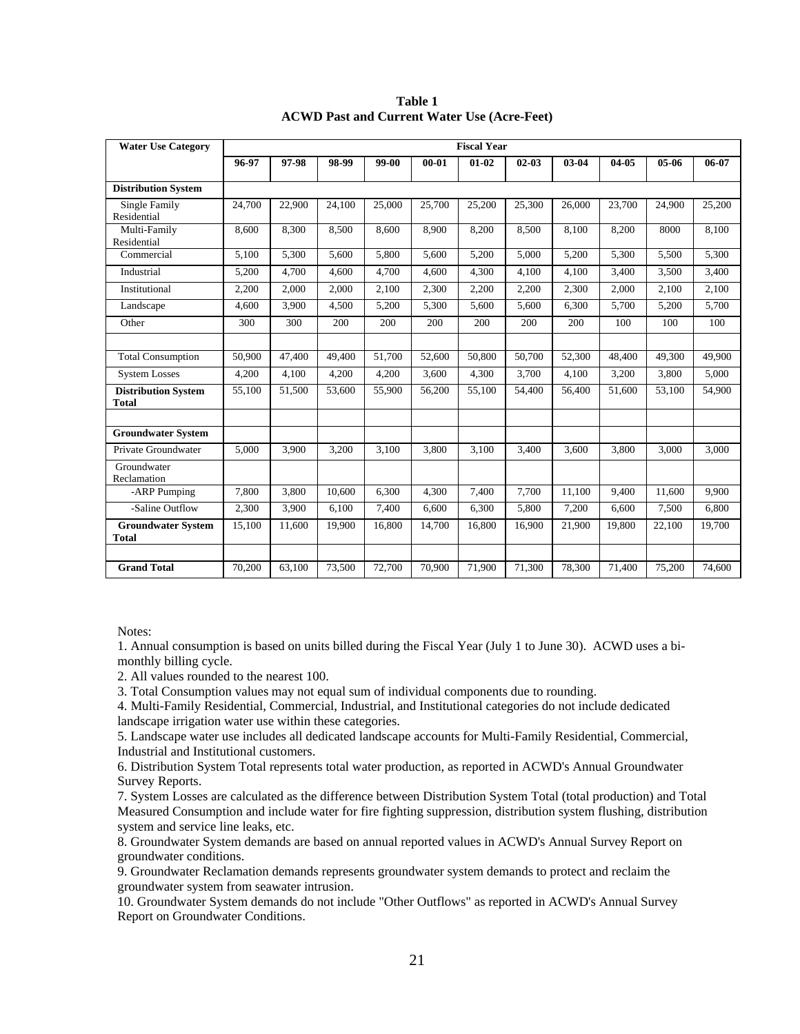**Table 1**
**ACWD Past and Current Water Use (Acre-Feet)**

| Water Use Category | Fiscal Year | | | | | | | | | | |
|---|---|---|---|---|---|---|---|---|---|---|---|
| | **96-97** | **97-98** | **98-99** | **99-00** | **00-01** | **01-02** | **02-03** | **03-04** | **04-05** | **05-06** | **06-07** |
| **Distribution System** | | | | | | | | | | | |
| Single Family Residential | 24,700 | 22,900 | 24,100 | 25,000 | 25,700 | 25,200 | 25,300 | 26,000 | 23,700 | 24,900 | 25,200 |
| Multi-Family Residential | 8,600 | 8,300 | 8,500 | 8,600 | 8,900 | 8,200 | 8,500 | 8,100 | 8,200 | 8000 | 8,100 |
| Commercial | 5,100 | 5,300 | 5,600 | 5,800 | 5,600 | 5,200 | 5,000 | 5,200 | 5,300 | 5,500 | 5,300 |
| Industrial | 5,200 | 4,700 | 4,600 | 4,700 | 4,600 | 4,300 | 4,100 | 4,100 | 3,400 | 3,500 | 3,400 |
| Institutional | 2,200 | 2,000 | 2,000 | 2,100 | 2,300 | 2,200 | 2,200 | 2,300 | 2,000 | 2,100 | 2,100 |
| Landscape | 4,600 | 3,900 | 4,500 | 5,200 | 5,300 | 5,600 | 5,600 | 6,300 | 5,700 | 5,200 | 5,700 |
| Other | 300 | 300 | 200 | 200 | 200 | 200 | 200 | 200 | 100 | 100 | 100 |
| | | | | | | | | | | | |
| Total Consumption | 50,900 | 47,400 | 49,400 | 51,700 | 52,600 | 50,800 | 50,700 | 52,300 | 48,400 | 49,300 | 49,900 |
| System Losses | 4,200 | 4,100 | 4,200 | 4,200 | 3,600 | 4,300 | 3,700 | 4,100 | 3,200 | 3,800 | 5,000 |
| **Distribution System Total** | 55,100 | 51,500 | 53,600 | 55,900 | 56,200 | 55,100 | 54,400 | 56,400 | 51,600 | 53,100 | 54,900 |
| | | | | | | | | | | | |
| **Groundwater System** | | | | | | | | | | | |
| Private Groundwater | 5,000 | 3,900 | 3,200 | 3,100 | 3,800 | 3,100 | 3,400 | 3,600 | 3,800 | 3,000 | 3,000 |
| Groundwater Reclamation | | | | | | | | | | | |
| -ARP Pumping | 7,800 | 3,800 | 10,600 | 6,300 | 4,300 | 7,400 | 7,700 | 11,100 | 9,400 | 11,600 | 9,900 |
| -Saline Outflow | 2,300 | 3,900 | 6,100 | 7,400 | 6,600 | 6,300 | 5,800 | 7,200 | 6,600 | 7,500 | 6,800 |
| **Groundwater System Total** | 15,100 | 11,600 | 19,900 | 16,800 | 14,700 | 16,800 | 16,900 | 21,900 | 19,800 | 22,100 | 19,700 |
| | | | | | | | | | | | |
| **Grand Total** | 70,200 | 63,100 | 73,500 | 72,700 | 70,900 | 71,900 | 71,300 | 78,300 | 71,400 | 75,200 | 74,600 |

Notes:

1. Annual consumption is based on units billed during the Fiscal Year (July 1 to June 30). ACWD uses a bi-monthly billing cycle.
2. All values rounded to the nearest 100.
3. Total Consumption values may not equal sum of individual components due to rounding.
4. Multi-Family Residential, Commercial, Industrial, and Institutional categories do not include dedicated landscape irrigation water use within these categories.
5. Landscape water use includes all dedicated landscape accounts for Multi-Family Residential, Commercial, Industrial and Institutional customers.
6. Distribution System Total represents total water production, as reported in ACWD's Annual Groundwater Survey Reports.
7. System Losses are calculated as the difference between Distribution System Total (total production) and Total Measured Consumption and include water for fire fighting suppression, distribution system flushing, distribution system and service line leaks, etc.
8. Groundwater System demands are based on annual reported values in ACWD's Annual Survey Report on groundwater conditions.
9. Groundwater Reclamation demands represents groundwater system demands to protect and reclaim the groundwater system from seawater intrusion.
10. Groundwater System demands do not include "Other Outflows" as reported in ACWD's Annual Survey Report on Groundwater Conditions.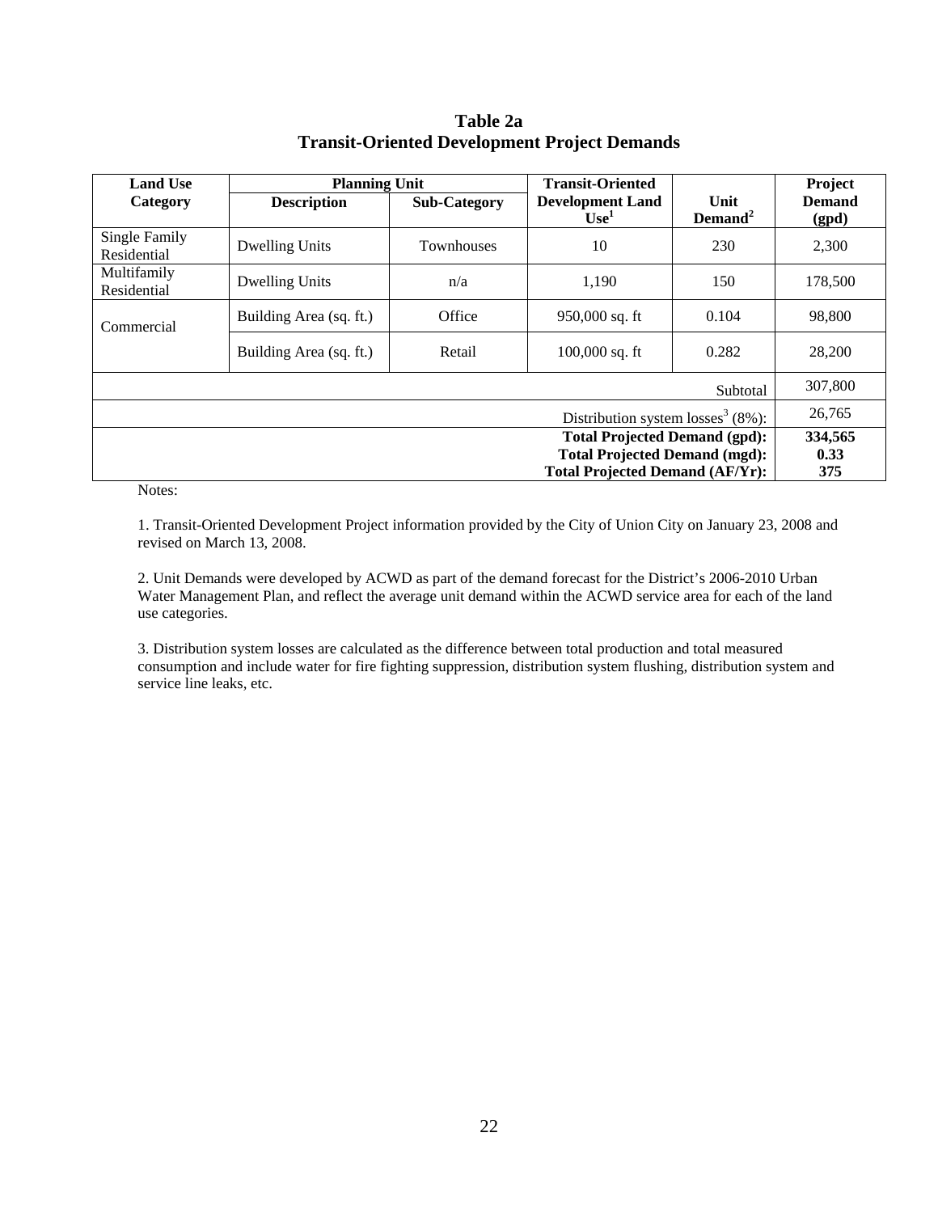**Table 2a**
**Transit-Oriented Development Project Demands**

| Land Use Category | Planning Unit | | Transit-Oriented Development Land Use[1] | Unit Demand[2] | Project Demand (gpd) |
|---|---|---|---|---|---|
| | Description | Sub-Category | | | |
| Single Family Residential | Dwelling Units | Townhouses | 10 | 230 | 2,300 |
| Multifamily Residential | Dwelling Units | n/a | 1,190 | 150 | 178,500 |
| Commercial | Building Area (sq. ft.) | Office | 950,000 sq. ft | 0.104 | 98,800 |
| | Building Area (sq. ft.) | Retail | 100,000 sq. ft | 0.282 | 28,200 |
| | | | | Subtotal | 307,800 |
| | | | | Distribution system losses[3] (8%): | 26,765 |
| | | | | **Total Projected Demand (gpd):** | **334,565** |
| | | | | **Total Projected Demand (mgd):** | **0.33** |
| | | | | **Total Projected Demand (AF/Yr):** | **375** |

Notes:

1. Transit-Oriented Development Project information provided by the City of Union City on January 23, 2008 and revised on March 13, 2008.

2. Unit Demands were developed by ACWD as part of the demand forecast for the District's 2006-2010 Urban Water Management Plan, and reflect the average unit demand within the ACWD service area for each of the land use categories.

3. Distribution system losses are calculated as the difference between total production and total measured consumption and include water for fire fighting suppression, distribution system flushing, distribution system and service line leaks, etc.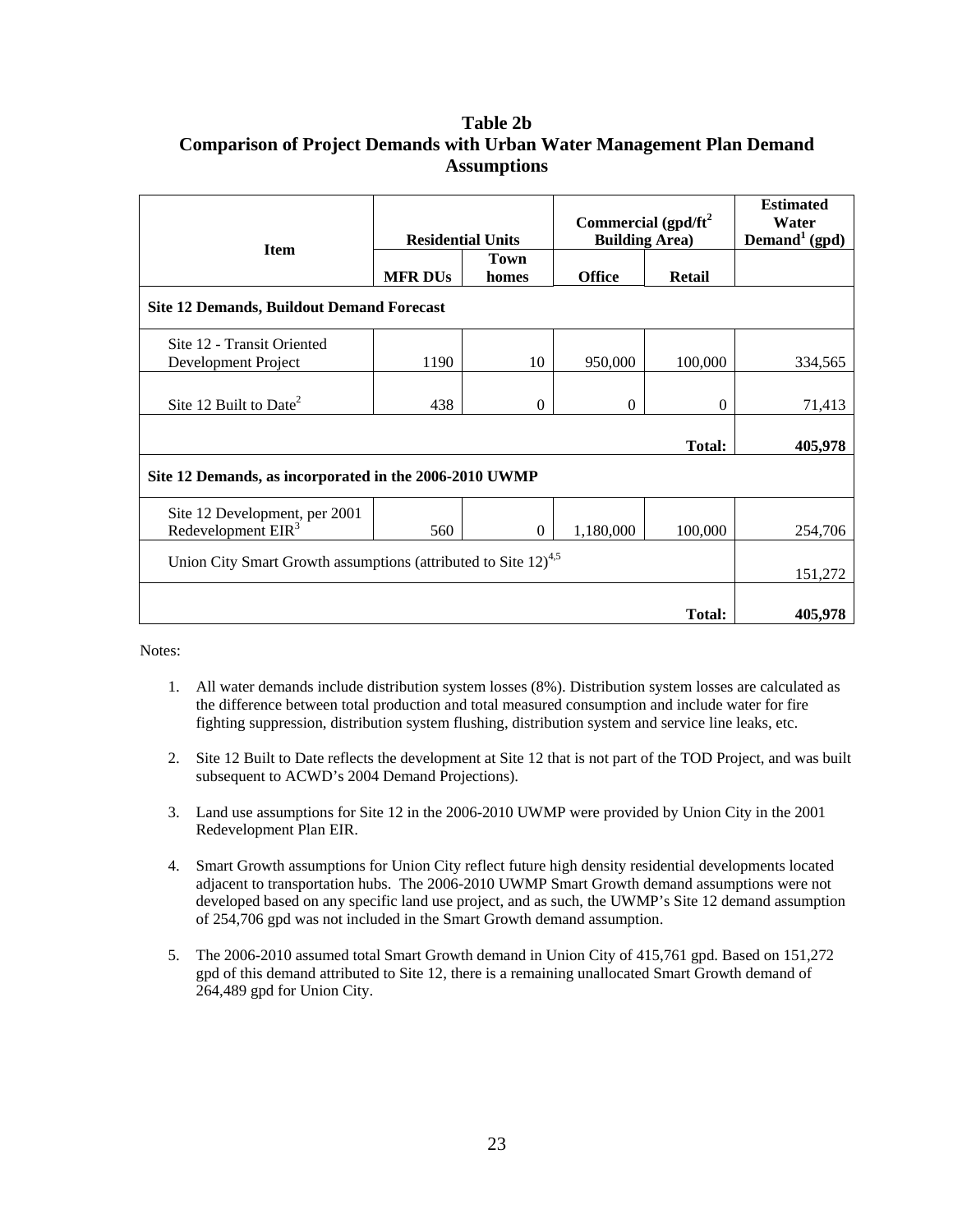# Table 2b
# Comparison of Project Demands with Urban Water Management Plan Demand Assumptions

| Item | Residential Units | | Commercial (gpd/ft[2] Building Area) | | Estimated Water Demand[1] (gpd) |
|---|---|---|---|---|---|
| | MFR DUs | Town homes | Office | Retail | |
| **Site 12 Demands, Buildout Demand Forecast** | | | | | |
| Site 12 - Transit Oriented Development Project | 1190 | 10 | 950,000 | 100,000 | 334,565 |
| Site 12 Built to Date[2] | 438 | 0 | 0 | 0 | 71,413 |
| | | | | **Total:** | **405,978** |
| **Site 12 Demands, as incorporated in the 2006-2010 UWMP** | | | | | |
| Site 12 Development, per 2001 Redevelopment EIR[3] | 560 | 0 | 1,180,000 | 100,000 | 254,706 |
| Union City Smart Growth assumptions (attributed to Site 12)[4,5] | | | | | 151,272 |
| | | | | **Total:** | **405,978** |

Notes:

1. All water demands include distribution system losses (8%). Distribution system losses are calculated as the difference between total production and total measured consumption and include water for fire fighting suppression, distribution system flushing, distribution system and service line leaks, etc.

2. Site 12 Built to Date reflects the development at Site 12 that is not part of the TOD Project, and was built subsequent to ACWD's 2004 Demand Projections).

3. Land use assumptions for Site 12 in the 2006-2010 UWMP were provided by Union City in the 2001 Redevelopment Plan EIR.

4. Smart Growth assumptions for Union City reflect future high density residential developments located adjacent to transportation hubs. The 2006-2010 UWMP Smart Growth demand assumptions were not developed based on any specific land use project, and as such, the UWMP's Site 12 demand assumption of 254,706 gpd was not included in the Smart Growth demand assumption.

5. The 2006-2010 assumed total Smart Growth demand in Union City of 415,761 gpd. Based on 151,272 gpd of this demand attributed to Site 12, there is a remaining unallocated Smart Growth demand of 264,489 gpd for Union City.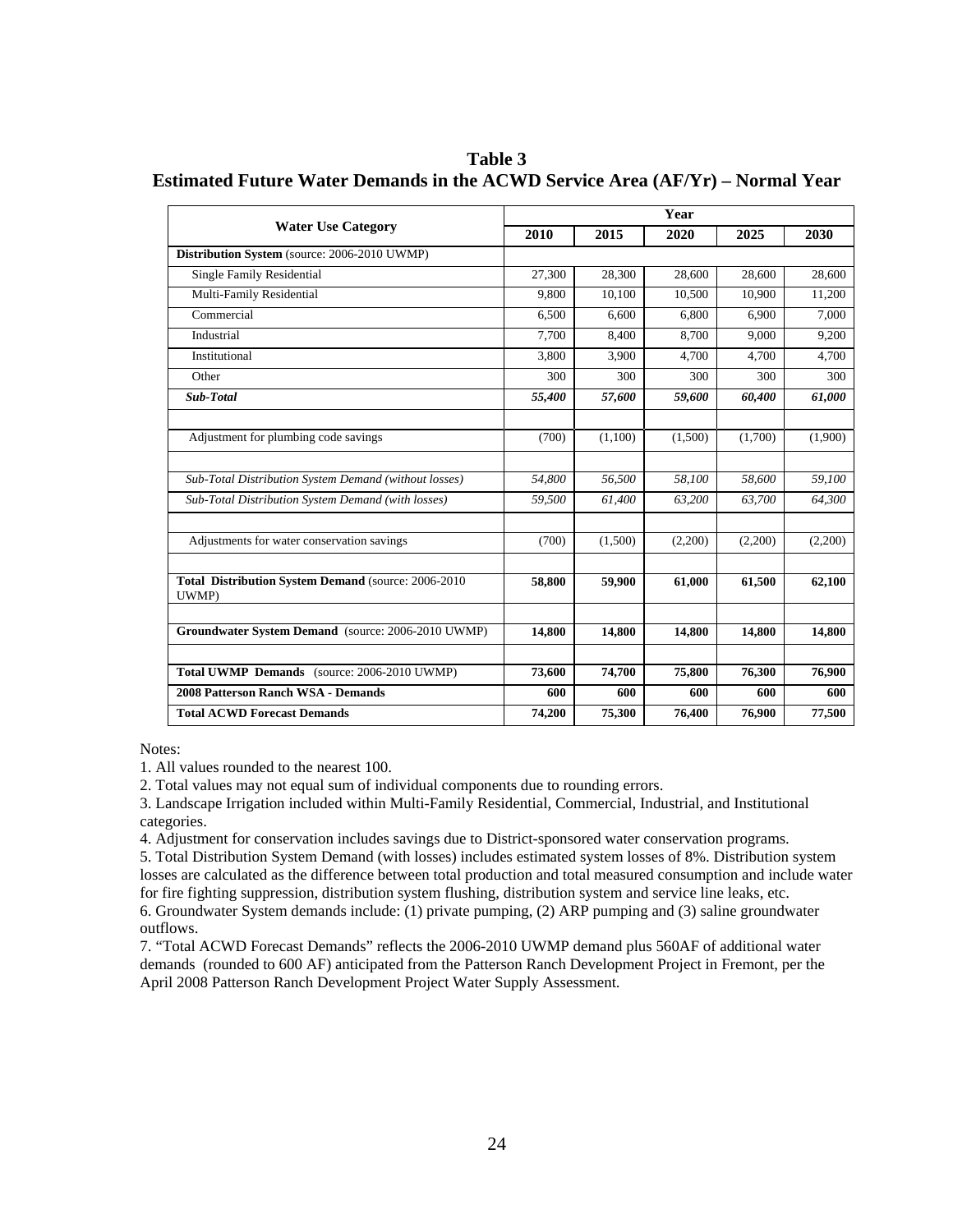**Table 3**
**Estimated Future Water Demands in the ACWD Service Area (AF/Yr) – Normal Year**

| Water Use Category | Year | | | | |
|---|---|---|---|---|---|
| | 2010 | 2015 | 2020 | 2025 | 2030 |
| **Distribution System** (source: 2006-2010 UWMP) | | | | | |
| Single Family Residential | 27,300 | 28,300 | 28,600 | 28,600 | 28,600 |
| Multi-Family Residential | 9,800 | 10,100 | 10,500 | 10,900 | 11,200 |
| Commercial | 6,500 | 6,600 | 6,800 | 6,900 | 7,000 |
| Industrial | 7,700 | 8,400 | 8,700 | 9,000 | 9,200 |
| Institutional | 3,800 | 3,900 | 4,700 | 4,700 | 4,700 |
| Other | 300 | 300 | 300 | 300 | 300 |
| ***Sub-Total*** | ***55,400*** | ***57,600*** | ***59,600*** | ***60,400*** | ***61,000*** |
| | | | | | |
| Adjustment for plumbing code savings | (700) | (1,100) | (1,500) | (1,700) | (1,900) |
| | | | | | |
| *Sub-Total Distribution System Demand (without losses)* | *54,800* | *56,500* | *58,100* | *58,600* | *59,100* |
| *Sub-Total Distribution System Demand (with losses)* | *59,500* | *61,400* | *63,200* | *63,700* | *64,300* |
| | | | | | |
| Adjustments for water conservation savings | (700) | (1,500) | (2,200) | (2,200) | (2,200) |
| | | | | | |
| **Total Distribution System Demand** (source: 2006-2010 UWMP) | **58,800** | **59,900** | **61,000** | **61,500** | **62,100** |
| | | | | | |
| **Groundwater System Demand** (source: 2006-2010 UWMP) | **14,800** | **14,800** | **14,800** | **14,800** | **14,800** |
| | | | | | |
| **Total UWMP Demands** (source: 2006-2010 UWMP) | **73,600** | **74,700** | **75,800** | **76,300** | **76,900** |
| **2008 Patterson Ranch WSA - Demands** | **600** | **600** | **600** | **600** | **600** |
| **Total ACWD Forecast Demands** | **74,200** | **75,300** | **76,400** | **76,900** | **77,500** |

Notes:

1. All values rounded to the nearest 100.
2. Total values may not equal sum of individual components due to rounding errors.
3. Landscape Irrigation included within Multi-Family Residential, Commercial, Industrial, and Institutional categories.
4. Adjustment for conservation includes savings due to District-sponsored water conservation programs.
5. Total Distribution System Demand (with losses) includes estimated system losses of 8%. Distribution system losses are calculated as the difference between total production and total measured consumption and include water for fire fighting suppression, distribution system flushing, distribution system and service line leaks, etc.
6. Groundwater System demands include: (1) private pumping, (2) ARP pumping and (3) saline groundwater outflows.
7. "Total ACWD Forecast Demands" reflects the 2006-2010 UWMP demand plus 560AF of additional water demands (rounded to 600 AF) anticipated from the Patterson Ranch Development Project in Fremont, per the April 2008 Patterson Ranch Development Project Water Supply Assessment.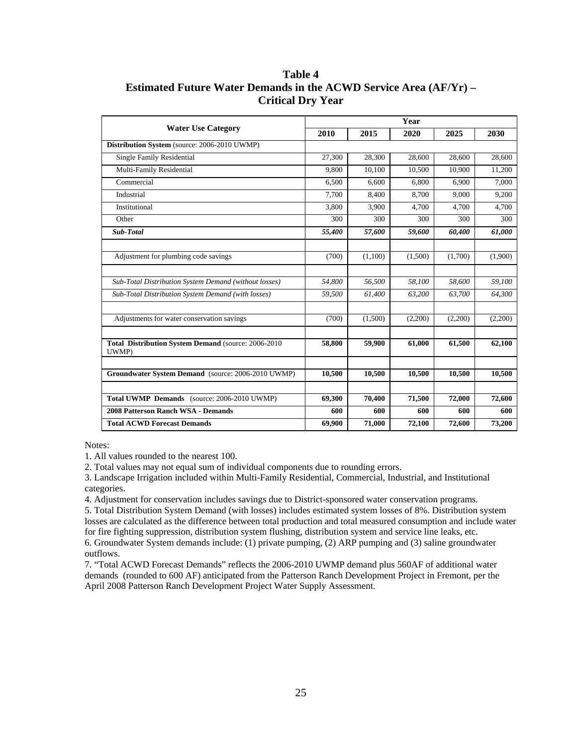# Table 4
## Estimated Future Water Demands in the ACWD Service Area (AF/Yr) – Critical Dry Year

| Water Use Category | Year | | | | |
|---|---|---|---|---|---|
| | **2010** | **2015** | **2020** | **2025** | **2030** |
| **Distribution System** (source: 2006-2010 UWMP) | | | | | |
| Single Family Residential | 27,300 | 28,300 | 28,600 | 28,600 | 28,600 |
| Multi-Family Residential | 9,800 | 10,100 | 10,500 | 10,900 | 11,200 |
| Commercial | 6,500 | 6,600 | 6,800 | 6,900 | 7,000 |
| Industrial | 7,700 | 8,400 | 8,700 | 9,000 | 9,200 |
| Institutional | 3,800 | 3,900 | 4,700 | 4,700 | 4,700 |
| Other | 300 | 300 | 300 | 300 | 300 |
| ***Sub-Total*** | ***55,400*** | ***57,600*** | ***59,600*** | ***60,400*** | ***61,000*** |
| | | | | | |
| Adjustment for plumbing code savings | (700) | (1,100) | (1,500) | (1,700) | (1,900) |
| | | | | | |
| *Sub-Total Distribution System Demand (without losses)* | *54,800* | *56,500* | *58,100* | *58,600* | *59,100* |
| *Sub-Total Distribution System Demand (with losses)* | *59,500* | *61,400* | *63,200* | *63,700* | *64,300* |
| | | | | | |
| Adjustments for water conservation savings | (700) | (1,500) | (2,200) | (2,200) | (2,200) |
| | | | | | |
| **Total Distribution System Demand** (source: 2006-2010 UWMP) | **58,800** | **59,900** | **61,000** | **61,500** | **62,100** |
| | | | | | |
| **Groundwater System Demand** (source: 2006-2010 UWMP) | **10,500** | **10,500** | **10,500** | **10,500** | **10,500** |
| | | | | | |
| **Total UWMP Demands** (source: 2006-2010 UWMP) | **69,300** | **70,400** | **71,500** | **72,000** | **72,600** |
| **2008 Patterson Ranch WSA - Demands** | **600** | **600** | **600** | **600** | **600** |
| **Total ACWD Forecast Demands** | **69,900** | **71,000** | **72,100** | **72,600** | **73,200** |

Notes:

1. All values rounded to the nearest 100.
2. Total values may not equal sum of individual components due to rounding errors.
3. Landscape Irrigation included within Multi-Family Residential, Commercial, Industrial, and Institutional categories.
4. Adjustment for conservation includes savings due to District-sponsored water conservation programs.
5. Total Distribution System Demand (with losses) includes estimated system losses of 8%. Distribution system losses are calculated as the difference between total production and total measured consumption and include water for fire fighting suppression, distribution system flushing, distribution system and service line leaks, etc.
6. Groundwater System demands include: (1) private pumping, (2) ARP pumping and (3) saline groundwater outflows.
7. "Total ACWD Forecast Demands" reflects the 2006-2010 UWMP demand plus 560AF of additional water demands (rounded to 600 AF) anticipated from the Patterson Ranch Development Project in Fremont, per the April 2008 Patterson Ranch Development Project Water Supply Assessment.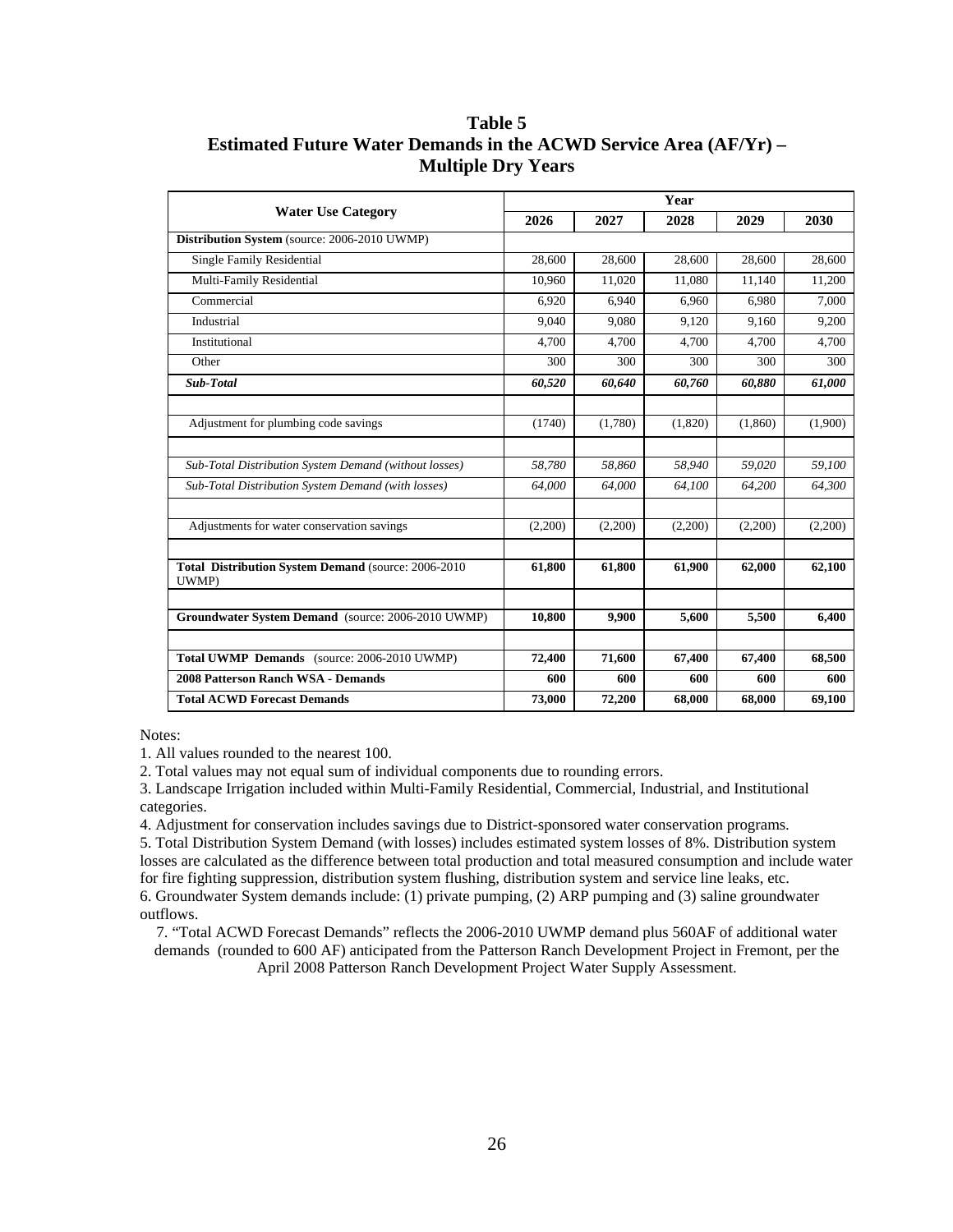**Table 5**
**Estimated Future Water Demands in the ACWD Service Area (AF/Yr) – Multiple Dry Years**

| Water Use Category | Year | | | | |
|---|---|---|---|---|---|
| | 2026 | 2027 | 2028 | 2029 | 2030 |
| **Distribution System** (source: 2006-2010 UWMP) | | | | | |
| Single Family Residential | 28,600 | 28,600 | 28,600 | 28,600 | 28,600 |
| Multi-Family Residential | 10,960 | 11,020 | 11,080 | 11,140 | 11,200 |
| Commercial | 6,920 | 6,940 | 6,960 | 6,980 | 7,000 |
| Industrial | 9,040 | 9,080 | 9,120 | 9,160 | 9,200 |
| Institutional | 4,700 | 4,700 | 4,700 | 4,700 | 4,700 |
| Other | 300 | 300 | 300 | 300 | 300 |
| ***Sub-Total*** | ***60,520*** | ***60,640*** | ***60,760*** | ***60,880*** | ***61,000*** |
| | | | | | |
| Adjustment for plumbing code savings | (1740) | (1,780) | (1,820) | (1,860) | (1,900) |
| | | | | | |
| *Sub-Total Distribution System Demand (without losses)* | *58,780* | *58,860* | *58,940* | *59,020* | *59,100* |
| *Sub-Total Distribution System Demand (with losses)* | *64,000* | *64,000* | *64,100* | *64,200* | *64,300* |
| | | | | | |
| Adjustments for water conservation savings | (2,200) | (2,200) | (2,200) | (2,200) | (2,200) |
| | | | | | |
| **Total Distribution System Demand** (source: 2006-2010 UWMP) | **61,800** | **61,800** | **61,900** | **62,000** | **62,100** |
| | | | | | |
| **Groundwater System Demand** (source: 2006-2010 UWMP) | **10,800** | **9,900** | **5,600** | **5,500** | **6,400** |
| | | | | | |
| **Total UWMP Demands** (source: 2006-2010 UWMP) | **72,400** | **71,600** | **67,400** | **67,400** | **68,500** |
| **2008 Patterson Ranch WSA - Demands** | **600** | **600** | **600** | **600** | **600** |
| **Total ACWD Forecast Demands** | **73,000** | **72,200** | **68,000** | **68,000** | **69,100** |

Notes:

1. All values rounded to the nearest 100.
2. Total values may not equal sum of individual components due to rounding errors.
3. Landscape Irrigation included within Multi-Family Residential, Commercial, Industrial, and Institutional categories.
4. Adjustment for conservation includes savings due to District-sponsored water conservation programs.
5. Total Distribution System Demand (with losses) includes estimated system losses of 8%. Distribution system losses are calculated as the difference between total production and total measured consumption and include water for fire fighting suppression, distribution system flushing, distribution system and service line leaks, etc.
6. Groundwater System demands include: (1) private pumping, (2) ARP pumping and (3) saline groundwater outflows.
7. "Total ACWD Forecast Demands" reflects the 2006-2010 UWMP demand plus 560AF of additional water demands (rounded to 600 AF) anticipated from the Patterson Ranch Development Project in Fremont, per the April 2008 Patterson Ranch Development Project Water Supply Assessment.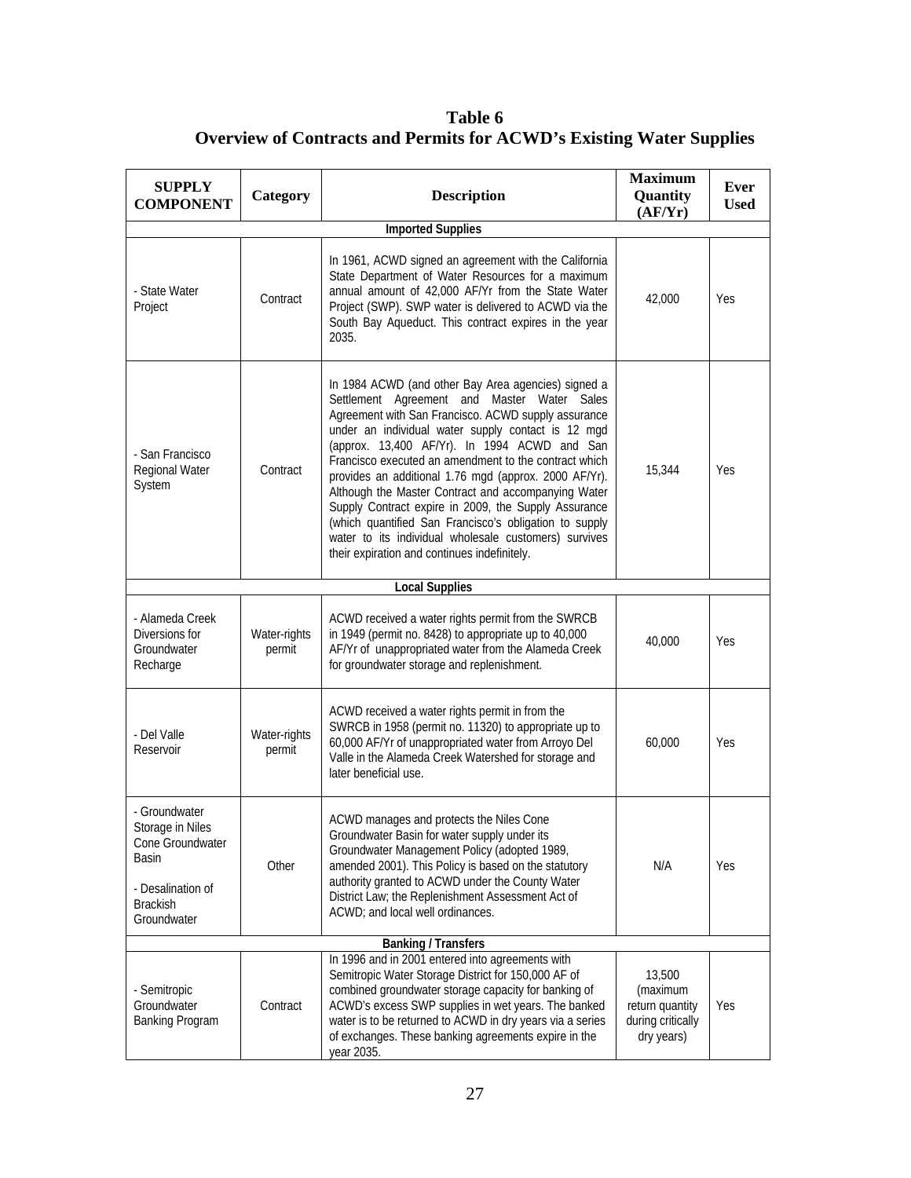**Table 6**
**Overview of Contracts and Permits for ACWD's Existing Water Supplies**

| SUPPLY COMPONENT | Category | Description | Maximum Quantity (AF/Yr) | Ever Used |
|---|---|---|---|---|
| **Imported Supplies** | | | | |
| - State Water Project | Contract | In 1961, ACWD signed an agreement with the California State Department of Water Resources for a maximum annual amount of 42,000 AF/Yr from the State Water Project (SWP). SWP water is delivered to ACWD via the South Bay Aqueduct. This contract expires in the year 2035. | 42,000 | Yes |
| - San Francisco Regional Water System | Contract | In 1984 ACWD (and other Bay Area agencies) signed a Settlement Agreement and Master Water Sales Agreement with San Francisco. ACWD supply assurance under an individual water supply contact is 12 mgd (approx. 13,400 AF/Yr). In 1994 ACWD and San Francisco executed an amendment to the contract which provides an additional 1.76 mgd (approx. 2000 AF/Yr). Although the Master Contract and accompanying Water Supply Contract expire in 2009, the Supply Assurance (which quantified San Francisco's obligation to supply water to its individual wholesale customers) survives their expiration and continues indefinitely. | 15,344 | Yes |
| **Local Supplies** | | | | |
| - Alameda Creek Diversions for Groundwater Recharge | Water-rights permit | ACWD received a water rights permit from the SWRCB in 1949 (permit no. 8428) to appropriate up to 40,000 AF/Yr of unappropriated water from the Alameda Creek for groundwater storage and replenishment. | 40,000 | Yes |
| - Del Valle Reservoir | Water-rights permit | ACWD received a water rights permit in from the SWRCB in 1958 (permit no. 11320) to appropriate up to 60,000 AF/Yr of unappropriated water from Arroyo Del Valle in the Alameda Creek Watershed for storage and later beneficial use. | 60,000 | Yes |
| - Groundwater Storage in Niles Cone Groundwater Basin<br>- Desalination of Brackish Groundwater | Other | ACWD manages and protects the Niles Cone Groundwater Basin for water supply under its Groundwater Management Policy (adopted 1989, amended 2001). This Policy is based on the statutory authority granted to ACWD under the County Water District Law; the Replenishment Assessment Act of ACWD; and local well ordinances. | N/A | Yes |
| **Banking / Transfers** | | | | |
| - Semitropic Groundwater Banking Program | Contract | In 1996 and in 2001 entered into agreements with Semitropic Water Storage District for 150,000 AF of combined groundwater storage capacity for banking of ACWD's excess SWP supplies in wet years. The banked water is to be returned to ACWD in dry years via a series of exchanges. These banking agreements expire in the year 2035. | 13,500 (maximum return quantity during critically dry years) | Yes |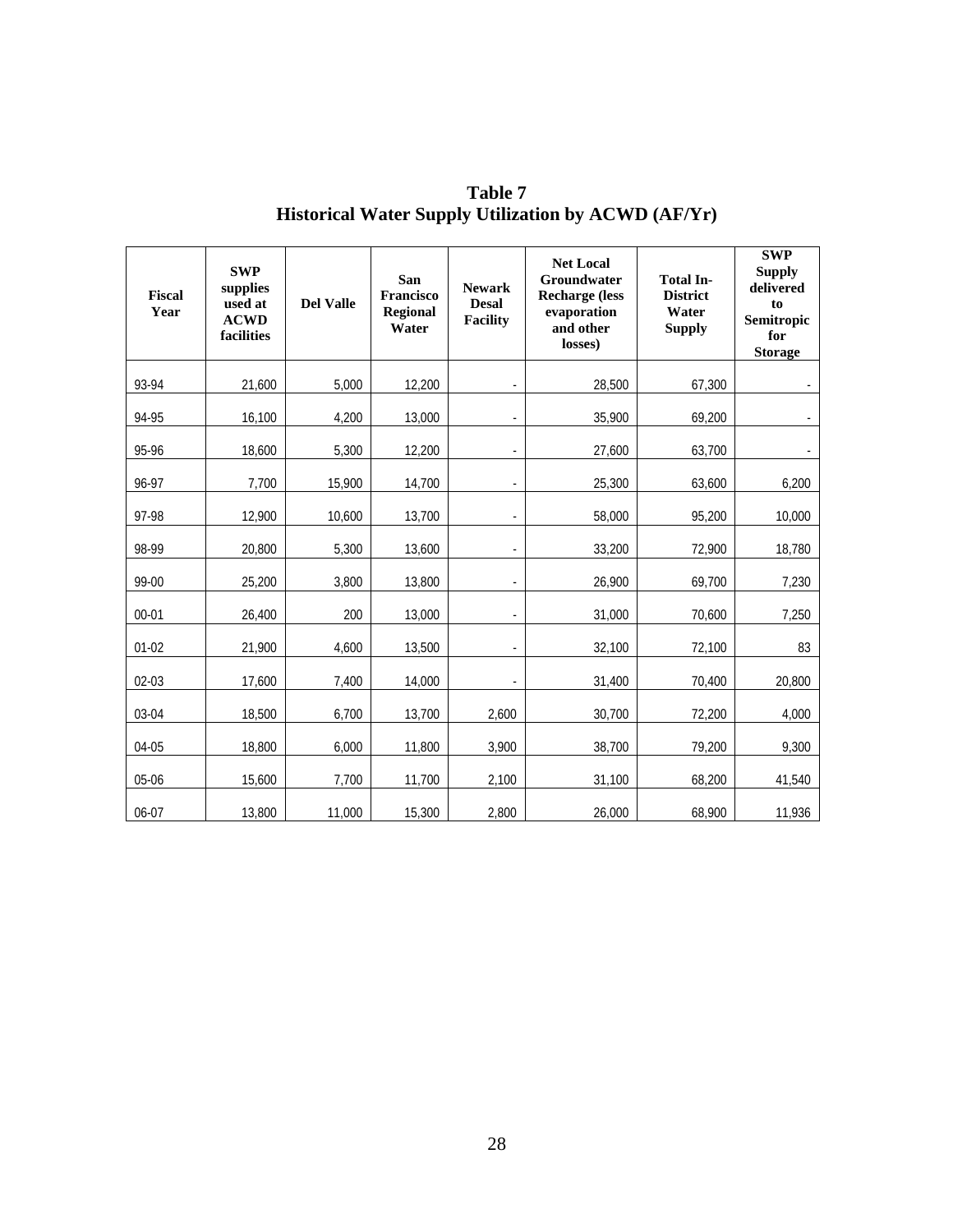**Table 7**
**Historical Water Supply Utilization by ACWD (AF/Yr)**

| Fiscal Year | SWP supplies used at ACWD facilities | Del Valle | San Francisco Regional Water | Newark Desal Facility | Net Local Groundwater Recharge (less evaporation and other losses) | Total In-District Water Supply | SWP Supply delivered to Semitropic for Storage |
|---|---|---|---|---|---|---|---|
| 93-94 | 21,600 | 5,000 | 12,200 | - | 28,500 | 67,300 | - |
| 94-95 | 16,100 | 4,200 | 13,000 | - | 35,900 | 69,200 | - |
| 95-96 | 18,600 | 5,300 | 12,200 | - | 27,600 | 63,700 | - |
| 96-97 | 7,700 | 15,900 | 14,700 | - | 25,300 | 63,600 | 6,200 |
| 97-98 | 12,900 | 10,600 | 13,700 | - | 58,000 | 95,200 | 10,000 |
| 98-99 | 20,800 | 5,300 | 13,600 | - | 33,200 | 72,900 | 18,780 |
| 99-00 | 25,200 | 3,800 | 13,800 | - | 26,900 | 69,700 | 7,230 |
| 00-01 | 26,400 | 200 | 13,000 | - | 31,000 | 70,600 | 7,250 |
| 01-02 | 21,900 | 4,600 | 13,500 | - | 32,100 | 72,100 | 83 |
| 02-03 | 17,600 | 7,400 | 14,000 | - | 31,400 | 70,400 | 20,800 |
| 03-04 | 18,500 | 6,700 | 13,700 | 2,600 | 30,700 | 72,200 | 4,000 |
| 04-05 | 18,800 | 6,000 | 11,800 | 3,900 | 38,700 | 79,200 | 9,300 |
| 05-06 | 15,600 | 7,700 | 11,700 | 2,100 | 31,100 | 68,200 | 41,540 |
| 06-07 | 13,800 | 11,000 | 15,300 | 2,800 | 26,000 | 68,900 | 11,936 |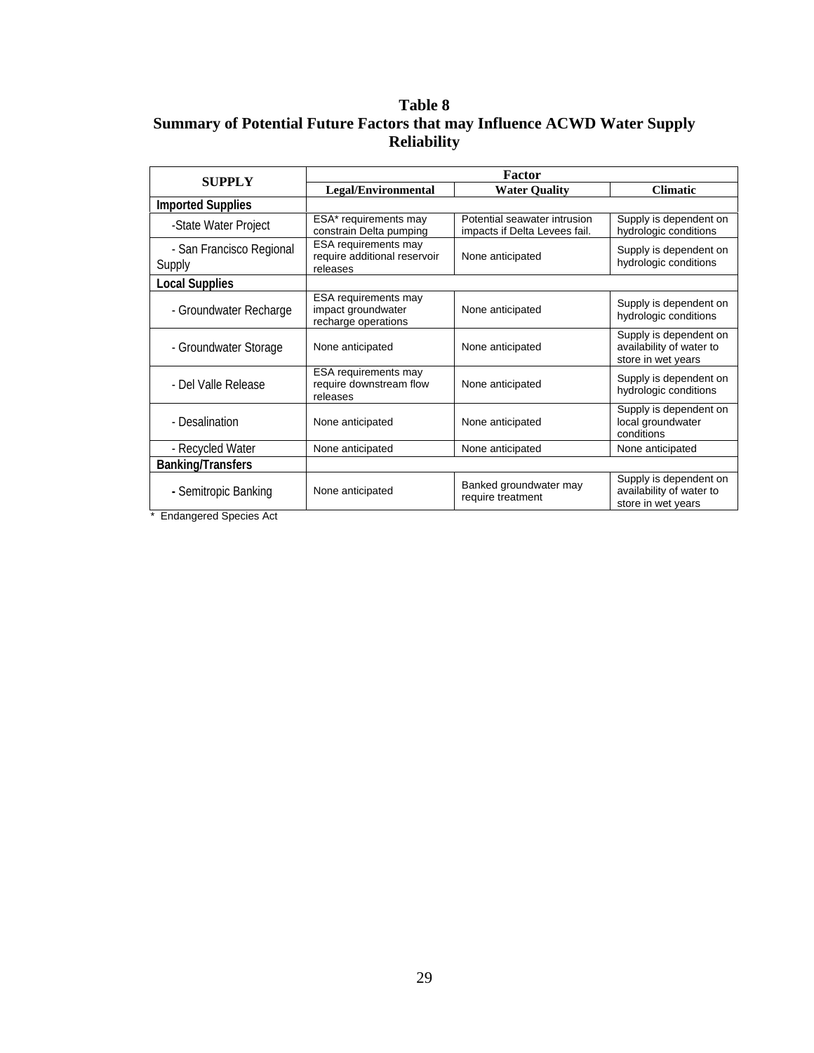**Table 8**
**Summary of Potential Future Factors that may Influence ACWD Water Supply Reliability**

| SUPPLY | Factor | | |
|---|---|---|---|
| | **Legal/Environmental** | **Water Quality** | **Climatic** |
| **Imported Supplies** | | | |
| -State Water Project | ESA* requirements may constrain Delta pumping | Potential seawater intrusion impacts if Delta Levees fail. | Supply is dependent on hydrologic conditions |
| - San Francisco Regional Supply | ESA requirements may require additional reservoir releases | None anticipated | Supply is dependent on hydrologic conditions |
| **Local Supplies** | | | |
| - Groundwater Recharge | ESA requirements may impact groundwater recharge operations | None anticipated | Supply is dependent on hydrologic conditions |
| - Groundwater Storage | None anticipated | None anticipated | Supply is dependent on availability of water to store in wet years |
| - Del Valle Release | ESA requirements may require downstream flow releases | None anticipated | Supply is dependent on hydrologic conditions |
| - Desalination | None anticipated | None anticipated | Supply is dependent on local groundwater conditions |
| - Recycled Water | None anticipated | None anticipated | None anticipated |
| **Banking/Transfers** | | | |
| - Semitropic Banking | None anticipated | Banked groundwater may require treatment | Supply is dependent on availability of water to store in wet years |

\* Endangered Species Act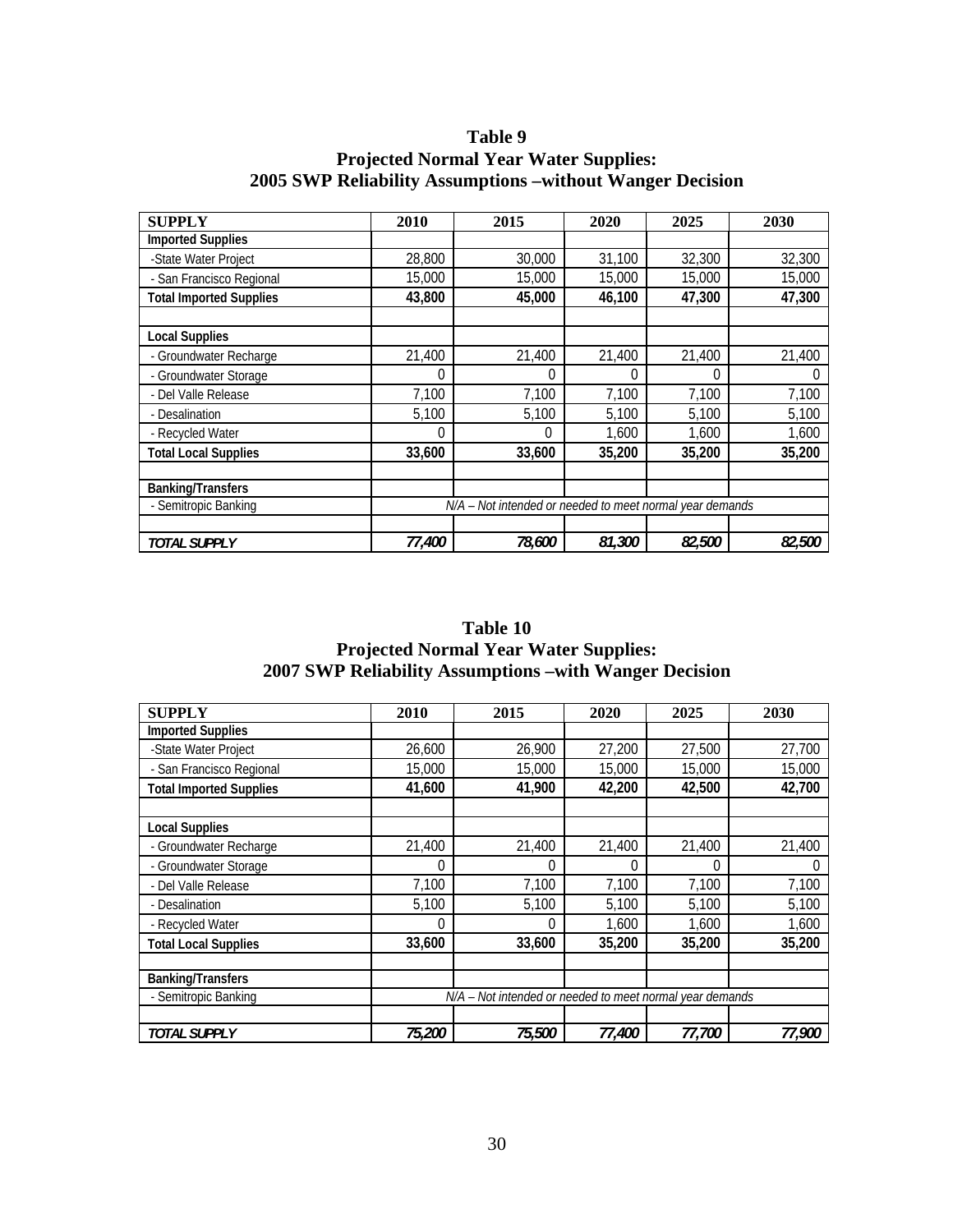**Table 9**
**Projected Normal Year Water Supplies:**
**2005 SWP Reliability Assumptions –without Wanger Decision**

| SUPPLY | 2010 | 2015 | 2020 | 2025 | 2030 |
|---|---|---|---|---|---|
| **Imported Supplies** | | | | | |
| -State Water Project | 28,800 | 30,000 | 31,100 | 32,300 | 32,300 |
| - San Francisco Regional | 15,000 | 15,000 | 15,000 | 15,000 | 15,000 |
| **Total Imported Supplies** | **43,800** | **45,000** | **46,100** | **47,300** | **47,300** |
| | | | | | |
| **Local Supplies** | | | | | |
| - Groundwater Recharge | 21,400 | 21,400 | 21,400 | 21,400 | 21,400 |
| - Groundwater Storage | 0 | 0 | 0 | 0 | 0 |
| - Del Valle Release | 7,100 | 7,100 | 7,100 | 7,100 | 7,100 |
| - Desalination | 5,100 | 5,100 | 5,100 | 5,100 | 5,100 |
| - Recycled Water | 0 | 0 | 1,600 | 1,600 | 1,600 |
| **Total Local Supplies** | **33,600** | **33,600** | **35,200** | **35,200** | **35,200** |
| | | | | | |
| **Banking/Transfers** | | | | | |
| - Semitropic Banking | *N/A – Not intended or needed to meet normal year demands* | | | | |
| | | | | | |
| ***TOTAL SUPPLY*** | ***77,400*** | ***78,600*** | ***81,300*** | ***82,500*** | ***82,500*** |

**Table 10**
**Projected Normal Year Water Supplies:**
**2007 SWP Reliability Assumptions –with Wanger Decision**

| SUPPLY | 2010 | 2015 | 2020 | 2025 | 2030 |
|---|---|---|---|---|---|
| **Imported Supplies** | | | | | |
| -State Water Project | 26,600 | 26,900 | 27,200 | 27,500 | 27,700 |
| - San Francisco Regional | 15,000 | 15,000 | 15,000 | 15,000 | 15,000 |
| **Total Imported Supplies** | **41,600** | **41,900** | **42,200** | **42,500** | **42,700** |
| | | | | | |
| **Local Supplies** | | | | | |
| - Groundwater Recharge | 21,400 | 21,400 | 21,400 | 21,400 | 21,400 |
| - Groundwater Storage | 0 | 0 | 0 | 0 | 0 |
| - Del Valle Release | 7,100 | 7,100 | 7,100 | 7,100 | 7,100 |
| - Desalination | 5,100 | 5,100 | 5,100 | 5,100 | 5,100 |
| - Recycled Water | 0 | 0 | 1,600 | 1,600 | 1,600 |
| **Total Local Supplies** | **33,600** | **33,600** | **35,200** | **35,200** | **35,200** |
| | | | | | |
| **Banking/Transfers** | | | | | |
| - Semitropic Banking | *N/A – Not intended or needed to meet normal year demands* | | | | |
| | | | | | |
| ***TOTAL SUPPLY*** | ***75,200*** | ***75,500*** | ***77,400*** | ***77,700*** | ***77,900*** |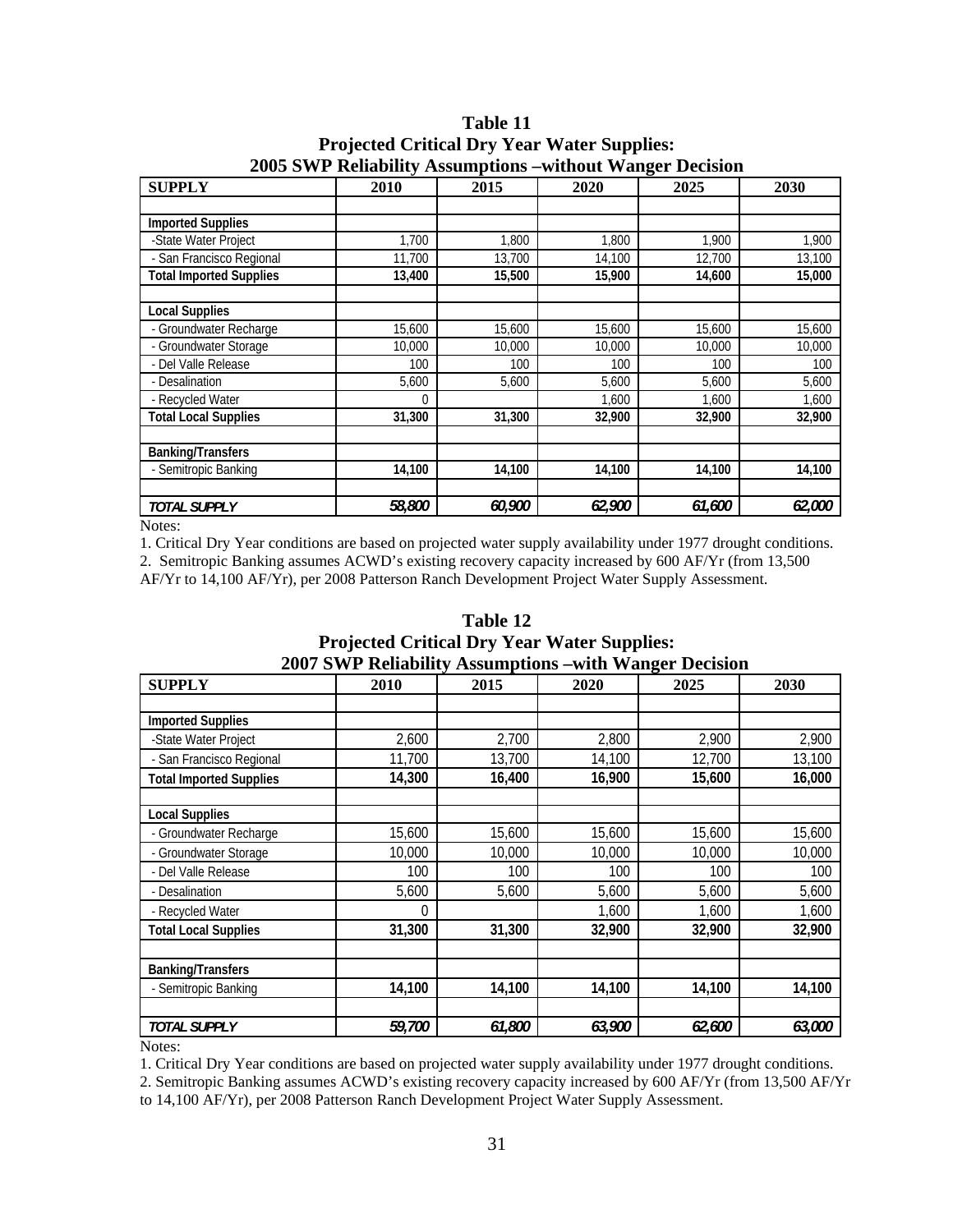**Table 11**
**Projected Critical Dry Year Water Supplies:**
**2005 SWP Reliability Assumptions –without Wanger Decision**

| SUPPLY | 2010 | 2015 | 2020 | 2025 | 2030 |
|---|---|---|---|---|---|
| | | | | | |
| **Imported Supplies** | | | | | |
| -State Water Project | 1,700 | 1,800 | 1,800 | 1,900 | 1,900 |
| - San Francisco Regional | 11,700 | 13,700 | 14,100 | 12,700 | 13,100 |
| **Total Imported Supplies** | **13,400** | **15,500** | **15,900** | **14,600** | **15,000** |
| | | | | | |
| **Local Supplies** | | | | | |
| - Groundwater Recharge | 15,600 | 15,600 | 15,600 | 15,600 | 15,600 |
| - Groundwater Storage | 10,000 | 10,000 | 10,000 | 10,000 | 10,000 |
| - Del Valle Release | 100 | 100 | 100 | 100 | 100 |
| - Desalination | 5,600 | 5,600 | 5,600 | 5,600 | 5,600 |
| - Recycled Water | 0 | | 1,600 | 1,600 | 1,600 |
| **Total Local Supplies** | **31,300** | **31,300** | **32,900** | **32,900** | **32,900** |
| | | | | | |
| **Banking/Transfers** | | | | | |
| - Semitropic Banking | **14,100** | **14,100** | **14,100** | **14,100** | **14,100** |
| | | | | | |
| ***TOTAL SUPPLY*** | ***58,800*** | ***60,900*** | ***62,900*** | ***61,600*** | ***62,000*** |

Notes:

1. Critical Dry Year conditions are based on projected water supply availability under 1977 drought conditions.
2. Semitropic Banking assumes ACWD's existing recovery capacity increased by 600 AF/Yr (from 13,500 AF/Yr to 14,100 AF/Yr), per 2008 Patterson Ranch Development Project Water Supply Assessment.

**Table 12**
**Projected Critical Dry Year Water Supplies:**
**2007 SWP Reliability Assumptions –with Wanger Decision**

| SUPPLY | 2010 | 2015 | 2020 | 2025 | 2030 |
|---|---|---|---|---|---|
| | | | | | |
| **Imported Supplies** | | | | | |
| -State Water Project | 2,600 | 2,700 | 2,800 | 2,900 | 2,900 |
| - San Francisco Regional | 11,700 | 13,700 | 14,100 | 12,700 | 13,100 |
| **Total Imported Supplies** | **14,300** | **16,400** | **16,900** | **15,600** | **16,000** |
| | | | | | |
| **Local Supplies** | | | | | |
| - Groundwater Recharge | 15,600 | 15,600 | 15,600 | 15,600 | 15,600 |
| - Groundwater Storage | 10,000 | 10,000 | 10,000 | 10,000 | 10,000 |
| - Del Valle Release | 100 | 100 | 100 | 100 | 100 |
| - Desalination | 5,600 | 5,600 | 5,600 | 5,600 | 5,600 |
| - Recycled Water | 0 | | 1,600 | 1,600 | 1,600 |
| **Total Local Supplies** | **31,300** | **31,300** | **32,900** | **32,900** | **32,900** |
| | | | | | |
| **Banking/Transfers** | | | | | |
| - Semitropic Banking | **14,100** | **14,100** | **14,100** | **14,100** | **14,100** |
| | | | | | |
| ***TOTAL SUPPLY*** | ***59,700*** | ***61,800*** | ***63,900*** | ***62,600*** | ***63,000*** |

Notes:

1. Critical Dry Year conditions are based on projected water supply availability under 1977 drought conditions.
2. Semitropic Banking assumes ACWD's existing recovery capacity increased by 600 AF/Yr (from 13,500 AF/Yr to 14,100 AF/Yr), per 2008 Patterson Ranch Development Project Water Supply Assessment.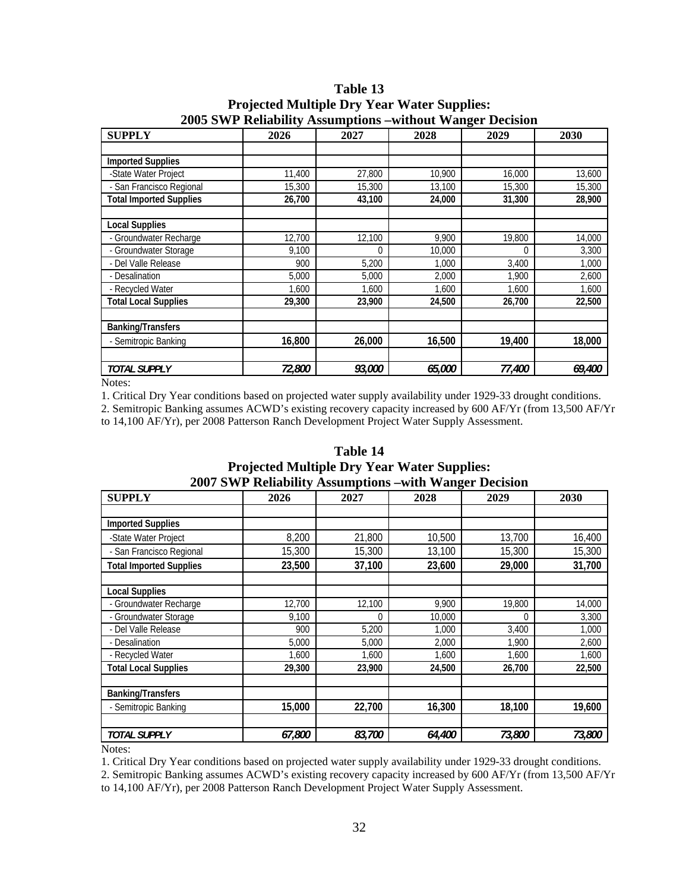**Table 13**
**Projected Multiple Dry Year Water Supplies:**
**2005 SWP Reliability Assumptions –without Wanger Decision**

| SUPPLY | 2026 | 2027 | 2028 | 2029 | 2030 |
|---|---|---|---|---|---|
| | | | | | |
| **Imported Supplies** | | | | | |
| -State Water Project | 11,400 | 27,800 | 10,900 | 16,000 | 13,600 |
| - San Francisco Regional | 15,300 | 15,300 | 13,100 | 15,300 | 15,300 |
| **Total Imported Supplies** | **26,700** | **43,100** | **24,000** | **31,300** | **28,900** |
| | | | | | |
| **Local Supplies** | | | | | |
| - Groundwater Recharge | 12,700 | 12,100 | 9,900 | 19,800 | 14,000 |
| - Groundwater Storage | 9,100 | 0 | 10,000 | 0 | 3,300 |
| - Del Valle Release | 900 | 5,200 | 1,000 | 3,400 | 1,000 |
| - Desalination | 5,000 | 5,000 | 2,000 | 1,900 | 2,600 |
| - Recycled Water | 1,600 | 1,600 | 1,600 | 1,600 | 1,600 |
| **Total Local Supplies** | **29,300** | **23,900** | **24,500** | **26,700** | **22,500** |
| | | | | | |
| **Banking/Transfers** | | | | | |
| - Semitropic Banking | **16,800** | **26,000** | **16,500** | **19,400** | **18,000** |
| | | | | | |
| ***TOTAL SUPPLY*** | ***72,800*** | ***93,000*** | ***65,000*** | ***77,400*** | ***69,400*** |

Notes:

1. Critical Dry Year conditions based on projected water supply availability under 1929-33 drought conditions.
2. Semitropic Banking assumes ACWD's existing recovery capacity increased by 600 AF/Yr (from 13,500 AF/Yr to 14,100 AF/Yr), per 2008 Patterson Ranch Development Project Water Supply Assessment.

**Table 14**
**Projected Multiple Dry Year Water Supplies:**
**2007 SWP Reliability Assumptions –with Wanger Decision**

| SUPPLY | 2026 | 2027 | 2028 | 2029 | 2030 |
|---|---|---|---|---|---|
| | | | | | |
| **Imported Supplies** | | | | | |
| -State Water Project | 8,200 | 21,800 | 10,500 | 13,700 | 16,400 |
| - San Francisco Regional | 15,300 | 15,300 | 13,100 | 15,300 | 15,300 |
| **Total Imported Supplies** | **23,500** | **37,100** | **23,600** | **29,000** | **31,700** |
| | | | | | |
| **Local Supplies** | | | | | |
| - Groundwater Recharge | 12,700 | 12,100 | 9,900 | 19,800 | 14,000 |
| - Groundwater Storage | 9,100 | 0 | 10,000 | 0 | 3,300 |
| - Del Valle Release | 900 | 5,200 | 1,000 | 3,400 | 1,000 |
| - Desalination | 5,000 | 5,000 | 2,000 | 1,900 | 2,600 |
| - Recycled Water | 1,600 | 1,600 | 1,600 | 1,600 | 1,600 |
| **Total Local Supplies** | **29,300** | **23,900** | **24,500** | **26,700** | **22,500** |
| | | | | | |
| **Banking/Transfers** | | | | | |
| - Semitropic Banking | **15,000** | **22,700** | **16,300** | **18,100** | **19,600** |
| | | | | | |
| ***TOTAL SUPPLY*** | ***67,800*** | ***83,700*** | ***64,400*** | ***73,800*** | ***73,800*** |

Notes:

1. Critical Dry Year conditions based on projected water supply availability under 1929-33 drought conditions.
2. Semitropic Banking assumes ACWD's existing recovery capacity increased by 600 AF/Yr (from 13,500 AF/Yr to 14,100 AF/Yr), per 2008 Patterson Ranch Development Project Water Supply Assessment.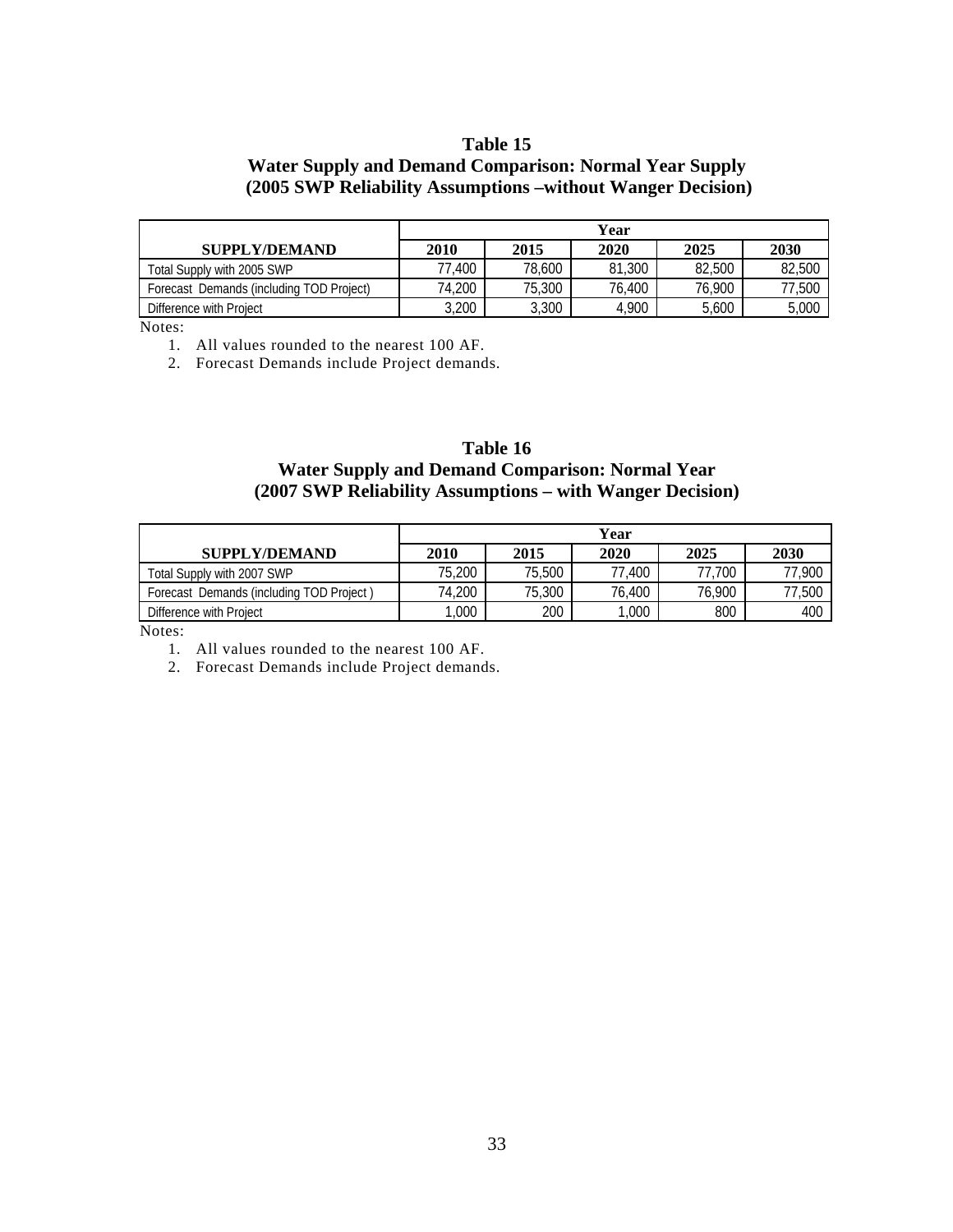**Table 15**
**Water Supply and Demand Comparison: Normal Year Supply**
**(2005 SWP Reliability Assumptions –without Wanger Decision)**

| SUPPLY/DEMAND | Year | | | | |
|---|---|---|---|---|---|
| | 2010 | 2015 | 2020 | 2025 | 2030 |
| Total Supply with 2005 SWP | 77,400 | 78,600 | 81,300 | 82,500 | 82,500 |
| Forecast Demands (including TOD Project) | 74,200 | 75,300 | 76,400 | 76,900 | 77,500 |
| Difference with Project | 3,200 | 3,300 | 4,900 | 5,600 | 5,000 |

Notes:

1. All values rounded to the nearest 100 AF.
2. Forecast Demands include Project demands.

**Table 16**
**Water Supply and Demand Comparison: Normal Year**
**(2007 SWP Reliability Assumptions – with Wanger Decision)**

| SUPPLY/DEMAND | Year | | | | |
|---|---|---|---|---|---|
| | 2010 | 2015 | 2020 | 2025 | 2030 |
| Total Supply with 2007 SWP | 75,200 | 75,500 | 77,400 | 77,700 | 77,900 |
| Forecast Demands (including TOD Project ) | 74,200 | 75,300 | 76,400 | 76,900 | 77,500 |
| Difference with Project | 1,000 | 200 | 1,000 | 800 | 400 |

Notes:

1. All values rounded to the nearest 100 AF.
2. Forecast Demands include Project demands.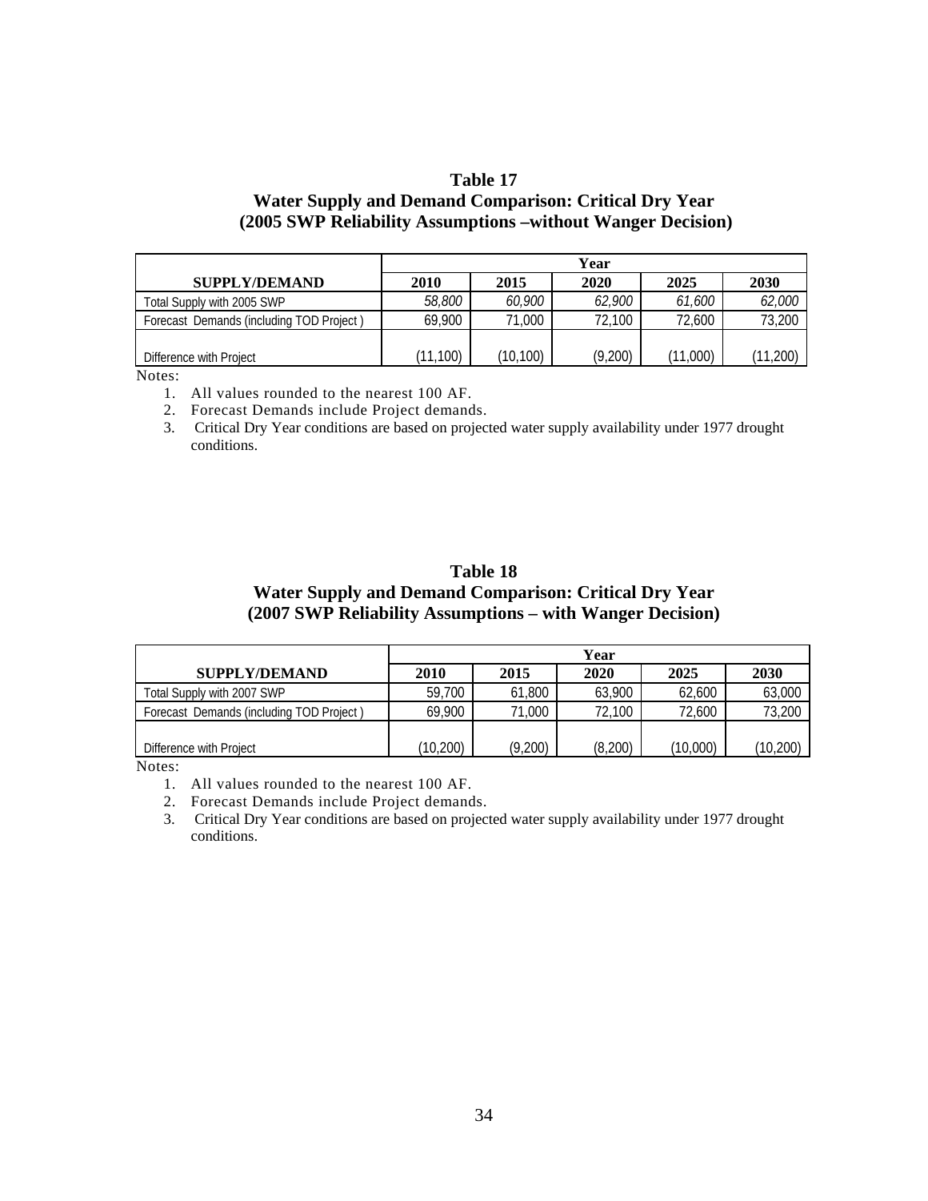## Table 17
## Water Supply and Demand Comparison: Critical Dry Year
## (2005 SWP Reliability Assumptions –without Wanger Decision)

| SUPPLY/DEMAND | Year | | | | |
|---|---|---|---|---|---|
| | 2010 | 2015 | 2020 | 2025 | 2030 |
| Total Supply with 2005 SWP | *58,800* | *60,900* | *62,900* | *61,600* | *62,000* |
| Forecast Demands (including TOD Project ) | 69,900 | 71,000 | 72,100 | 72,600 | 73,200 |
| Difference with Project | (11,100) | (10,100) | (9,200) | (11,000) | (11,200) |

Notes:

1. All values rounded to the nearest 100 AF.
2. Forecast Demands include Project demands.
3. Critical Dry Year conditions are based on projected water supply availability under 1977 drought conditions.

## Table 18
## Water Supply and Demand Comparison: Critical Dry Year
## (2007 SWP Reliability Assumptions – with Wanger Decision)

| SUPPLY/DEMAND | Year | | | | |
|---|---|---|---|---|---|
| | 2010 | 2015 | 2020 | 2025 | 2030 |
| Total Supply with 2007 SWP | 59,700 | 61,800 | 63,900 | 62,600 | 63,000 |
| Forecast Demands (including TOD Project ) | 69,900 | 71,000 | 72,100 | 72,600 | 73,200 |
| Difference with Project | (10,200) | (9,200) | (8,200) | (10,000) | (10,200) |

Notes:

1. All values rounded to the nearest 100 AF.
2. Forecast Demands include Project demands.
3. Critical Dry Year conditions are based on projected water supply availability under 1977 drought conditions.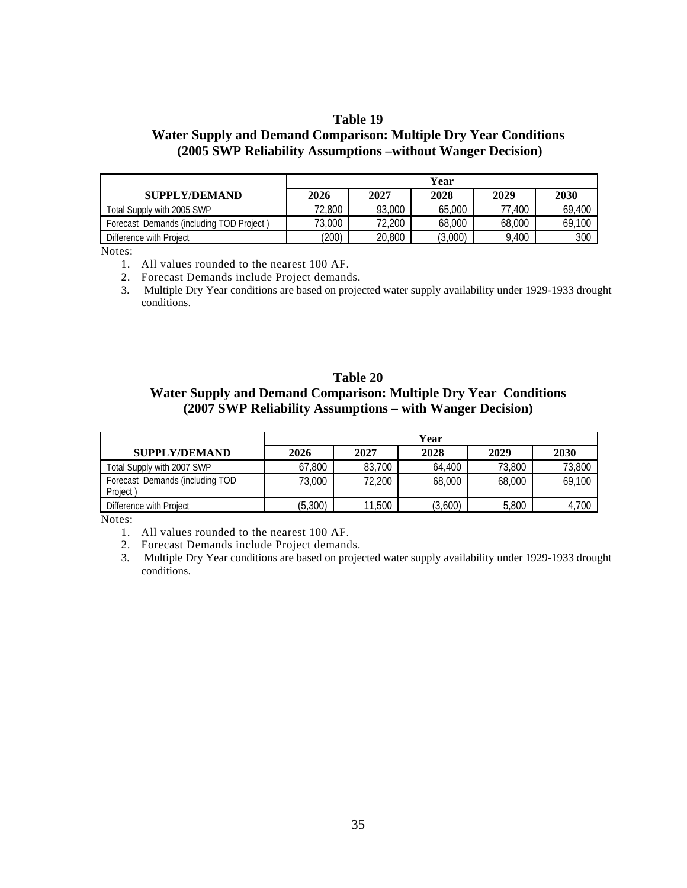### Table 19
### Water Supply and Demand Comparison: Multiple Dry Year Conditions (2005 SWP Reliability Assumptions –without Wanger Decision)

| SUPPLY/DEMAND | Year | | | | |
|---|---|---|---|---|---|
| | 2026 | 2027 | 2028 | 2029 | 2030 |
| Total Supply with 2005 SWP | 72,800 | 93,000 | 65,000 | 77,400 | 69,400 |
| Forecast Demands (including TOD Project ) | 73,000 | 72,200 | 68,000 | 68,000 | 69,100 |
| Difference with Project | (200) | 20,800 | (3,000) | 9,400 | 300 |

Notes:

1. All values rounded to the nearest 100 AF.
2. Forecast Demands include Project demands.
3. Multiple Dry Year conditions are based on projected water supply availability under 1929-1933 drought conditions.

### Table 20
### Water Supply and Demand Comparison: Multiple Dry Year Conditions (2007 SWP Reliability Assumptions – with Wanger Decision)

| SUPPLY/DEMAND | Year | | | | |
|---|---|---|---|---|---|
| | 2026 | 2027 | 2028 | 2029 | 2030 |
| Total Supply with 2007 SWP | 67,800 | 83,700 | 64,400 | 73,800 | 73,800 |
| Forecast Demands (including TOD Project ) | 73,000 | 72,200 | 68,000 | 68,000 | 69,100 |
| Difference with Project | (5,300) | 11,500 | (3,600) | 5,800 | 4,700 |

Notes:

1. All values rounded to the nearest 100 AF.
2. Forecast Demands include Project demands.
3. Multiple Dry Year conditions are based on projected water supply availability under 1929-1933 drought conditions.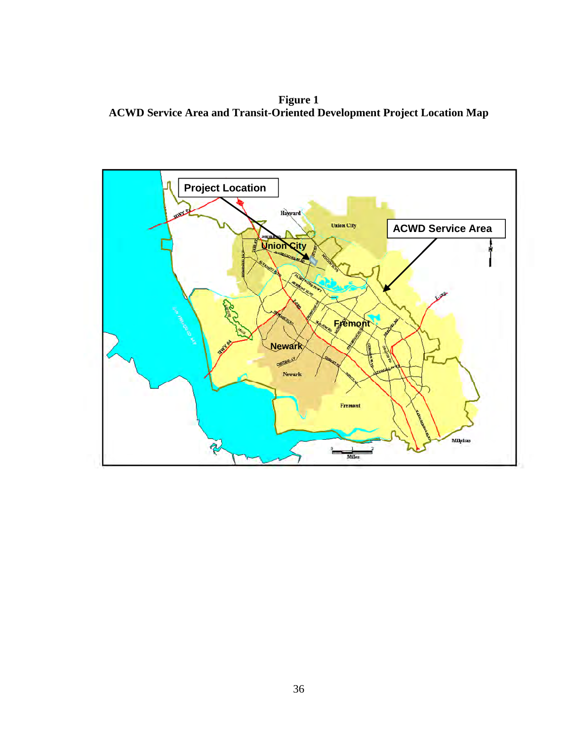**Figure 1**
**ACWD Service Area and Transit-Oriented Development Project Location Map**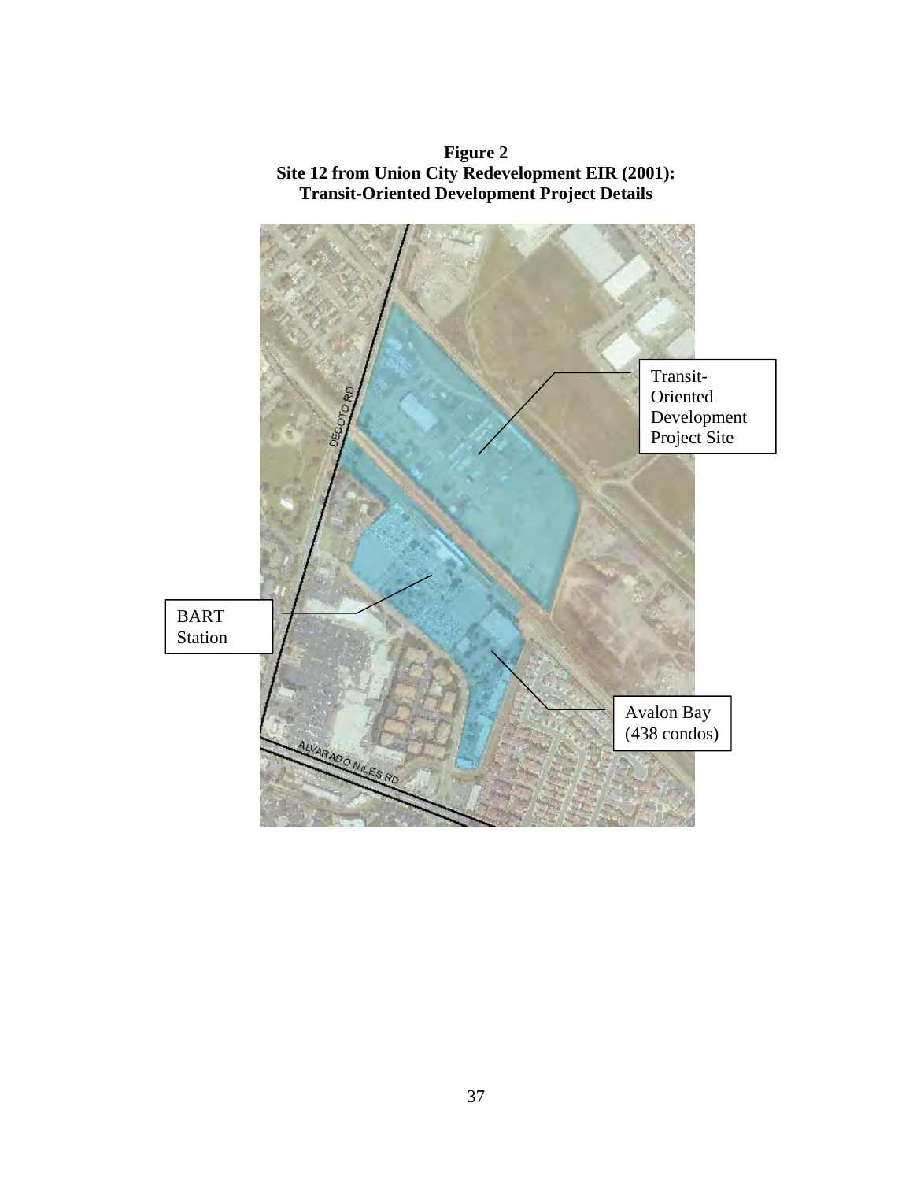**Figure 2**
**Site 12 from Union City Redevelopment EIR (2001):**
**Transit-Oriented Development Project Details**

Transit-Oriented Development Project Site

BART Station

Avalon Bay (438 condos)

DECOTO RD

ALVARADO NILES RD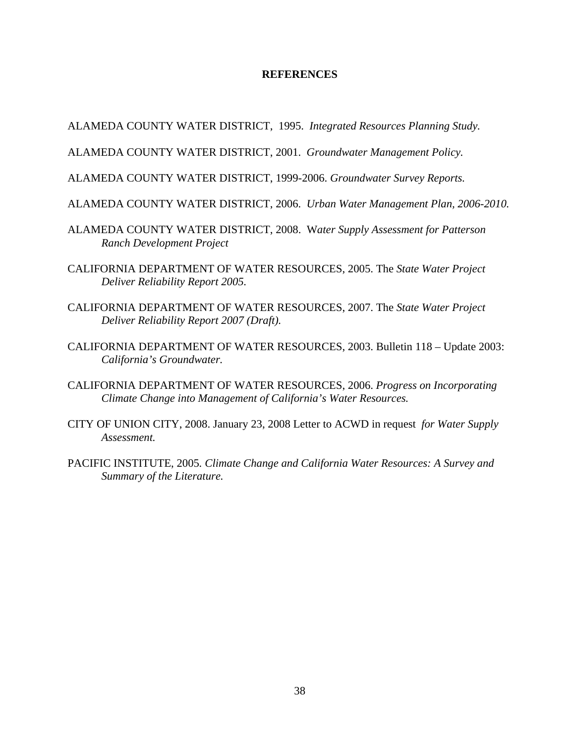# REFERENCES

ALAMEDA COUNTY WATER DISTRICT, 1995. *Integrated Resources Planning Study.*

ALAMEDA COUNTY WATER DISTRICT, 2001. *Groundwater Management Policy.*

ALAMEDA COUNTY WATER DISTRICT, 1999-2006. *Groundwater Survey Reports.*

ALAMEDA COUNTY WATER DISTRICT, 2006. *Urban Water Management Plan, 2006-2010.*

ALAMEDA COUNTY WATER DISTRICT, 2008. *Water Supply Assessment for Patterson Ranch Development Project*

CALIFORNIA DEPARTMENT OF WATER RESOURCES, 2005. The *State Water Project Deliver Reliability Report 2005.*

CALIFORNIA DEPARTMENT OF WATER RESOURCES, 2007. The *State Water Project Deliver Reliability Report 2007 (Draft).*

CALIFORNIA DEPARTMENT OF WATER RESOURCES, 2003. Bulletin 118 – Update 2003: *California's Groundwater.*

CALIFORNIA DEPARTMENT OF WATER RESOURCES, 2006. *Progress on Incorporating Climate Change into Management of California's Water Resources.*

CITY OF UNION CITY, 2008. January 23, 2008 Letter to ACWD in request *for Water Supply Assessment.*

PACIFIC INSTITUTE, 2005. *Climate Change and California Water Resources: A Survey and Summary of the Literature.*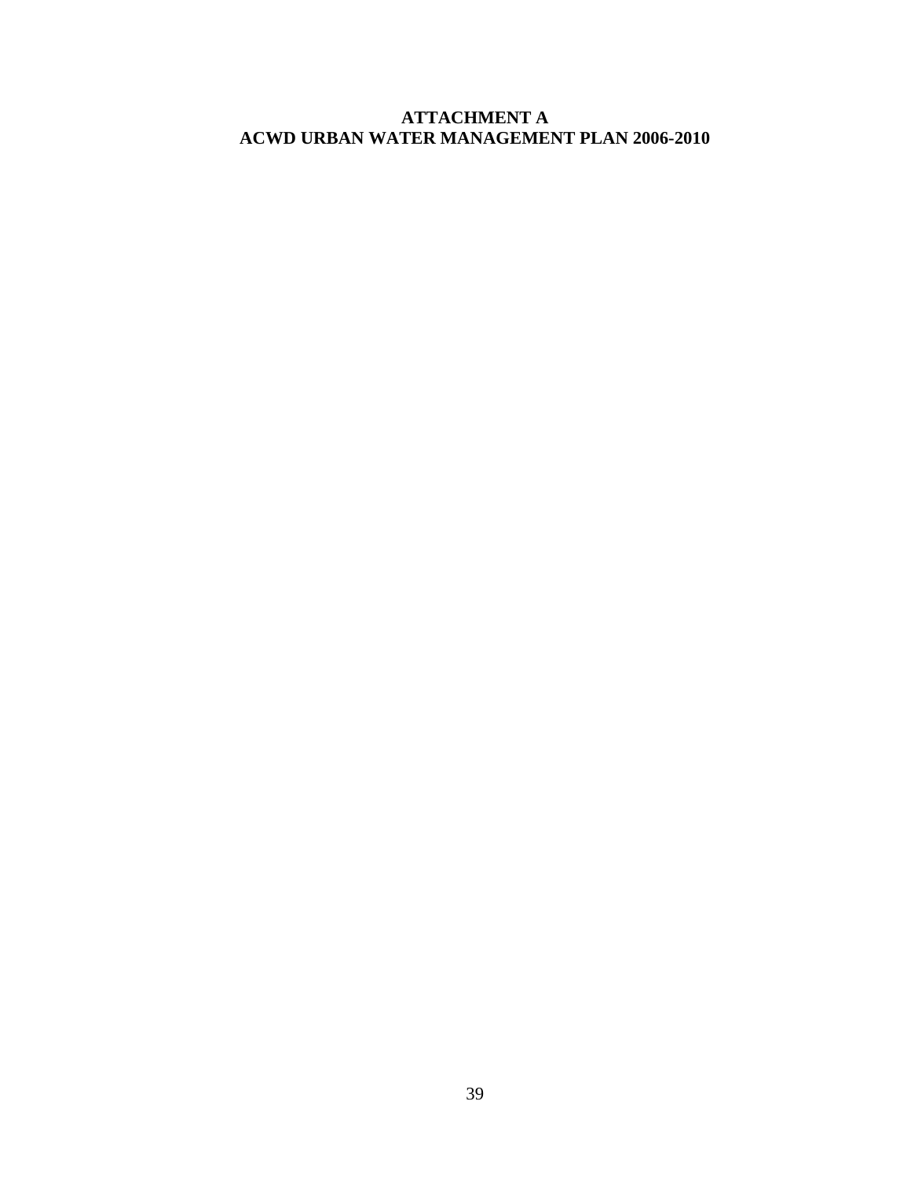# ATTACHMENT A
# ACWD URBAN WATER MANAGEMENT PLAN 2006-2010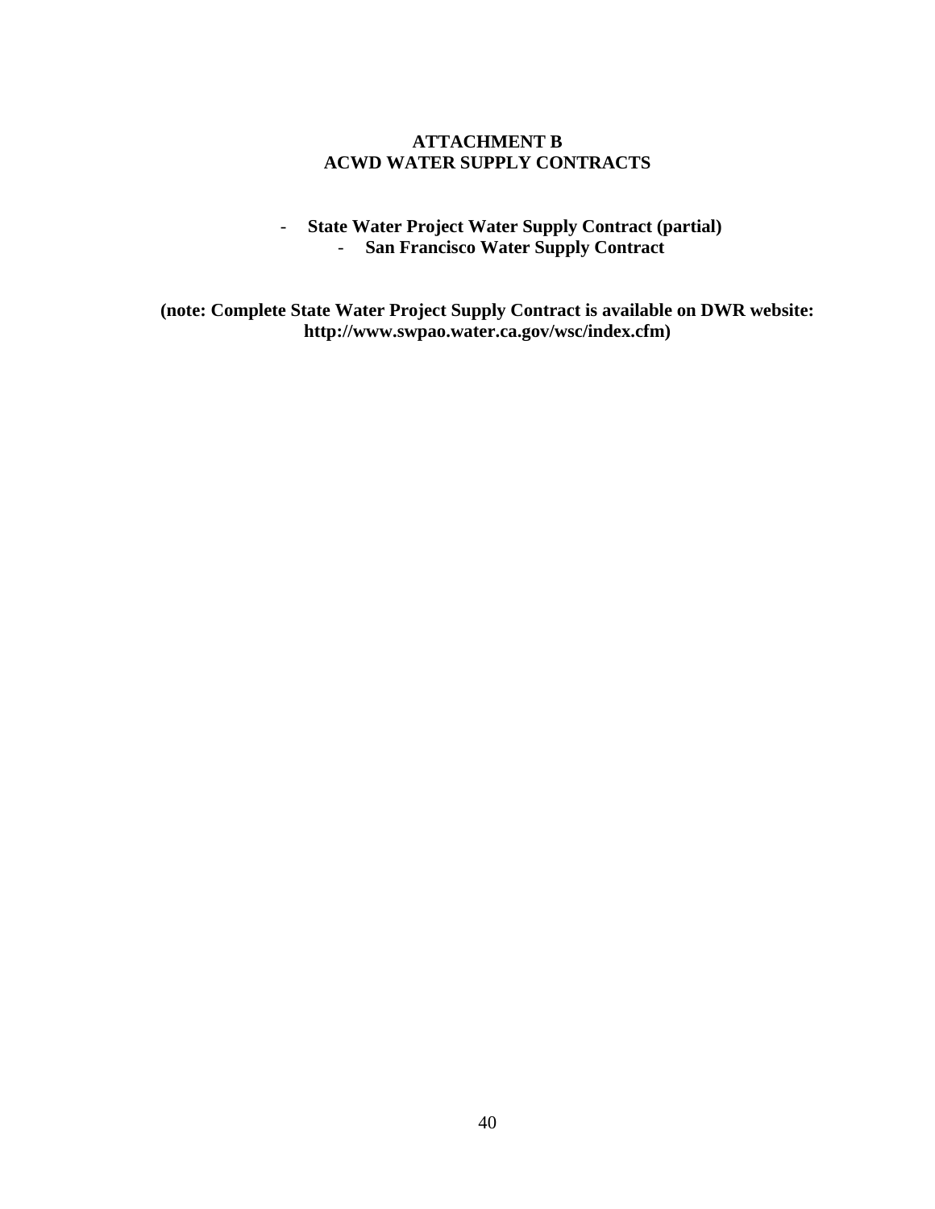# ATTACHMENT B
# ACWD WATER SUPPLY CONTRACTS

- **State Water Project Water Supply Contract (partial)**
- **San Francisco Water Supply Contract**

**(note: Complete State Water Project Supply Contract is available on DWR website: http://www.swpao.water.ca.gov/wsc/index.cfm)**